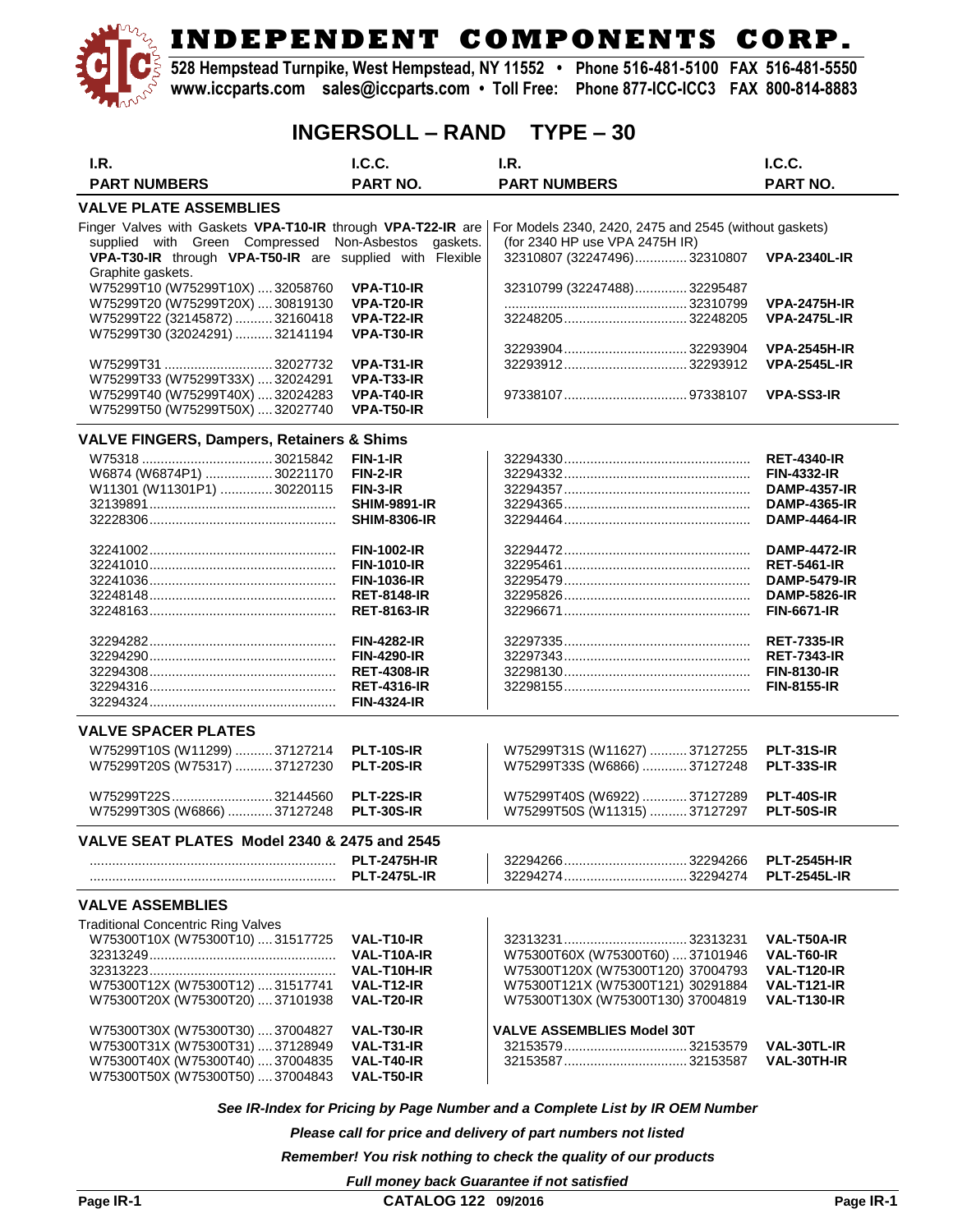# INDEPENDENT COMPONENTS CORP.

528 Hempstead Turnpike, West Hempstead, NY 11552 • Phone 516-481-5100 FAX 516-481-5550
www.iccparts.com sales@iccparts.com • Toll Free: Phone 877-ICC-ICC3 FAX 800-814-8883

## INGERSOLL – RAND TYPE – 30

### VALVE PLATE ASSEMBLIES

Finger Valves with Gaskets **VPA-T10-IR** through **VPA-T22-IR** are supplied with Green Compressed Non-Asbestos gaskets. **VPA-T30-IR** through **VPA-T50-IR** are supplied with Flexible Graphite gaskets.

| I.R. PART NUMBERS | I.C.C. PART NO. |
|---|---|
| W75299T10 (W75299T10X) .... 32058760 | VPA-T10-IR |
| W75299T20 (W75299T20X) .... 30819130 | VPA-T20-IR |
| W75299T22 (32145872) .......... 32160418 | VPA-T22-IR |
| W75299T30 (32024291) .......... 32141194 | VPA-T30-IR |
| W75299T31 ............................ 32027732 | VPA-T31-IR |
| W75299T33 (W75299T33X) .... 32024291 | VPA-T33-IR |
| W75299T40 (W75299T40X) .... 32024283 | VPA-T40-IR |
| W75299T50 (W75299T50X) .... 32027740 | VPA-T50-IR |

For Models 2340, 2420, 2475 and 2545 (without gaskets)
(for 2340 HP use VPA 2475H IR)

| I.R. PART NUMBERS | I.C.C. PART NO. |
|---|---|
| 32310807 (32247496).............. 32310807 | VPA-2340L-IR |
| 32310799 (32247488).............. 32295487 | |
| ................................................ 32310799 | VPA-2475H-IR |
| 32248205................................ 32248205 | VPA-2475L-IR |
| 32293904................................ 32293904 | VPA-2545H-IR |
| 32293912................................ 32293912 | VPA-2545L-IR |
| 97338107................................ 97338107 | VPA-SS3-IR |

### VALVE FINGERS, Dampers, Retainers & Shims

| I.R. PART NUMBERS | I.C.C. PART NO. |
|---|---|
| W75318 ................................. 30215842 | FIN-1-IR |
| W6874 (W6874P1) .................. 30221170 | FIN-2-IR |
| W11301 (W11301P1) .............. 30220115 | FIN-3-IR |
| 32139891 | SHIM-9891-IR |
| 32228306 | SHIM-8306-IR |
| 32241002 | FIN-1002-IR |
| 32241010 | FIN-1010-IR |
| 32241036 | FIN-1036-IR |
| 32248148 | RET-8148-IR |
| 32248163 | RET-8163-IR |
| 32294282 | FIN-4282-IR |
| 32294290 | FIN-4290-IR |
| 32294308 | RET-4308-IR |
| 32294316 | RET-4316-IR |
| 32294324 | FIN-4324-IR |
| 32294330 | RET-4340-IR |
| 32294332 | FIN-4332-IR |
| 32294357 | DAMP-4357-IR |
| 32294365 | DAMP-4365-IR |
| 32294464 | DAMP-4464-IR |
| 32294472 | DAMP-4472-IR |
| 32295461 | RET-5461-IR |
| 32295479 | DAMP-5479-IR |
| 32295826 | DAMP-5826-IR |
| 32296671 | FIN-6671-IR |
| 32297335 | RET-7335-IR |
| 32297343 | RET-7343-IR |
| 32298130 | FIN-8130-IR |
| 32298155 | FIN-8155-IR |

### VALVE SPACER PLATES

| I.R. PART NUMBERS | I.C.C. PART NO. |
|---|---|
| W75299T10S (W11299) .......... 37127214 | PLT-10S-IR |
| W75299T20S (W75317) .......... 37127230 | PLT-20S-IR |
| W75299T22S.......................... 32144560 | PLT-22S-IR |
| W75299T30S (W6866) ............ 37127248 | PLT-30S-IR |
| W75299T31S (W11627) .......... 37127255 | PLT-31S-IR |
| W75299T33S (W6866) ............ 37127248 | PLT-33S-IR |
| W75299T40S (W6922) ............ 37127289 | PLT-40S-IR |
| W75299T50S (W11315) .......... 37127297 | PLT-50S-IR |

### VALVE SEAT PLATES Model 2340 & 2475 and 2545

| I.R. PART NUMBERS | I.C.C. PART NO. |
|---|---|
| ................................................ | PLT-2475H-IR |
| ................................................ | PLT-2475L-IR |
| 32294266................................ 32294266 | PLT-2545H-IR |
| 32294274................................ 32294274 | PLT-2545L-IR |

### VALVE ASSEMBLIES

Traditional Concentric Ring Valves

| I.R. PART NUMBERS | I.C.C. PART NO. |
|---|---|
| W75300T10X (W75300T10) .... 31517725 | VAL-T10-IR |
| 32313249 | VAL-T10A-IR |
| 32313223 | VAL-T10H-IR |
| W75300T12X (W75300T12) .... 31517741 | VAL-T12-IR |
| W75300T20X (W75300T20) .... 37101938 | VAL-T20-IR |
| W75300T30X (W75300T30) .... 37004827 | VAL-T30-IR |
| W75300T31X (W75300T31) .... 37128949 | VAL-T31-IR |
| W75300T40X (W75300T40) .... 37004835 | VAL-T40-IR |
| W75300T50X (W75300T50) .... 37004843 | VAL-T50-IR |
| 32313231................................ 32313231 | VAL-T50A-IR |
| W75300T60X (W75300T60) .... 37101946 | VAL-T60-IR |
| W75300T120X (W75300T120) 37004793 | VAL-T120-IR |
| W75300T121X (W75300T121) 30291884 | VAL-T121-IR |
| W75300T130X (W75300T130) 37004819 | VAL-T130-IR |

**VALVE ASSEMBLIES Model 30T**

| I.R. PART NUMBERS | I.C.C. PART NO. |
|---|---|
| 32153579................................ 32153579 | VAL-30TL-IR |
| 32153587................................ 32153587 | VAL-30TH-IR |

***See IR-Index for Pricing by Page Number and a Complete List by IR OEM Number***

***Please call for price and delivery of part numbers not listed***

***Remember! You risk nothing to check the quality of our products***

***Full money back Guarantee if not satisfied***

**CATALOG 122 09/2016**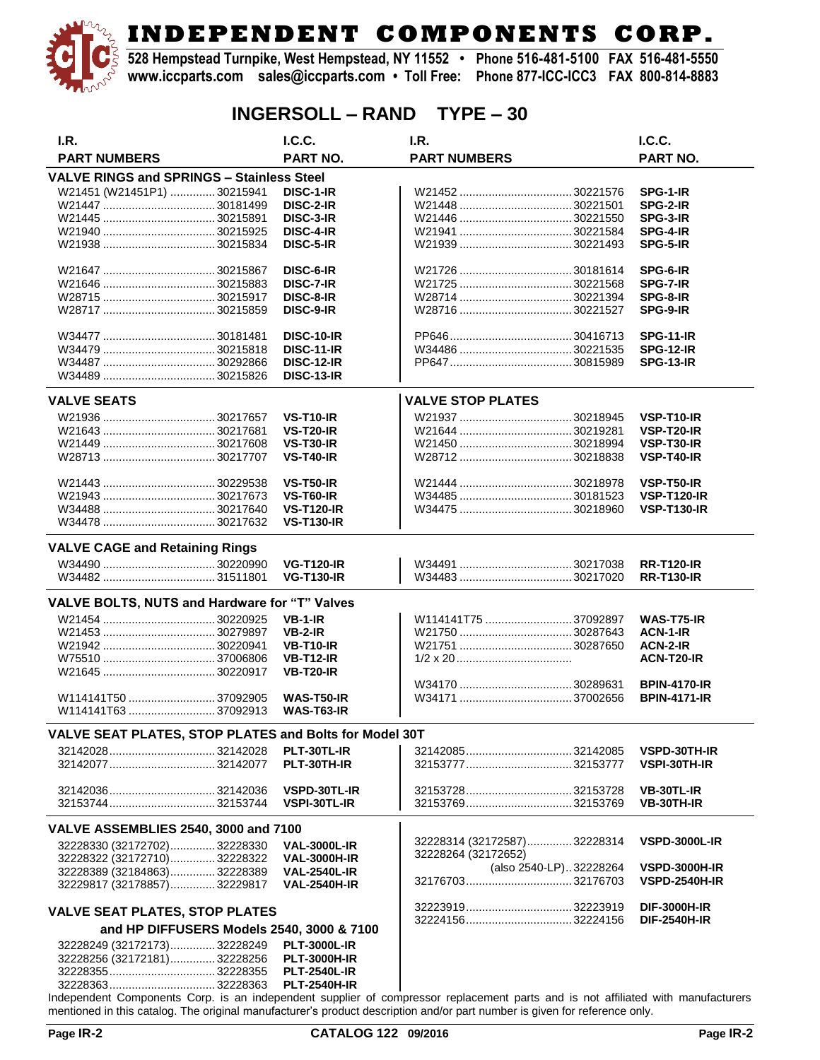# INDEPENDENT COMPONENTS CORP.

528 Hempstead Turnpike, West Hempstead, NY 11552 • Phone 516-481-5100 FAX 516-481-5550
www.iccparts.com sales@iccparts.com • Toll Free: Phone 877-ICC-ICC3 FAX 800-814-8883

## INGERSOLL – RAND TYPE – 30

| I.R. PART NUMBERS | | I.C.C. PART NO. | I.R. PART NUMBERS | | I.C.C. PART NO. |
|---|---|---|---|---|---|
| **VALVE RINGS and SPRINGS – Stainless Steel** | | | | | |
| W21451 (W21451P1) | 30215941 | DISC-1-IR | W21452 | 30221576 | SPG-1-IR |
| W21447 | 30181499 | DISC-2-IR | W21448 | 30221501 | SPG-2-IR |
| W21445 | 30215891 | DISC-3-IR | W21446 | 30221550 | SPG-3-IR |
| W21940 | 30215925 | DISC-4-IR | W21941 | 30221584 | SPG-4-IR |
| W21938 | 30215834 | DISC-5-IR | W21939 | 30221493 | SPG-5-IR |
| W21647 | 30215867 | DISC-6-IR | W21726 | 30181614 | SPG-6-IR |
| W21646 | 30215883 | DISC-7-IR | W21725 | 30221568 | SPG-7-IR |
| W28715 | 30215917 | DISC-8-IR | W28714 | 30221394 | SPG-8-IR |
| W28717 | 30215859 | DISC-9-IR | W28716 | 30221527 | SPG-9-IR |
| W34477 | 30181481 | DISC-10-IR | PP646 | 30416713 | SPG-11-IR |
| W34479 | 30215818 | DISC-11-IR | W34486 | 30221535 | SPG-12-IR |
| W34487 | 30292866 | DISC-12-IR | PP647 | 30815989 | SPG-13-IR |
| W34489 | 30215826 | DISC-13-IR | | | |
| **VALVE SEATS** | | | **VALVE STOP PLATES** | | |
| W21936 | 30217657 | VS-T10-IR | W21937 | 30218945 | VSP-T10-IR |
| W21643 | 30217681 | VS-T20-IR | W21644 | 30219281 | VSP-T20-IR |
| W21449 | 30217608 | VS-T30-IR | W21450 | 30218994 | VSP-T30-IR |
| W28713 | 30217707 | VS-T40-IR | W28712 | 30218838 | VSP-T40-IR |
| W21443 | 30229538 | VS-T50-IR | W21444 | 30218978 | VSP-T50-IR |
| W21943 | 30217673 | VS-T60-IR | W34485 | 30181523 | VSP-T120-IR |
| W34488 | 30217640 | VS-T120-IR | W34475 | 30218960 | VSP-T130-IR |
| W34478 | 30217632 | VS-T130-IR | | | |
| **VALVE CAGE and Retaining Rings** | | | | | |
| W34490 | 30220990 | VG-T120-IR | W34491 | 30217038 | RR-T120-IR |
| W34482 | 31511801 | VG-T130-IR | W34483 | 30217020 | RR-T130-IR |
| **VALVE BOLTS, NUTS and Hardware for "T" Valves** | | | | | |
| W21454 | 30220925 | VB-1-IR | W114141T75 | 37092897 | WAS-T75-IR |
| W21453 | 30279897 | VB-2-IR | W21750 | 30287643 | ACN-1-IR |
| W21942 | 30220941 | VB-T10-IR | W21751 | 30287650 | ACN-2-IR |
| W75510 | 37006806 | VB-T12-IR | 1/2 x 20 | | ACN-T20-IR |
| W21645 | 30220917 | VB-T20-IR | | | |
| | | | W34170 | 30289631 | BPIN-4170-IR |
| W114141T50 | 37092905 | WAS-T50-IR | W34171 | 37002656 | BPIN-4171-IR |
| W114141T63 | 37092913 | WAS-T63-IR | | | |
| **VALVE SEAT PLATES, STOP PLATES and Bolts for Model 30T** | | | | | |
| 32142028 | 32142028 | PLT-30TL-IR | 32142085 | 32142085 | VSPD-30TH-IR |
| 32142077 | 32142077 | PLT-30TH-IR | 32153777 | 32153777 | VSPI-30TH-IR |
| 32142036 | 32142036 | VSPD-30TL-IR | 32153728 | 32153728 | VB-30TL-IR |
| 32153744 | 32153744 | VSPI-30TL-IR | 32153769 | 32153769 | VB-30TH-IR |
| **VALVE ASSEMBLIES 2540, 3000 and 7100** | | | | | |
| 32228330 (32172702) | 32228330 | VAL-3000L-IR | 32228314 (32172587) | 32228314 | VSPD-3000L-IR |
| 32228322 (32172710) | 32228322 | VAL-3000H-IR | 32228264 (32172652) (also 2540-LP) | 32228264 | VSPD-3000H-IR |
| 32228389 (32184863) | 32228389 | VAL-2540L-IR | 32176703 | 32176703 | VSPD-2540H-IR |
| 32229817 (32178857) | 32229817 | VAL-2540H-IR | | | |
| **VALVE SEAT PLATES, STOP PLATES and HP DIFFUSERS Models 2540, 3000 & 7100** | | | 32223919 | 32223919 | DIF-3000H-IR |
| | | | 32224156 | 32224156 | DIF-2540H-IR |
| 32228249 (32172173) | 32228249 | PLT-3000L-IR | | | |
| 32228256 (32172181) | 32228256 | PLT-3000H-IR | | | |
| 32228355 | 32228355 | PLT-2540L-IR | | | |
| 32228363 | 32228363 | PLT-2540H-IR | | | |

Independent Components Corp. is an independent supplier of compressor replacement parts and is not affiliated with manufacturers mentioned in this catalog. The original manufacturer's product description and/or part number is given for reference only.

CATALOG 122 09/2016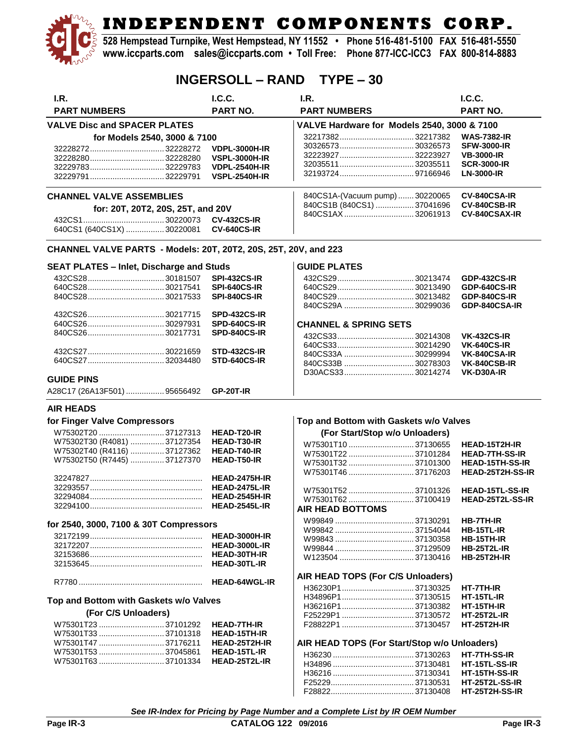# INDEPENDENT COMPONENTS CORP.

**528 Hempstead Turnpike, West Hempstead, NY 11552 • Phone 516-481-5100 FAX 516-481-5550**
**www.iccparts.com sales@iccparts.com • Toll Free: Phone 877-ICC-ICC3 FAX 800-814-8883**

## INGERSOLL – RAND TYPE – 30

### VALVE Disc and SPACER PLATES for Models 2540, 3000 & 7100

| I.R. PART NUMBERS | | I.C.C. PART NO. |
|---|---|---|
| 32228272 | 32228272 | VDPL-3000H-IR |
| 32228280 | 32228280 | VSPL-3000H-IR |
| 32229783 | 32229783 | VDPL-2540H-IR |
| 32229791 | 32229791 | VSPL-2540H-IR |

### CHANNEL VALVE ASSEMBLIES for: 20T, 20T2, 20S, 25T, and 20V

| I.R. PART NUMBERS | | I.C.C. PART NO. |
|---|---|---|
| 432CS1 | 30220073 | CV-432CS-IR |
| 640CS1 (640CS1X) | 30220081 | CV-640CS-IR |

### VALVE Hardware for Models 2540, 3000 & 7100

| I.R. PART NUMBERS | | I.C.C. PART NO. |
|---|---|---|
| 32217382 | 32217382 | WAS-7382-IR |
| 30326573 | 30326573 | SFW-3000-IR |
| 32223927 | 32223927 | VB-3000-IR |
| 32035511 | 32035511 | SCR-3000-IR |
| 32193724 | 97166946 | LN-3000-IR |
| 840CS1A-(Vacuum pump) | 30220065 | CV-840CSA-IR |
| 840CS1B (840CS1) | 37041696 | CV-840CSB-IR |
| 840CS1AX | 32061913 | CV-840CSAX-IR |

### CHANNEL VALVE PARTS - Models: 20T, 20T2, 20S, 25T, 20V, and 223

#### SEAT PLATES – Inlet, Discharge and Studs

| I.R. PART NUMBERS | | I.C.C. PART NO. |
|---|---|---|
| 432CS28 | 30181507 | SPI-432CS-IR |
| 640CS28 | 30217541 | SPI-640CS-IR |
| 840CS28 | 30217533 | SPI-840CS-IR |
| 432CS26 | 30217715 | SPD-432CS-IR |
| 640CS26 | 30297931 | SPD-640CS-IR |
| 840CS26 | 30217731 | SPD-840CS-IR |
| 432CS27 | 30221659 | STD-432CS-IR |
| 640CS27 | 32034480 | STD-640CS-IR |

#### GUIDE PINS

| I.R. PART NUMBERS | | I.C.C. PART NO. |
|---|---|---|
| A28C17 (26A13F501) | 95656492 | GP-20T-IR |

#### GUIDE PLATES

| I.R. PART NUMBERS | | I.C.C. PART NO. |
|---|---|---|
| 432CS29 | 30213474 | GDP-432CS-IR |
| 640CS29 | 30213490 | GDP-640CS-IR |
| 840CS29 | 30213482 | GDP-840CS-IR |
| 840CS29A | 30299036 | GDP-840CSA-IR |

#### CHANNEL & SPRING SETS

| I.R. PART NUMBERS | | I.C.C. PART NO. |
|---|---|---|
| 432CS33 | 30214308 | VK-432CS-IR |
| 640CS33 | 30214290 | VK-640CS-IR |
| 840CS33A | 30299994 | VK-840CSA-IR |
| 840CS33B | 30278303 | VK-840CSB-IR |
| D30ACS33 | 30214274 | VK-D30A-IR |

### AIR HEADS

#### for Finger Valve Compressors

| I.R. PART NUMBERS | | I.C.C. PART NO. |
|---|---|---|
| W75302T20 | 37127313 | HEAD-T20-IR |
| W75302T30 (R4081) | 37127354 | HEAD-T30-IR |
| W75302T40 (R4116) | 37127362 | HEAD-T40-IR |
| W75302T50 (R7445) | 37127370 | HEAD-T50-IR |
| 32247827 | | HEAD-2475H-IR |
| 32293557 | | HEAD-2475L-IR |
| 32294084 | | HEAD-2545H-IR |
| 32294100 | | HEAD-2545L-IR |

#### for 2540, 3000, 7100 & 30T Compressors

| I.R. PART NUMBERS | | I.C.C. PART NO. |
|---|---|---|
| 32172199 | | HEAD-3000H-IR |
| 32172207 | | HEAD-3000L-IR |
| 32153686 | | HEAD-30TH-IR |
| 32153645 | | HEAD-30TL-IR |
| R7780 | | HEAD-64WGL-IR |

#### Top and Bottom with Gaskets w/o Valves (For C/S Unloaders)

| I.R. PART NUMBERS | | I.C.C. PART NO. |
|---|---|---|
| W75301T23 | 37101292 | HEAD-7TH-IR |
| W75301T33 | 37101318 | HEAD-15TH-IR |
| W75301T47 | 37176211 | HEAD-25T2H-IR |
| W75301T53 | 37045861 | HEAD-15TL-IR |
| W75301T63 | 37101334 | HEAD-25T2L-IR |

#### Top and Bottom with Gaskets w/o Valves (For Start/Stop w/o Unloaders)

| I.R. PART NUMBERS | | I.C.C. PART NO. |
|---|---|---|
| W75301T10 | 37130655 | HEAD-15T2H-IR |
| W75301T22 | 37101284 | HEAD-7TH-SS-IR |
| W75301T32 | 37101300 | HEAD-15TH-SS-IR |
| W75301T46 | 37176203 | HEAD-25T2H-SS-IR |
| W75301T52 | 37101326 | HEAD-15TL-SS-IR |
| W75301T62 | 37100419 | HEAD-25T2L-SS-IR |

#### AIR HEAD BOTTOMS

| I.R. PART NUMBERS | | I.C.C. PART NO. |
|---|---|---|
| W99849 | 37130291 | HB-7TH-IR |
| W99842 | 37154044 | HB-15TL-IR |
| W99843 | 37130358 | HB-15TH-IR |
| W99844 | 37129509 | HB-25T2L-IR |
| W123504 | 37130416 | HB-25T2H-IR |

#### AIR HEAD TOPS (For C/S Unloaders)

| I.R. PART NUMBERS | | I.C.C. PART NO. |
|---|---|---|
| H36230P1 | 37130325 | HT-7TH-IR |
| H34896P1 | 37130515 | HT-15TL-IR |
| H36216P1 | 37130382 | HT-15TH-IR |
| F25229P1 | 37130572 | HT-25T2L-IR |
| F28822P1 | 37130457 | HT-25T2H-IR |

#### AIR HEAD TOPS (For Start/Stop w/o Unloaders)

| I.R. PART NUMBERS | | I.C.C. PART NO. |
|---|---|---|
| H36230 | 37130263 | HT-7TH-SS-IR |
| H34896 | 37130481 | HT-15TL-SS-IR |
| H36216 | 37130341 | HT-15TH-SS-IR |
| F25229 | 37130531 | HT-25T2L-SS-IR |
| F28822 | 37130408 | HT-25T2H-SS-IR |

*See IR-Index for Pricing by Page Number and a Complete List by IR OEM Number*

CATALOG 122 09/2016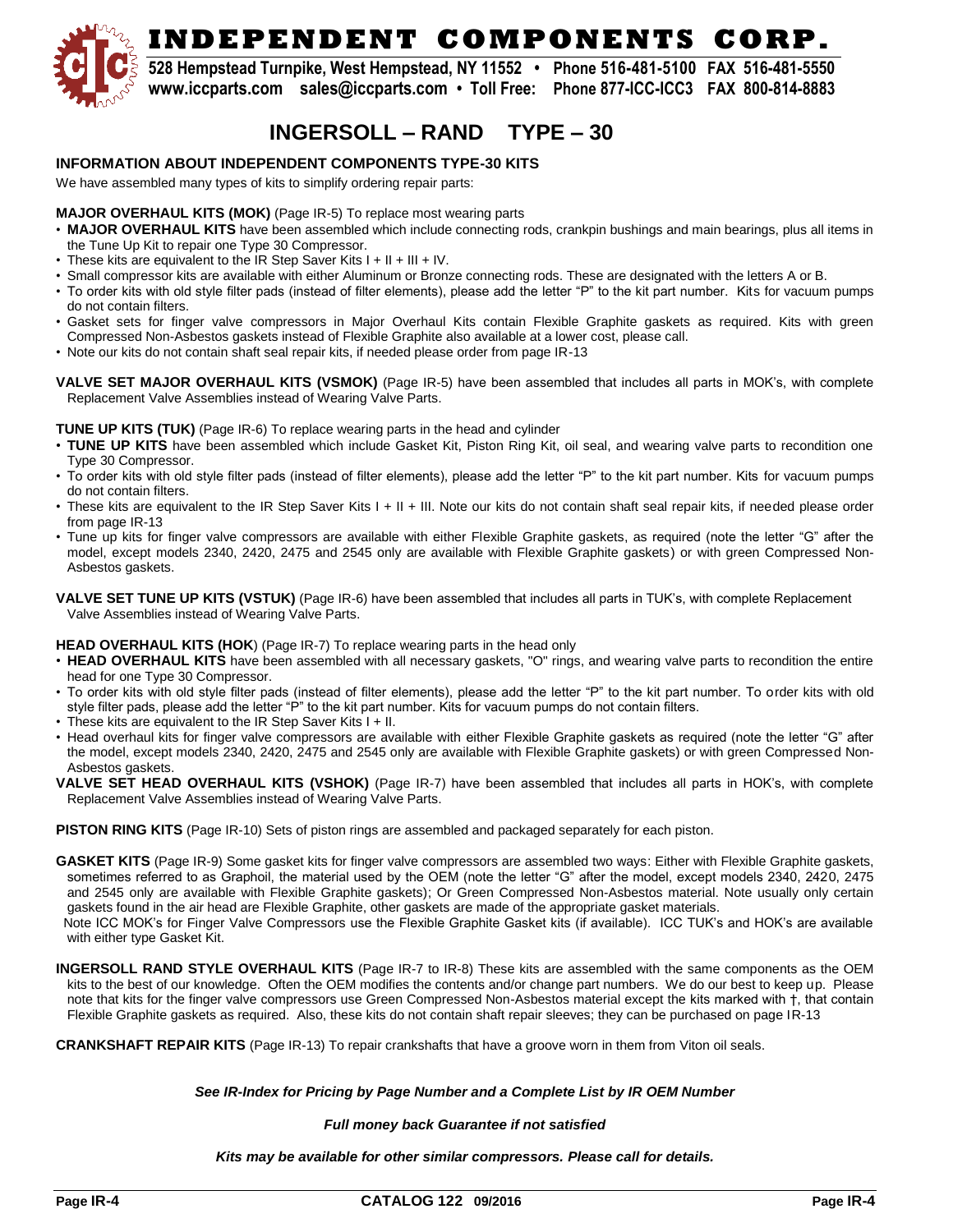# INDEPENDENT COMPONENTS CORP.

528 Hempstead Turnpike, West Hempstead, NY 11552 • Phone 516-481-5100 FAX 516-481-5550
www.iccparts.com sales@iccparts.com • Toll Free: Phone 877-ICC-ICC3 FAX 800-814-8883

# INGERSOLL – RAND TYPE – 30

## INFORMATION ABOUT INDEPENDENT COMPONENTS TYPE-30 KITS

We have assembled many types of kits to simplify ordering repair parts:

**MAJOR OVERHAUL KITS (MOK)** (Page IR-5) To replace most wearing parts

- **MAJOR OVERHAUL KITS** have been assembled which include connecting rods, crankpin bushings and main bearings, plus all items in the Tune Up Kit to repair one Type 30 Compressor.
- These kits are equivalent to the IR Step Saver Kits I + II + III + IV.
- Small compressor kits are available with either Aluminum or Bronze connecting rods. These are designated with the letters A or B.
- To order kits with old style filter pads (instead of filter elements), please add the letter "P" to the kit part number. Kits for vacuum pumps do not contain filters.
- Gasket sets for finger valve compressors in Major Overhaul Kits contain Flexible Graphite gaskets as required. Kits with green Compressed Non-Asbestos gaskets instead of Flexible Graphite also available at a lower cost, please call.
- Note our kits do not contain shaft seal repair kits, if needed please order from page IR-13

**VALVE SET MAJOR OVERHAUL KITS (VSMOK)** (Page IR-5) have been assembled that includes all parts in MOK's, with complete Replacement Valve Assemblies instead of Wearing Valve Parts.

**TUNE UP KITS (TUK)** (Page IR-6) To replace wearing parts in the head and cylinder

- **TUNE UP KITS** have been assembled which include Gasket Kit, Piston Ring Kit, oil seal, and wearing valve parts to recondition one Type 30 Compressor.
- To order kits with old style filter pads (instead of filter elements), please add the letter "P" to the kit part number. Kits for vacuum pumps do not contain filters.
- These kits are equivalent to the IR Step Saver Kits I + II + III. Note our kits do not contain shaft seal repair kits, if needed please order from page IR-13
- Tune up kits for finger valve compressors are available with either Flexible Graphite gaskets, as required (note the letter "G" after the model, except models 2340, 2420, 2475 and 2545 only are available with Flexible Graphite gaskets) or with green Compressed Non-Asbestos gaskets.

**VALVE SET TUNE UP KITS (VSTUK)** (Page IR-6) have been assembled that includes all parts in TUK's, with complete Replacement Valve Assemblies instead of Wearing Valve Parts.

**HEAD OVERHAUL KITS (HOK)** (Page IR-7) To replace wearing parts in the head only

- **HEAD OVERHAUL KITS** have been assembled with all necessary gaskets, "O" rings, and wearing valve parts to recondition the entire head for one Type 30 Compressor.
- To order kits with old style filter pads (instead of filter elements), please add the letter "P" to the kit part number. To order kits with old style filter pads, please add the letter "P" to the kit part number. Kits for vacuum pumps do not contain filters.
- These kits are equivalent to the IR Step Saver Kits I + II.
- Head overhaul kits for finger valve compressors are available with either Flexible Graphite gaskets as required (note the letter "G" after the model, except models 2340, 2420, 2475 and 2545 only are available with Flexible Graphite gaskets) or with green Compressed Non-Asbestos gaskets.

**VALVE SET HEAD OVERHAUL KITS (VSHOK)** (Page IR-7) have been assembled that includes all parts in HOK's, with complete Replacement Valve Assemblies instead of Wearing Valve Parts.

**PISTON RING KITS** (Page IR-10) Sets of piston rings are assembled and packaged separately for each piston.

**GASKET KITS** (Page IR-9) Some gasket kits for finger valve compressors are assembled two ways: Either with Flexible Graphite gaskets, sometimes referred to as Graphoil, the material used by the OEM (note the letter "G" after the model, except models 2340, 2420, 2475 and 2545 only are available with Flexible Graphite gaskets); Or Green Compressed Non-Asbestos material. Note usually only certain gaskets found in the air head are Flexible Graphite, other gaskets are made of the appropriate gasket materials.
Note ICC MOK's for Finger Valve Compressors use the Flexible Graphite Gasket kits (if available). ICC TUK's and HOK's are available with either type Gasket Kit.

**INGERSOLL RAND STYLE OVERHAUL KITS** (Page IR-7 to IR-8) These kits are assembled with the same components as the OEM kits to the best of our knowledge. Often the OEM modifies the contents and/or change part numbers. We do our best to keep up. Please note that kits for the finger valve compressors use Green Compressed Non-Asbestos material except the kits marked with †, that contain Flexible Graphite gaskets as required. Also, these kits do not contain shaft repair sleeves; they can be purchased on page IR-13

**CRANKSHAFT REPAIR KITS** (Page IR-13) To repair crankshafts that have a groove worn in them from Viton oil seals.

***See IR-Index for Pricing by Page Number and a Complete List by IR OEM Number***

***Full money back Guarantee if not satisfied***

***Kits may be available for other similar compressors. Please call for details.***

CATALOG 122 09/2016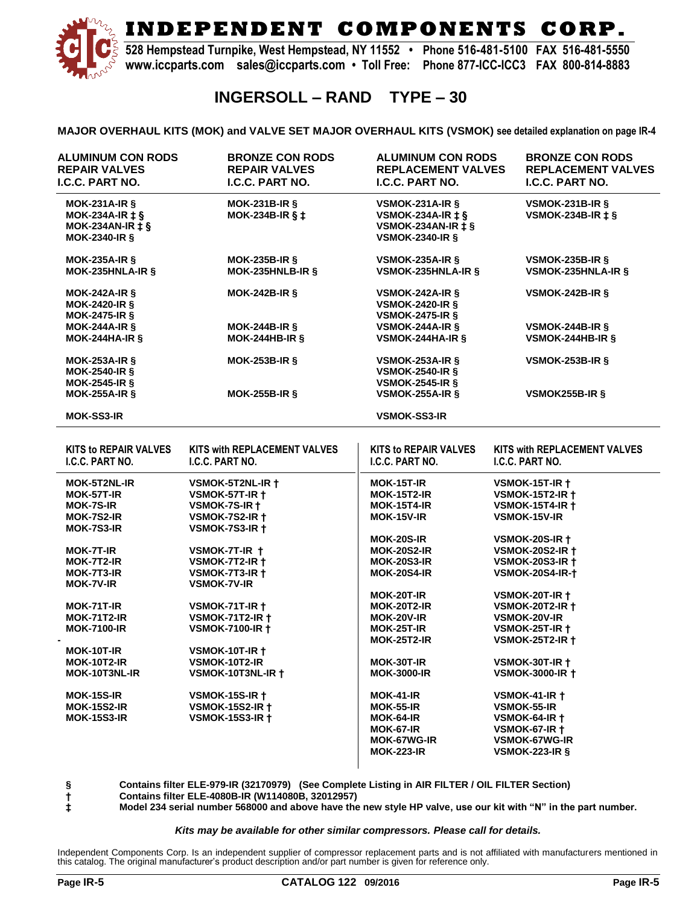# INDEPENDENT COMPONENTS CORP.

528 Hempstead Turnpike, West Hempstead, NY 11552 • Phone 516-481-5100 FAX 516-481-5550
www.iccparts.com sales@iccparts.com • Toll Free: Phone 877-ICC-ICC3 FAX 800-814-8883

## INGERSOLL – RAND TYPE – 30

**MAJOR OVERHAUL KITS (MOK) and VALVE SET MAJOR OVERHAUL KITS (VSMOK) see detailed explanation on page IR-4**

| ALUMINUM CON RODS REPAIR VALVES I.C.C. PART NO. | BRONZE CON RODS REPAIR VALVES I.C.C. PART NO. | ALUMINUM CON RODS REPLACEMENT VALVES I.C.C. PART NO. | BRONZE CON RODS REPLACEMENT VALVES I.C.C. PART NO. |
|---|---|---|---|
| MOK-231A-IR § | MOK-231B-IR § | VSMOK-231A-IR § | VSMOK-231B-IR § |
| MOK-234A-IR ‡ § | MOK-234B-IR § ‡ | VSMOK-234A-IR ‡ § | VSMOK-234B-IR ‡ § |
| MOK-234AN-IR ‡ § | | VSMOK-234AN-IR ‡ § | |
| MOK-2340-IR § | | VSMOK-2340-IR § | |
| MOK-235A-IR § | MOK-235B-IR § | VSMOK-235A-IR § | VSMOK-235B-IR § |
| MOK-235HNLA-IR § | MOK-235HNLB-IR § | VSMOK-235HNLA-IR § | VSMOK-235HNLA-IR § |
| MOK-242A-IR § | MOK-242B-IR § | VSMOK-242A-IR § | VSMOK-242B-IR § |
| MOK-2420-IR § | | VSMOK-2420-IR § | |
| MOK-2475-IR § | | VSMOK-2475-IR § | |
| MOK-244A-IR § | MOK-244B-IR § | VSMOK-244A-IR § | VSMOK-244B-IR § |
| MOK-244HA-IR § | MOK-244HB-IR § | VSMOK-244HA-IR § | VSMOK-244HB-IR § |
| MOK-253A-IR § | MOK-253B-IR § | VSMOK-253A-IR § | VSMOK-253B-IR § |
| MOK-2540-IR § | | VSMOK-2540-IR § | |
| MOK-2545-IR § | | VSMOK-2545-IR § | |
| MOK-255A-IR § | MOK-255B-IR § | VSMOK-255A-IR § | VSMOK255B-IR § |
| MOK-SS3-IR | | VSMOK-SS3-IR | |

| KITS to REPAIR VALVES I.C.C. PART NO. | KITS with REPLACEMENT VALVES I.C.C. PART NO. |
|---|---|
| MOK-5T2NL-IR | VSMOK-5T2NL-IR † |
| MOK-57T-IR | VSMOK-57T-IR † |
| MOK-7S-IR | VSMOK-7S-IR † |
| MOK-7S2-IR | VSMOK-7S2-IR † |
| MOK-7S3-IR | VSMOK-7S3-IR † |
| MOK-7T-IR | VSMOK-7T-IR † |
| MOK-7T2-IR | VSMOK-7T2-IR † |
| MOK-7T3-IR | VSMOK-7T3-IR † |
| MOK-7V-IR | VSMOK-7V-IR |
| MOK-71T-IR | VSMOK-71T-IR † |
| MOK-71T2-IR | VSMOK-71T2-IR † |
| MOK-7100-IR | VSMOK-7100-IR † |
| MOK-10T-IR | VSMOK-10T-IR † |
| MOK-10T2-IR | VSMOK-10T2-IR |
| MOK-10T3NL-IR | VSMOK-10T3NL-IR † |
| MOK-15S-IR | VSMOK-15S-IR † |
| MOK-15S2-IR | VSMOK-15S2-IR † |
| MOK-15S3-IR | VSMOK-15S3-IR † |

| KITS to REPAIR VALVES I.C.C. PART NO. | KITS with REPLACEMENT VALVES I.C.C. PART NO. |
|---|---|
| MOK-15T-IR | VSMOK-15T-IR † |
| MOK-15T2-IR | VSMOK-15T2-IR † |
| MOK-15T4-IR | VSMOK-15T4-IR † |
| MOK-15V-IR | VSMOK-15V-IR |
| MOK-20S-IR | VSMOK-20S-IR † |
| MOK-20S2-IR | VSMOK-20S2-IR † |
| MOK-20S3-IR | VSMOK-20S3-IR † |
| MOK-20S4-IR | VSMOK-20S4-IR-† |
| MOK-20T-IR | VSMOK-20T-IR † |
| MOK-20T2-IR | VSMOK-20T2-IR † |
| MOK-20V-IR | VSMOK-20V-IR |
| MOK-25T-IR | VSMOK-25T-IR † |
| MOK-25T2-IR | VSMOK-25T2-IR † |
| MOK-30T-IR | VSMOK-30T-IR † |
| MOK-3000-IR | VSMOK-3000-IR † |
| MOK-41-IR | VSMOK-41-IR † |
| MOK-55-IR | VSMOK-55-IR |
| MOK-64-IR | VSMOK-64-IR † |
| MOK-67-IR | VSMOK-67-IR † |
| MOK-67WG-IR | VSMOK-67WG-IR |
| MOK-223-IR | VSMOK-223-IR § |

**§ Contains filter ELE-979-IR (32170979) (See Complete Listing in AIR FILTER / OIL FILTER Section)**
**† Contains filter ELE-4080B-IR (W114080B, 32012957)**
**‡ Model 234 serial number 568000 and above have the new style HP valve, use our kit with "N" in the part number.**

***Kits may be available for other similar compressors. Please call for details.***

Independent Components Corp. Is an independent supplier of compressor replacement parts and is not affiliated with manufacturers mentioned in this catalog. The original manufacturer's product description and/or part number is given for reference only.

**CATALOG 122 09/2016**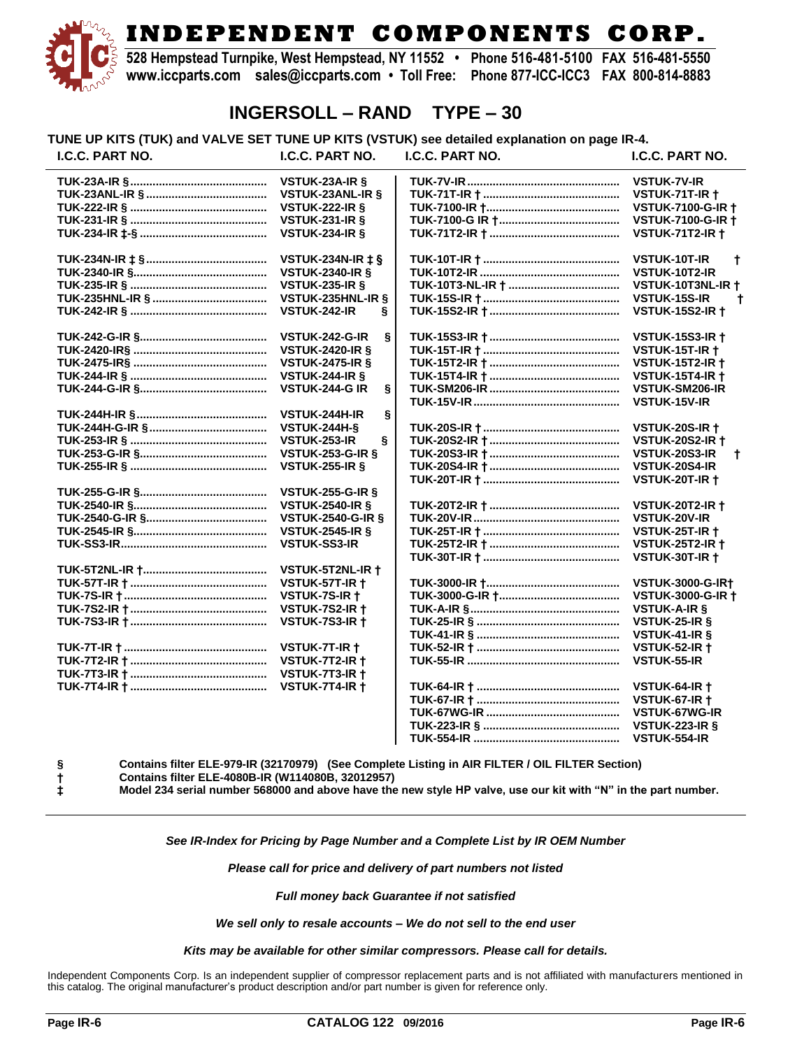# INDEPENDENT COMPONENTS CORP.

528 Hempstead Turnpike, West Hempstead, NY 11552 • Phone 516-481-5100 FAX 516-481-5550
www.iccparts.com sales@iccparts.com • Toll Free: Phone 877-ICC-ICC3 FAX 800-814-8883

## INGERSOLL – RAND TYPE – 30

**TUNE UP KITS (TUK) and VALVE SET TUNE UP KITS (VSTUK) see detailed explanation on page IR-4.**

| I.C.C. PART NO. | I.C.C. PART NO. | I.C.C. PART NO. | I.C.C. PART NO. |
|---|---|---|---|
| TUK-23A-IR § | VSTUK-23A-IR § | TUK-7V-IR | VSTUK-7V-IR |
| TUK-23ANL-IR § | VSTUK-23ANL-IR § | TUK-71T-IR † | VSTUK-71T-IR † |
| TUK-222-IR § | VSTUK-222-IR § | TUK-7100-IR † | VSTUK-7100-G-IR † |
| TUK-231-IR § | VSTUK-231-IR § | TUK-7100-G IR † | VSTUK-7100-G-IR † |
| TUK-234-IR ‡-§ | VSTUK-234-IR § | TUK-71T2-IR † | VSTUK-71T2-IR † |
| TUK-234N-IR ‡ § | VSTUK-234N-IR ‡ § | TUK-10T-IR † | VSTUK-10T-IR † |
| TUK-2340-IR § | VSTUK-2340-IR § | TUK-10T2-IR | VSTUK-10T2-IR |
| TUK-235-IR § | VSTUK-235-IR § | TUK-10T3-NL-IR † | VSTUK-10T3NL-IR † |
| TUK-235HNL-IR § | VSTUK-235HNL-IR § | TUK-15S-IR † | VSTUK-15S-IR † |
| TUK-242-IR § | VSTUK-242-IR § | TUK-15S2-IR † | VSTUK-15S2-IR † |
| TUK-242-G-IR § | VSTUK-242-G-IR § | TUK-15S3-IR † | VSTUK-15S3-IR † |
| TUK-2420-IR§ | VSTUK-2420-IR § | TUK-15T-IR † | VSTUK-15T-IR † |
| TUK-2475-IR§ | VSTUK-2475-IR § | TUK-15T2-IR † | VSTUK-15T2-IR † |
| TUK-244-IR § | VSTUK-244-IR § | TUK-15T4-IR † | VSTUK-15T4-IR † |
| TUK-244-G-IR § | VSTUK-244-G IR § | TUK-SM206-IR | VSTUK-SM206-IR |
| | | TUK-15V-IR | VSTUK-15V-IR |
| TUK-244H-IR § | VSTUK-244H-IR § | | |
| TUK-244H-G-IR § | VSTUK-244H-§ | TUK-20S-IR † | VSTUK-20S-IR † |
| TUK-253-IR § | VSTUK-253-IR § | TUK-20S2-IR † | VSTUK-20S2-IR † |
| TUK-253-G-IR § | VSTUK-253-G-IR § | TUK-20S3-IR † | VSTUK-20S3-IR † |
| TUK-255-IR § | VSTUK-255-IR § | TUK-20S4-IR † | VSTUK-20S4-IR |
| | | TUK-20T-IR † | VSTUK-20T-IR † |
| TUK-255-G-IR § | VSTUK-255-G-IR § | | |
| TUK-2540-IR § | VSTUK-2540-IR § | TUK-20T2-IR † | VSTUK-20T2-IR † |
| TUK-2540-G-IR § | VSTUK-2540-G-IR § | TUK-20V-IR | VSTUK-20V-IR |
| TUK-2545-IR § | VSTUK-2545-IR § | TUK-25T-IR † | VSTUK-25T-IR † |
| TUK-SS3-IR | VSTUK-SS3-IR | TUK-25T2-IR † | VSTUK-25T2-IR † |
| | | TUK-30T-IR † | VSTUK-30T-IR † |
| TUK-5T2NL-IR † | VSTUK-5T2NL-IR † | | |
| TUK-57T-IR † | VSTUK-57T-IR † | TUK-3000-IR † | VSTUK-3000-G-IR† |
| TUK-7S-IR † | VSTUK-7S-IR † | TUK-3000-G-IR † | VSTUK-3000-G-IR † |
| TUK-7S2-IR † | VSTUK-7S2-IR † | TUK-A-IR § | VSTUK-A-IR § |
| TUK-7S3-IR † | VSTUK-7S3-IR † | TUK-25-IR § | VSTUK-25-IR § |
| | | TUK-41-IR § | VSTUK-41-IR § |
| TUK-7T-IR † | VSTUK-7T-IR † | TUK-52-IR † | VSTUK-52-IR † |
| TUK-7T2-IR † | VSTUK-7T2-IR † | TUK-55-IR | VSTUK-55-IR |
| TUK-7T3-IR † | VSTUK-7T3-IR † | | |
| TUK-7T4-IR † | VSTUK-7T4-IR † | TUK-64-IR † | VSTUK-64-IR † |
| | | TUK-67-IR † | VSTUK-67-IR † |
| | | TUK-67WG-IR | VSTUK-67WG-IR |
| | | TUK-223-IR § | VSTUK-223-IR § |
| | | TUK-554-IR | VSTUK-554-IR |

§ **Contains filter ELE-979-IR (32170979) (See Complete Listing in AIR FILTER / OIL FILTER Section)**
† **Contains filter ELE-4080B-IR (W114080B, 32012957)**
‡ **Model 234 serial number 568000 and above have the new style HP valve, use our kit with "N" in the part number.**

***See IR-Index for Pricing by Page Number and a Complete List by IR OEM Number***

***Please call for price and delivery of part numbers not listed***

***Full money back Guarantee if not satisfied***

***We sell only to resale accounts – We do not sell to the end user***

***Kits may be available for other similar compressors. Please call for details.***

Independent Components Corp. Is an independent supplier of compressor replacement parts and is not affiliated with manufacturers mentioned in this catalog. The original manufacturer's product description and/or part number is given for reference only.

**CATALOG 122 09/2016**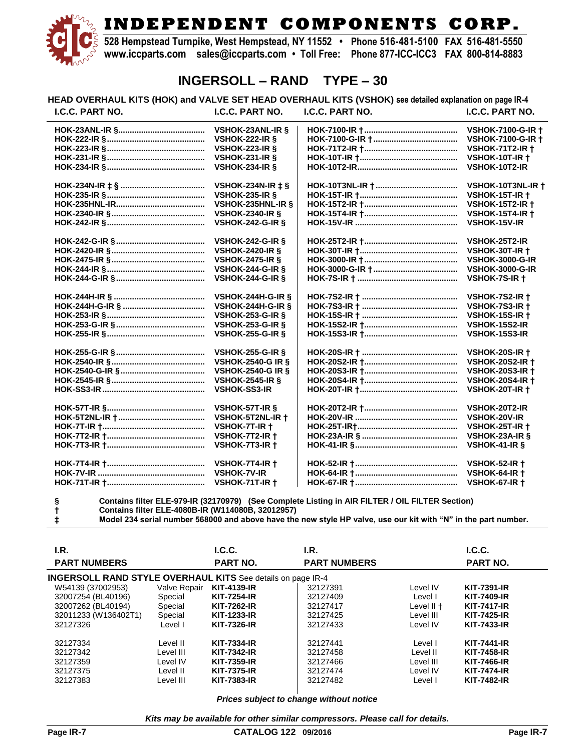# INDEPENDENT COMPONENTS CORP.

528 Hempstead Turnpike, West Hempstead, NY 11552 • Phone 516-481-5100 FAX 516-481-5550
www.iccparts.com sales@iccparts.com • Toll Free: Phone 877-ICC-ICC3 FAX 800-814-8883

## INGERSOLL – RAND TYPE – 30

**HEAD OVERHAUL KITS (HOK) and VALVE SET HEAD OVERHAUL KITS (VSHOK) see detailed explanation on page IR-4**

| I.C.C. PART NO. | I.C.C. PART NO. | I.C.C. PART NO. | I.C.C. PART NO. |
|---|---|---|---|
| HOK-23ANL-IR § | VSHOK-23ANL-IR § | HOK-7100-IR † | VSHOK-7100-G-IR † |
| HOK-222-IR § | VSHOK-222-IR § | HOK-7100-G-IR † | VSHOK-7100-G-IR † |
| HOK-223-IR § | VSHOK-223-IR § | HOK-71T2-IR † | VSHOK-71T2-IR † |
| HOK-231-IR § | VSHOK-231-IR § | HOK-10T-IR † | VSHOK-10T-IR † |
| HOK-234-IR § | VSHOK-234-IR § | HOK-10T2-IR | VSHOK-10T2-IR |
| HOK-234N-IR ‡ § | VSHOK-234N-IR ‡ § | HOK-10T3NL-IR † | VSHOK-10T3NL-IR † |
| HOK-235-IR § | VSHOK-235-IR § | HOK-15T-IR † | VSHOK-15T-IR † |
| HOK-235HNL-IR | VSHOK-235HNL-IR § | HOK-15T2-IR † | VSHOK-15T2-IR † |
| HOK-2340-IR § | VSHOK-2340-IR § | HOK-15T4-IR † | VSHOK-15T4-IR † |
| HOK-242-IR § | VSHOK-242-G-IR § | HOK-15V-IR | VSHOK-15V-IR |
| HOK-242-G-IR § | VSHOK-242-G-IR § | HOK-25T2-IR † | VSHOK-25T2-IR |
| HOK-2420-IR § | VSHOK-2420-IR § | HOK-30T-IR † | VSHOK-30T-IR † |
| HOK-2475-IR § | VSHOK-2475-IR § | HOK-3000-IR † | VSHOK-3000-G-IR |
| HOK-244-IR § | VSHOK-244-G-IR § | HOK-3000-G-IR † | VSHOK-3000-G-IR |
| HOK-244-G-IR § | VSHOK-244-G-IR § | HOK-7S-IR † | VSHOK-7S-IR † |
| HOK-244H-IR § | VSHOK-244H-G-IR § | HOK-7S2-IR † | VSHOK-7S2-IR † |
| HOK-244H-G-IR § | VSHOK-244H-G-IR § | HOK-7S3-IR † | VSHOK-7S3-IR † |
| HOK-253-IR § | VSHOK-253-G-IR § | HOK-15S-IR † | VSHOK-15S-IR † |
| HOK-253-G-IR § | VSHOK-253-G-IR § | HOK-15S2-IR † | VSHOK-15S2-IR |
| HOK-255-IR § | VSHOK-255-G-IR § | HOK-15S3-IR † | VSHOK-15S3-IR |
| HOK-255-G-IR § | VSHOK-255-G-IR § | HOK-20S-IR † | VSHOK-20S-IR † |
| HOK-2540-IR § | VSHOK-2540-G IR § | HOK-20S2-IR † | VSHOK-20S2-IR † |
| HOK-2540-G-IR § | VSHOK-2540-G IR § | HOK-20S3-IR † | VSHOK-20S3-IR † |
| HOK-2545-IR § | VSHOK-2545-IR § | HOK-20S4-IR † | VSHOK-20S4-IR † |
| HOK-SS3-IR | VSHOK-SS3-IR | HOK-20T-IR † | VSHOK-20T-IR † |
| HOK-57T-IR § | VSHOK-57T-IR § | HOK-20T2-IR † | VSHOK-20T2-IR |
| HOK-5T2NL-IR † | VSHOK-5T2NL-IR † | HOK-20V-IR | VSHOK-20V-IR |
| HOK-7T-IR † | VSHOK-7T-IR † | HOK-25T-IR† | VSHOK-25T-IR † |
| HOK-7T2-IR † | VSHOK-7T2-IR † | HOK-23A-IR § | VSHOK-23A-IR § |
| HOK-7T3-IR † | VSHOK-7T3-IR † | HOK-41-IR § | VSHOK-41-IR § |
| HOK-7T4-IR † | VSHOK-7T4-IR † | HOK-52-IR † | VSHOK-52-IR † |
| HOK-7V-IR | VSHOK-7V-IR | HOK-64-IR † | VSHOK-64-IR † |
| HOK-71T-IR † | VSHOK-71T-IR † | HOK-67-IR † | VSHOK-67-IR † |

§ Contains filter ELE-979-IR (32170979) (See Complete Listing in AIR FILTER / OIL FILTER Section)
† Contains filter ELE-4080B-IR (W114080B, 32012957)
‡ Model 234 serial number 568000 and above have the new style HP valve, use our kit with "N" in the part number.

**INGERSOLL RAND STYLE OVERHAUL KITS** See details on page IR-4

| I.R. PART NUMBERS | | I.C.C. PART NO. | I.R. PART NUMBERS | | I.C.C. PART NO. |
|---|---|---|---|---|---|
| W54139 (37002953) | Valve Repair | KIT-4139-IR | 32127391 | Level IV | KIT-7391-IR |
| 32007254 (BL40196) | Special | KIT-7254-IR | 32127409 | Level I | KIT-7409-IR |
| 32007262 (BL40194) | Special | KIT-7262-IR | 32127417 | Level II † | KIT-7417-IR |
| 32011233 (W136402T1) | Special | KIT-1233-IR | 32127425 | Level III | KIT-7425-IR |
| 32127326 | Level I | KIT-7326-IR | 32127433 | Level IV | KIT-7433-IR |
| 32127334 | Level II | KIT-7334-IR | 32127441 | Level I | KIT-7441-IR |
| 32127342 | Level III | KIT-7342-IR | 32127458 | Level II | KIT-7458-IR |
| 32127359 | Level IV | KIT-7359-IR | 32127466 | Level III | KIT-7466-IR |
| 32127375 | Level II | KIT-7375-IR | 32127474 | Level IV | KIT-7474-IR |
| 32127383 | Level III | KIT-7383-IR | 32127482 | Level I | KIT-7482-IR |

***Prices subject to change without notice***

***Kits may be available for other similar compressors. Please call for details.***

CATALOG 122 09/2016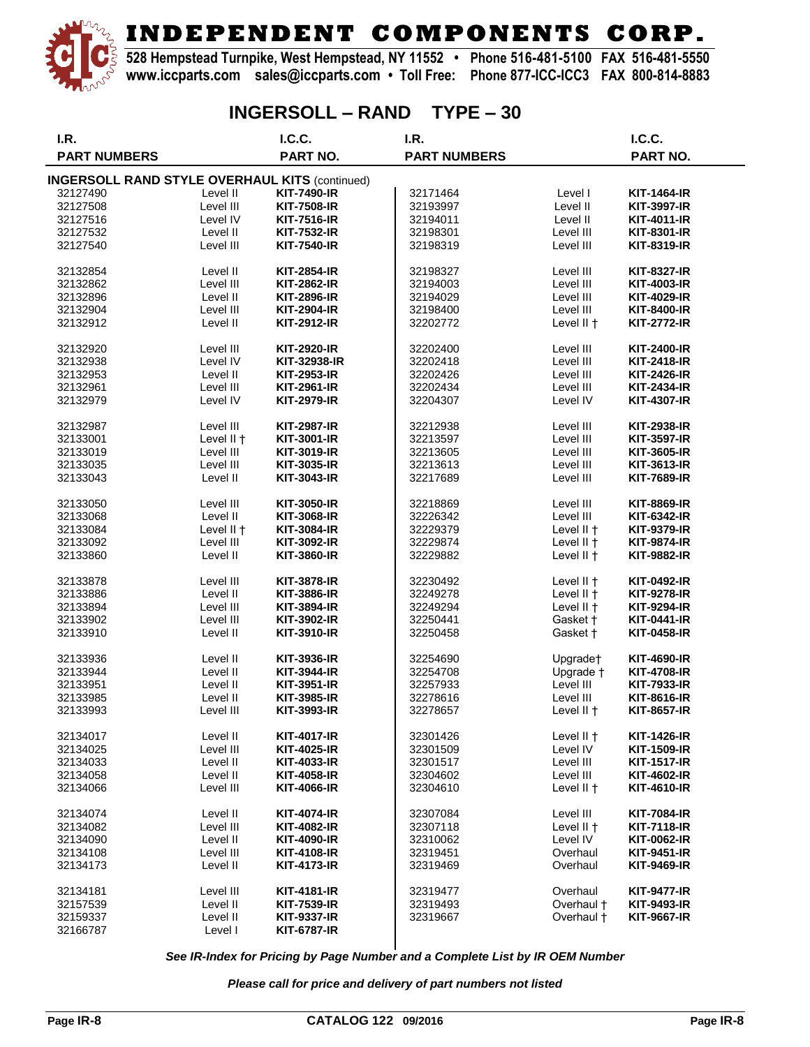# INDEPENDENT COMPONENTS CORP.

528 Hempstead Turnpike, West Hempstead, NY 11552 • Phone 516-481-5100 FAX 516-481-5550
www.iccparts.com sales@iccparts.com • Toll Free: Phone 877-ICC-ICC3 FAX 800-814-8883

## INGERSOLL – RAND TYPE – 30

**INGERSOLL RAND STYLE OVERHAUL KITS** (continued)

| I.R. PART NUMBERS | | I.C.C. PART NO. | I.R. PART NUMBERS | | I.C.C. PART NO. |
|---|---|---|---|---|---|
| 32127490 | Level II | **KIT-7490-IR** | 32171464 | Level I | **KIT-1464-IR** |
| 32127508 | Level III | **KIT-7508-IR** | 32193997 | Level II | **KIT-3997-IR** |
| 32127516 | Level IV | **KIT-7516-IR** | 32194011 | Level II | **KIT-4011-IR** |
| 32127532 | Level II | **KIT-7532-IR** | 32198301 | Level III | **KIT-8301-IR** |
| 32127540 | Level III | **KIT-7540-IR** | 32198319 | Level III | **KIT-8319-IR** |
| 32132854 | Level II | **KIT-2854-IR** | 32198327 | Level III | **KIT-8327-IR** |
| 32132862 | Level III | **KIT-2862-IR** | 32194003 | Level III | **KIT-4003-IR** |
| 32132896 | Level II | **KIT-2896-IR** | 32194029 | Level III | **KIT-4029-IR** |
| 32132904 | Level III | **KIT-2904-IR** | 32198400 | Level III | **KIT-8400-IR** |
| 32132912 | Level II | **KIT-2912-IR** | 32202772 | Level II † | **KIT-2772-IR** |
| 32132920 | Level III | **KIT-2920-IR** | 32202400 | Level III | **KIT-2400-IR** |
| 32132938 | Level IV | **KIT-32938-IR** | 32202418 | Level III | **KIT-2418-IR** |
| 32132953 | Level II | **KIT-2953-IR** | 32202426 | Level III | **KIT-2426-IR** |
| 32132961 | Level III | **KIT-2961-IR** | 32202434 | Level III | **KIT-2434-IR** |
| 32132979 | Level IV | **KIT-2979-IR** | 32204307 | Level IV | **KIT-4307-IR** |
| 32132987 | Level III | **KIT-2987-IR** | 32212938 | Level III | **KIT-2938-IR** |
| 32133001 | Level II † | **KIT-3001-IR** | 32213597 | Level III | **KIT-3597-IR** |
| 32133019 | Level III | **KIT-3019-IR** | 32213605 | Level III | **KIT-3605-IR** |
| 32133035 | Level III | **KIT-3035-IR** | 32213613 | Level III | **KIT-3613-IR** |
| 32133043 | Level II | **KIT-3043-IR** | 32217689 | Level III | **KIT-7689-IR** |
| 32133050 | Level III | **KIT-3050-IR** | 32218869 | Level III | **KIT-8869-IR** |
| 32133068 | Level II | **KIT-3068-IR** | 32226342 | Level III | **KIT-6342-IR** |
| 32133084 | Level II † | **KIT-3084-IR** | 32229379 | Level II † | **KIT-9379-IR** |
| 32133092 | Level III | **KIT-3092-IR** | 32229874 | Level II † | **KIT-9874-IR** |
| 32133860 | Level II | **KIT-3860-IR** | 32229882 | Level II † | **KIT-9882-IR** |
| 32133878 | Level III | **KIT-3878-IR** | 32230492 | Level II † | **KIT-0492-IR** |
| 32133886 | Level II | **KIT-3886-IR** | 32249278 | Level II † | **KIT-9278-IR** |
| 32133894 | Level III | **KIT-3894-IR** | 32249294 | Level II † | **KIT-9294-IR** |
| 32133902 | Level III | **KIT-3902-IR** | 32250441 | Gasket † | **KIT-0441-IR** |
| 32133910 | Level II | **KIT-3910-IR** | 32250458 | Gasket † | **KIT-0458-IR** |
| 32133936 | Level II | **KIT-3936-IR** | 32254690 | Upgrade† | **KIT-4690-IR** |
| 32133944 | Level II | **KIT-3944-IR** | 32254708 | Upgrade † | **KIT-4708-IR** |
| 32133951 | Level II | **KIT-3951-IR** | 32257933 | Level III | **KIT-7933-IR** |
| 32133985 | Level II | **KIT-3985-IR** | 32278616 | Level III | **KIT-8616-IR** |
| 32133993 | Level III | **KIT-3993-IR** | 32278657 | Level II † | **KIT-8657-IR** |
| 32134017 | Level II | **KIT-4017-IR** | 32301426 | Level II † | **KIT-1426-IR** |
| 32134025 | Level III | **KIT-4025-IR** | 32301509 | Level IV | **KIT-1509-IR** |
| 32134033 | Level II | **KIT-4033-IR** | 32301517 | Level III | **KIT-1517-IR** |
| 32134058 | Level II | **KIT-4058-IR** | 32304602 | Level III | **KIT-4602-IR** |
| 32134066 | Level III | **KIT-4066-IR** | 32304610 | Level II † | **KIT-4610-IR** |
| 32134074 | Level II | **KIT-4074-IR** | 32307084 | Level III | **KIT-7084-IR** |
| 32134082 | Level III | **KIT-4082-IR** | 32307118 | Level II † | **KIT-7118-IR** |
| 32134090 | Level II | **KIT-4090-IR** | 32310062 | Level IV | **KIT-0062-IR** |
| 32134108 | Level III | **KIT-4108-IR** | 32319451 | Overhaul | **KIT-9451-IR** |
| 32134173 | Level II | **KIT-4173-IR** | 32319469 | Overhaul | **KIT-9469-IR** |
| 32134181 | Level III | **KIT-4181-IR** | 32319477 | Overhaul | **KIT-9477-IR** |
| 32157539 | Level II | **KIT-7539-IR** | 32319493 | Overhaul † | **KIT-9493-IR** |
| 32159337 | Level II | **KIT-9337-IR** | 32319667 | Overhaul † | **KIT-9667-IR** |
| 32166787 | Level I | **KIT-6787-IR** | | | |

***See IR-Index for Pricing by Page Number and a Complete List by IR OEM Number***

***Please call for price and delivery of part numbers not listed***

**CATALOG 122 09/2016**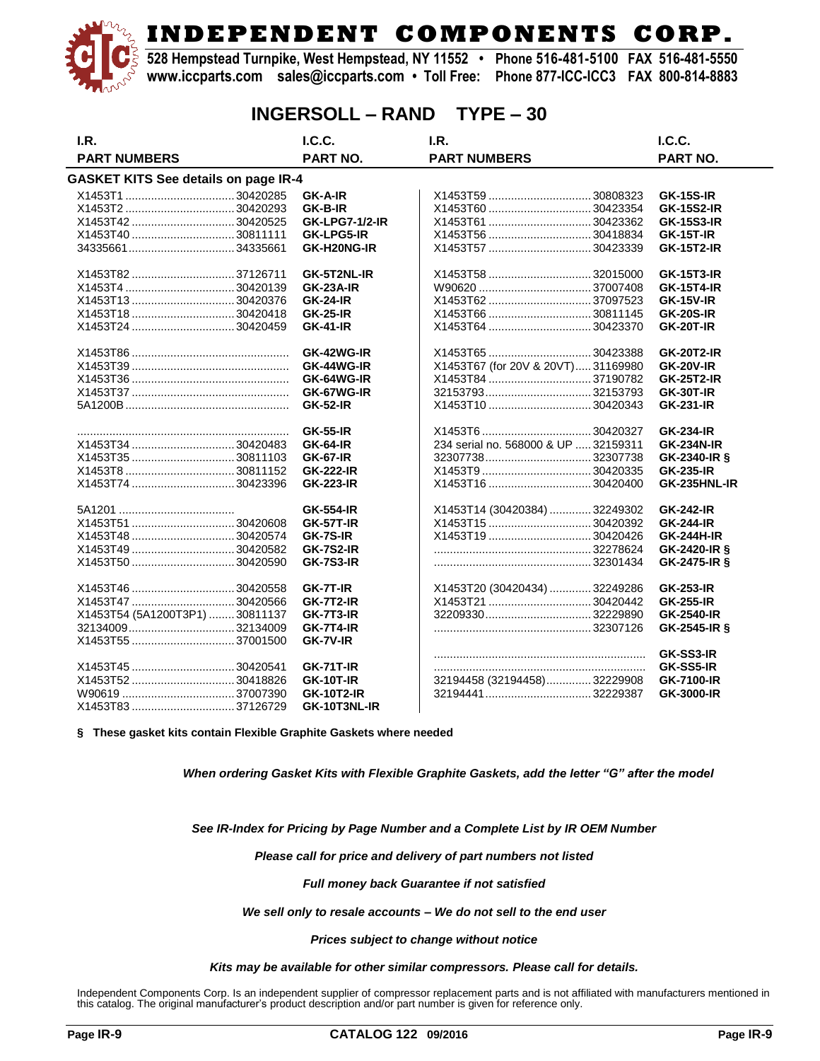# INDEPENDENT COMPONENTS CORP.

528 Hempstead Turnpike, West Hempstead, NY 11552 • Phone 516-481-5100 FAX 516-481-5550
www.iccparts.com sales@iccparts.com • Toll Free: Phone 877-ICC-ICC3 FAX 800-814-8883

## INGERSOLL – RAND TYPE – 30

**GASKET KITS See details on page IR-4**

| I.R. PART NUMBERS | I.C.C. PART NO. | I.R. PART NUMBERS | I.C.C. PART NO. |
|---|---|---|---|
| X1453T1 ....... 30420285 | GK-A-IR | X1453T59 ....... 30808323 | GK-15S-IR |
| X1453T2 ....... 30420293 | GK-B-IR | X1453T60 ....... 30423354 | GK-15S2-IR |
| X1453T42 ....... 30420525 | GK-LPG7-1/2-IR | X1453T61 ....... 30423362 | GK-15S3-IR |
| X1453T40 ....... 30811111 | GK-LPG5-IR | X1453T56 ....... 30418834 | GK-15T-IR |
| 34335661 ....... 34335661 | GK-H20NG-IR | X1453T57 ....... 30423339 | GK-15T2-IR |
| X1453T82 ....... 37126711 | GK-5T2NL-IR | X1453T58 ....... 32015000 | GK-15T3-IR |
| X1453T4 ....... 30420139 | GK-23A-IR | W90620 ....... 37007408 | GK-15T4-IR |
| X1453T13 ....... 30420376 | GK-24-IR | X1453T62 ....... 37097523 | GK-15V-IR |
| X1453T18 ....... 30420418 | GK-25-IR | X1453T66 ....... 30811145 | GK-20S-IR |
| X1453T24 ....... 30420459 | GK-41-IR | X1453T64 ....... 30423370 | GK-20T-IR |
| X1453T86 ....... | GK-42WG-IR | X1453T65 ....... 30423388 | GK-20T2-IR |
| X1453T39 ....... | GK-44WG-IR | X1453T67 (for 20V & 20VT)..... 31169980 | GK-20V-IR |
| X1453T36 ....... | GK-64WG-IR | X1453T84 ....... 37190782 | GK-25T2-IR |
| X1453T37 ....... | GK-67WG-IR | 32153793 ....... 32153793 | GK-30T-IR |
| 5A1200B ....... | GK-52-IR | X1453T10 ....... 30420343 | GK-231-IR |
| ....... | GK-55-IR | X1453T6 ....... 30420327 | GK-234-IR |
| X1453T34 ....... 30420483 | GK-64-IR | 234 serial no. 568000 & UP ..... 32159311 | GK-234N-IR |
| X1453T35 ....... 30811103 | GK-67-IR | 32307738 ....... 32307738 | GK-2340-IR § |
| X1453T8 ....... 30811152 | GK-222-IR | X1453T9 ....... 30420335 | GK-235-IR |
| X1453T74 ....... 30423396 | GK-223-IR | X1453T16 ....... 30420400 | GK-235HNL-IR |
| 5A1201 ....... | GK-554-IR | X1453T14 (30420384) ....... 32249302 | GK-242-IR |
| X1453T51 ....... 30420608 | GK-57T-IR | X1453T15 ....... 30420392 | GK-244-IR |
| X1453T48 ....... 30420574 | GK-7S-IR | X1453T19 ....... 30420426 | GK-244H-IR |
| X1453T49 ....... 30420582 | GK-7S2-IR | ....... 32278624 | GK-2420-IR § |
| X1453T50 ....... 30420590 | GK-7S3-IR | ....... 32301434 | GK-2475-IR § |
| X1453T46 ....... 30420558 | GK-7T-IR | X1453T20 (30420434) ....... 32249286 | GK-253-IR |
| X1453T47 ....... 30420566 | GK-7T2-IR | X1453T21 ....... 30420442 | GK-255-IR |
| X1453T54 (5A1200T3P1) ....... 30811137 | GK-7T3-IR | 32209330 ....... 32229890 | GK-2540-IR |
| 32134009 ....... 32134009 | GK-7T4-IR | ....... 32307126 | GK-2545-IR § |
| X1453T55 ....... 37001500 | GK-7V-IR | | |
| | | ....... | GK-SS3-IR |
| X1453T45 ....... 30420541 | GK-71T-IR | ....... | GK-SS5-IR |
| X1453T52 ....... 30418826 | GK-10T-IR | 32194458 (32194458) ....... 32229908 | GK-7100-IR |
| W90619 ....... 37007390 | GK-10T2-IR | 32194441 ....... 32229387 | GK-3000-IR |
| X1453T83 ....... 37126729 | GK-10T3NL-IR | | |

**§ These gasket kits contain Flexible Graphite Gaskets where needed**

***When ordering Gasket Kits with Flexible Graphite Gaskets, add the letter "G" after the model***

***See IR-Index for Pricing by Page Number and a Complete List by IR OEM Number***

***Please call for price and delivery of part numbers not listed***

***Full money back Guarantee if not satisfied***

***We sell only to resale accounts – We do not sell to the end user***

***Prices subject to change without notice***

***Kits may be available for other similar compressors. Please call for details.***

Independent Components Corp. Is an independent supplier of compressor replacement parts and is not affiliated with manufacturers mentioned in this catalog. The original manufacturer's product description and/or part number is given for reference only.

**CATALOG 122 09/2016**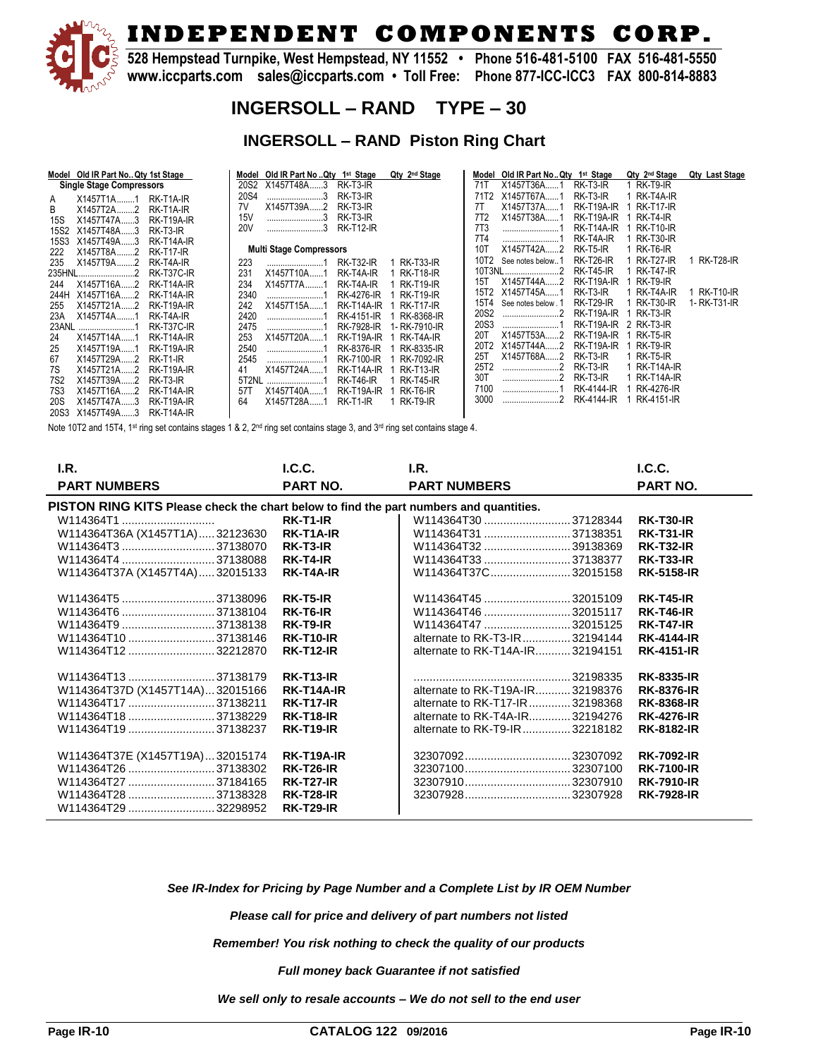# INDEPENDENT COMPONENTS CORP.

528 Hempstead Turnpike, West Hempstead, NY 11552 • Phone 516-481-5100 FAX 516-481-5550
www.iccparts.com sales@iccparts.com • Toll Free: Phone 877-ICC-ICC3 FAX 800-814-8883

## INGERSOLL – RAND TYPE – 30

### INGERSOLL – RAND Piston Ring Chart

**Single Stage Compressors**

| Model | Old IR Part No. | Qty | 1st Stage |
|---|---|---|---|
| A | X1457T1A | 1 | RK-T1A-IR |
| B | X1457T2A | 2 | RK-T1A-IR |
| 15S | X1457T47A | 3 | RK-T19A-IR |
| 15S2 | X1457T48A | 3 | RK-T3-IR |
| 15S3 | X1457T49A | 3 | RK-T14A-IR |
| 222 | X1457T8A | 2 | RK-T17-IR |
| 235 | X1457T9A | 2 | RK-T4A-IR |
| 235HNL | | 2 | RK-T37C-IR |
| 244 | X1457T16A | 2 | RK-T14A-IR |
| 244H | X1457T16A | 2 | RK-T14A-IR |
| 255 | X1457T21A | 2 | RK-T19A-IR |
| 23A | X1457T4A | 1 | RK-T4A-IR |
| 23ANL | | 1 | RK-T37C-IR |
| 24 | X1457T14A | 1 | RK-T14A-IR |
| 25 | X1457T19A | 1 | RK-T19A-IR |
| 67 | X1457T29A | 2 | RK-T1-IR |
| 7S | X1457T21A | 2 | RK-T19A-IR |
| 7S2 | X1457T39A | 2 | RK-T3-IR |
| 7S3 | X1457T16A | 2 | RK-T14A-IR |
| 20S | X1457T47A | 3 | RK-T19A-IR |
| 20S3 | X1457T49A | 3 | RK-T14A-IR |
| 20S2 | X1457T48A | 3 | RK-T3-IR |
| 20S4 | | 3 | RK-T3-IR |
| 7V | X1457T39A | 2 | RK-T3-IR |
| 15V | | 3 | RK-T3-IR |
| 20V | | 3 | RK-T12-IR |

**Multi Stage Compressors**

| Model | Old IR Part No. | Qty | 1st Stage | Qty | 2nd Stage | Qty | Last Stage |
|---|---|---|---|---|---|---|---|
| 223 | | 1 | RK-T32-IR | 1 | RK-T33-IR | | |
| 231 | X1457T10A | 1 | RK-T4A-IR | 1 | RK-T18-IR | | |
| 234 | X1457T7A | 1 | RK-T4A-IR | 1 | RK-T19-IR | | |
| 2340 | | 1 | RK-4276-IR | 1 | RK-T19-IR | | |
| 242 | X1457T15A | 1 | RK-T14A-IR | 1 | RK-T17-IR | | |
| 2420 | | 1 | RK-4151-IR | 1 | RK-8368-IR | | |
| 2475 | | 1 | RK-7928-IR | 1 | RK-7910-IR | | |
| 253 | X1457T20A | 1 | RK-T19A-IR | 1 | RK-T4A-IR | | |
| 2540 | | 1 | RK-8376-IR | 1 | RK-8335-IR | | |
| 2545 | | 1 | RK-7100-IR | 1 | RK-7092-IR | | |
| 41 | X1457T24A | 1 | RK-T14A-IR | 1 | RK-T13-IR | | |
| 5T2NL | | 1 | RK-T46-IR | 1 | RK-T45-IR | | |
| 57T | X1457T40A | 1 | RK-T19A-IR | 1 | RK-T6-IR | | |
| 64 | X1457T28A | 1 | RK-T1-IR | 1 | RK-T9-IR | | |
| 71T | X1457T36A | 1 | RK-T3-IR | 1 | RK-T9-IR | | |
| 71T2 | X1457T67A | 1 | RK-T3-IR | 1 | RK-T4A-IR | | |
| 7T | X1457T37A | 1 | RK-T19A-IR | 1 | RK-T17-IR | | |
| 7T2 | X1457T38A | 1 | RK-T19A-IR | 1 | RK-T4-IR | | |
| 7T3 | | 1 | RK-T14A-IR | 1 | RK-T10-IR | | |
| 7T4 | | 1 | RK-T4A-IR | 1 | RK-T30-IR | | |
| 10T | X1457T42A | 2 | RK-T5-IR | 1 | RK-T6-IR | | |
| 10T2 | See notes below | 1 | RK-T26-IR | 1 | RK-T27-IR | 1 | RK-T28-IR |
| 10T3NL | | 2 | RK-T45-IR | 1 | RK-T47-IR | | |
| 15T | X1457T44A | 2 | RK-T19A-IR | 1 | RK-T9-IR | | |
| 15T2 | X1457T45A | 1 | RK-T3-IR | 1 | RK-T4A-IR | 1 | RK-T10-IR |
| 15T4 | See notes below | 1 | RK-T29-IR | 1 | RK-T30-IR | 1 | RK-T31-IR |
| 20S2 | | 2 | RK-T19A-IR | 1 | RK-T3-IR | | |
| 20S3 | | 1 | RK-T19A-IR | 2 | RK-T3-IR | | |
| 20T | X1457T53A | 2 | RK-T19A-IR | 1 | RK-T5-IR | | |
| 20T2 | X1457T44A | 2 | RK-T19A-IR | 1 | RK-T9-IR | | |
| 25T | X1457T68A | 2 | RK-T3-IR | 1 | RK-T5-IR | | |
| 25T2 | | 2 | RK-T3-IR | 1 | RK-T14A-IR | | |
| 30T | | 2 | RK-T3-IR | 1 | RK-T14A-IR | | |
| 7100 | | 1 | RK-4144-IR | 1 | RK-4276-IR | | |
| 3000 | | 2 | RK-4144-IR | 1 | RK-4151-IR | | |

Note 10T2 and 15T4, 1st ring set contains stages 1 & 2, 2nd ring set contains stage 3, and 3rd ring set contains stage 4.

| I.R. PART NUMBERS | I.C.C. PART NO. | I.R. PART NUMBERS | I.C.C. PART NO. |
|---|---|---|---|
| **PISTON RING KITS Please check the chart below to find the part numbers and quantities.** | | | |
| W114364T1 | **RK-T1-IR** | W114364T30 ........ 37128344 | **RK-T30-IR** |
| W114364T36A (X1457T1A) ........ 32123630 | **RK-T1A-IR** | W114364T31 ........ 37138351 | **RK-T31-IR** |
| W114364T3 ........ 37138070 | **RK-T3-IR** | W114364T32 ........ 39138369 | **RK-T32-IR** |
| W114364T4 ........ 37138088 | **RK-T4-IR** | W114364T33 ........ 37138377 | **RK-T33-IR** |
| W114364T37A (X1457T4A) ........ 32015133 | **RK-T4A-IR** | W114364T37C ........ 32015158 | **RK-5158-IR** |
| W114364T5 ........ 37138096 | **RK-T5-IR** | W114364T45 ........ 32015109 | **RK-T45-IR** |
| W114364T6 ........ 37138104 | **RK-T6-IR** | W114364T46 ........ 32015117 | **RK-T46-IR** |
| W114364T9 ........ 37138138 | **RK-T9-IR** | W114364T47 ........ 32015125 | **RK-T47-IR** |
| W114364T10 ........ 37138146 | **RK-T10-IR** | alternate to RK-T3-IR ........ 32194144 | **RK-4144-IR** |
| W114364T12 ........ 32212870 | **RK-T12-IR** | alternate to RK-T14A-IR ........ 32194151 | **RK-4151-IR** |
| W114364T13 ........ 37138179 | **RK-T13-IR** | ........ 32198335 | **RK-8335-IR** |
| W114364T37D (X1457T14A) ........ 32015166 | **RK-T14A-IR** | alternate to RK-T19A-IR ........ 32198376 | **RK-8376-IR** |
| W114364T17 ........ 37138211 | **RK-T17-IR** | alternate to RK-T17-IR ........ 32198368 | **RK-8368-IR** |
| W114364T18 ........ 37138229 | **RK-T18-IR** | alternate to RK-T4A-IR ........ 32194276 | **RK-4276-IR** |
| W114364T19 ........ 37138237 | **RK-T19-IR** | alternate to RK-T9-IR ........ 32218182 | **RK-8182-IR** |
| W114364T37E (X1457T19A) ........ 32015174 | **RK-T19A-IR** | 32307092 ........ 32307092 | **RK-7092-IR** |
| W114364T26 ........ 37138302 | **RK-T26-IR** | 32307100 ........ 32307100 | **RK-7100-IR** |
| W114364T27 ........ 37184165 | **RK-T27-IR** | 32307910 ........ 32307910 | **RK-7910-IR** |
| W114364T28 ........ 37138328 | **RK-T28-IR** | 32307928 ........ 32307928 | **RK-7928-IR** |
| W114364T29 ........ 32298952 | **RK-T29-IR** | | |

***See IR-Index for Pricing by Page Number and a Complete List by IR OEM Number***

***Please call for price and delivery of part numbers not listed***

***Remember! You risk nothing to check the quality of our products***

***Full money back Guarantee if not satisfied***

***We sell only to resale accounts – We do not sell to the end user***

**CATALOG 122 09/2016**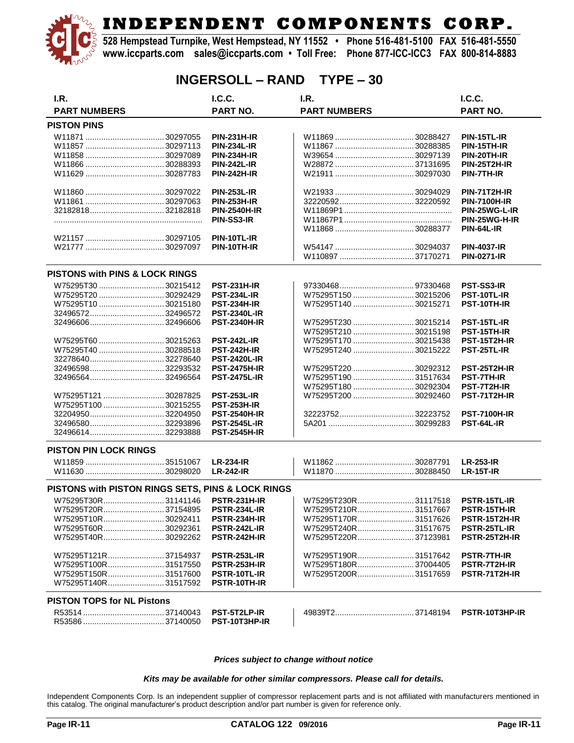# INDEPENDENT COMPONENTS CORP.

528 Hempstead Turnpike, West Hempstead, NY 11552 • Phone 516-481-5100 FAX 516-481-5550
www.iccparts.com sales@iccparts.com • Toll Free: Phone 877-ICC-ICC3 FAX 800-814-8883

## INGERSOLL – RAND TYPE – 30

| I.R. PART NUMBERS | | I.C.C. PART NO. | I.R. PART NUMBERS | | I.C.C. PART NO. |
|---|---|---|---|---|---|
| **PISTON PINS** | | | | | |
| W11871 | 30297055 | **PIN-231H-IR** | W11869 | 30288427 | **PIN-15TL-IR** |
| W11857 | 30297113 | **PIN-234L-IR** | W11867 | 30288385 | **PIN-15TH-IR** |
| W11858 | 30297089 | **PIN-234H-IR** | W39654 | 30297139 | **PIN-20TH-IR** |
| W11866 | 30288393 | **PIN-242L-IR** | W28872 | 37131695 | **PIN-25T2H-IR** |
| W11629 | 30287783 | **PIN-242H-IR** | W21911 | 30297030 | **PIN-7TH-IR** |
| W11860 | 30297022 | **PIN-253L-IR** | W21933 | 30294029 | **PIN-71T2H-IR** |
| W11861 | 30297063 | **PIN-253H-IR** | 32220592 | 32220592 | **PIN-7100H-IR** |
| 32182818 | 32182818 | **PIN-2540H-IR** | W11869P1 | | **PIN-25WG-L-IR** |
| | | **PIN-SS3-IR** | W11867P1 | | **PIN-25WG-H-IR** |
| | | | W11868 | 30288377 | **PIN-64L-IR** |
| W21157 | 30297105 | **PIN-10TL-IR** | | | |
| W21777 | 30297097 | **PIN-10TH-IR** | W54147 | 30294037 | **PIN-4037-IR** |
| | | | W110897 | 37170271 | **PIN-0271-IR** |
| **PISTONS with PINS & LOCK RINGS** | | | | | |
| W75295T30 | 30215412 | **PST-231H-IR** | 97330468 | 97330468 | **PST-SS3-IR** |
| W75295T20 | 30292429 | **PST-234L-IR** | W75295T150 | 30215206 | **PST-10TL-IR** |
| W75295T10 | 30215180 | **PST-234H-IR** | W75295T140 | 30215271 | **PST-10TH-IR** |
| 32496572 | 32496572 | **PST-2340L-IR** | | | |
| 32496606 | 32496606 | **PST-2340H-IR** | W75295T230 | 30215214 | **PST-15TL-IR** |
| | | | W75295T210 | 30215198 | **PST-15TH-IR** |
| W75295T60 | 30215263 | **PST-242L-IR** | W75295T170 | 30215438 | **PST-15T2H-IR** |
| W75295T40 | 30288518 | **PST-242H-IR** | W75295T240 | 30215222 | **PST-25TL-IR** |
| 32278640 | 32278640 | **PST-2420L-IR** | | | |
| 32496598 | 32293532 | **PST-2475H-IR** | W75295T220 | 30292312 | **PST-25T2H-IR** |
| 32496564 | 32496564 | **PST-2475L-IR** | W75295T190 | 31517634 | **PST-7TH-IR** |
| | | | W75295T180 | 30292304 | **PST-7T2H-IR** |
| W75295T121 | 30287825 | **PST-253L-IR** | W75295T200 | 30292460 | **PST-71T2H-IR** |
| W75295T100 | 30215255 | **PST-253H-IR** | | | |
| 32204950 | 32204950 | **PST-2540H-IR** | 32223752 | 32223752 | **PST-7100H-IR** |
| 32496580 | 32293896 | **PST-2545L-IR** | 5A201 | 30299283 | **PST-64L-IR** |
| 32496614 | 32293888 | **PST-2545H-IR** | | | |
| **PISTON PIN LOCK RINGS** | | | | | |
| W11859 | 35151067 | **LR-234-IR** | W11862 | 30287791 | **LR-253-IR** |
| W11630 | 30298020 | **LR-242-IR** | W11870 | 30288450 | **LR-15T-IR** |
| **PISTONS with PISTON RINGS SETS, PINS & LOCK RINGS** | | | | | |
| W75295T30R | 31141146 | **PSTR-231H-IR** | W75295T230R | 31117518 | **PSTR-15TL-IR** |
| W75295T20R | 37154895 | **PSTR-234L-IR** | W75295T210R | 31517667 | **PSTR-15TH-IR** |
| W75295T10R | 30292411 | **PSTR-234H-IR** | W75295T170R | 31517626 | **PSTR-15T2H-IR** |
| W75295T60R | 30292361 | **PSTR-242L-IR** | W75295T240R | 31517675 | **PSTR-25TL-IR** |
| W75295T40R | 30292262 | **PSTR-242H-IR** | W75295T220R | 37123981 | **PSTR-25T2H-IR** |
| W75295T121R | 37154937 | **PSTR-253L-IR** | W75295T190R | 31517642 | **PSTR-7TH-IR** |
| W75295T100R | 31517550 | **PSTR-253H-IR** | W75295T180R | 37004405 | **PSTR-7T2H-IR** |
| W75295T150R | 31517600 | **PSTR-10TL-IR** | W75295T200R | 31517659 | **PSTR-71T2H-IR** |
| W75295T140R | 31517592 | **PSTR-10TH-IR** | | | |
| **PISTON TOPS for NL Pistons** | | | | | |
| R53514 | 37140043 | **PST-5T2LP-IR** | 49839T2 | 37148194 | **PSTR-10T3HP-IR** |
| R53586 | 37140050 | **PST-10T3HP-IR** | | | |

***Prices subject to change without notice***

***Kits may be available for other similar compressors. Please call for details.***

Independent Components Corp. Is an independent supplier of compressor replacement parts and is not affiliated with manufacturers mentioned in this catalog. The original manufacturer's product description and/or part number is given for reference only.

**CATALOG 122** 09/2016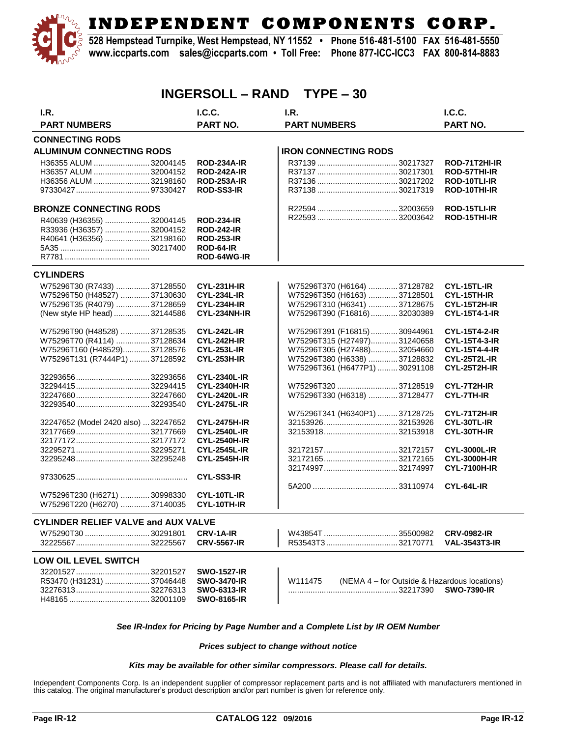# INDEPENDENT COMPONENTS CORP.

**528 Hempstead Turnpike, West Hempstead, NY 11552 • Phone 516-481-5100 FAX 516-481-5550**
**www.iccparts.com sales@iccparts.com • Toll Free: Phone 877-ICC-ICC3 FAX 800-814-8883**

## INGERSOLL – RAND TYPE – 30

| I.R. PART NUMBERS | I.C.C. PART NO. | I.R. PART NUMBERS | I.C.C. PART NO. |
|---|---|---|---|
| **CONNECTING RODS** | | | |
| **ALUMINUM CONNECTING RODS** | | **IRON CONNECTING RODS** | |
| H36355 ALUM ........ 32004145 | **ROD-234A-IR** | R37139 ........ 30217327 | **ROD-71T2HI-IR** |
| H36357 ALUM ........ 32004152 | **ROD-242A-IR** | R37137 ........ 30217301 | **ROD-57THI-IR** |
| H36356 ALUM ........ 32198160 | **ROD-253A-IR** | R37136 ........ 30217202 | **ROD-10TLI-IR** |
| 97330427 ........ 97330427 | **ROD-SS3-IR** | R37138 ........ 30217319 | **ROD-10THI-IR** |
| **BRONZE CONNECTING RODS** | | R22594 ........ 32003659 | **ROD-15TLI-IR** |
| R40639 (H36355) ........ 32004145 | **ROD-234-IR** | R22593 ........ 32003642 | **ROD-15THI-IR** |
| R33936 (H36357) ........ 32004152 | **ROD-242-IR** | | |
| R40641 (H36356) ........ 32198160 | **ROD-253-IR** | | |
| 5A35 ........ 30217400 | **ROD-64-IR** | | |
| R7781 ........ | **ROD-64WG-IR** | | |
| **CYLINDERS** | | | |
| W75296T30 (R7433) ........ 37128550 | **CYL-231H-IR** | W75296T370 (H6164) ........ 37128782 | **CYL-15TL-IR** |
| W75296T50 (H48527) ........ 37130630 | **CYL-234L-IR** | W75296T350 (H6163) ........ 37128501 | **CYL-15TH-IR** |
| W75296T35 (R4079) ........ 37128659 | **CYL-234H-IR** | W75296T310 (H6341) ........ 37128675 | **CYL-15T2H-IR** |
| (New style HP head) ........ 32144586 | **CYL-234NH-IR** | W75296T390 (F16816) ........ 32030389 | **CYL-15T4-1-IR** |
| W75296T90 (H48528) ........ 37128535 | **CYL-242L-IR** | W75296T391 (F16815) ........ 30944961 | **CYL-15T4-2-IR** |
| W75296T70 (R4114) ........ 37128634 | **CYL-242H-IR** | W75296T315 (H27497) ........ 31240658 | **CYL-15T4-3-IR** |
| W75296T160 (H48529) ........ 37128576 | **CYL-253L-IR** | W75296T305 (H27488) ........ 32054660 | **CYL-15T4-4-IR** |
| W75296T131 (R7444P1) ........ 37128592 | **CYL-253H-IR** | W75296T380 (H6338) ........ 37128832 | **CYL-25T2L-IR** |
| | | W75296T361 (H6477P1) ........ 30291108 | **CYL-25T2H-IR** |
| 32293656 ........ 32293656 | **CYL-2340L-IR** | | |
| 32294415 ........ 32294415 | **CYL-2340H-IR** | W75296T320 ........ 37128519 | **CYL-7T2H-IR** |
| 32247660 ........ 32247660 | **CYL-2420L-IR** | W75296T330 (H6318) ........ 37128477 | **CYL-7TH-IR** |
| 32293540 ........ 32293540 | **CYL-2475L-IR** | | |
| | | W75296T341 (H6340P1) ........ 37128725 | **CYL-71T2H-IR** |
| 32247652 (Model 2420 also) ... 32247652 | **CYL-2475H-IR** | 32153926 ........ 32153926 | **CYL-30TL-IR** |
| 32177669 ........ 32177669 | **CYL-2540L-IR** | 32153918 ........ 32153918 | **CYL-30TH-IR** |
| 32177172 ........ 32177172 | **CYL-2540H-IR** | | |
| 32295271 ........ 32295271 | **CYL-2545L-IR** | 32172157 ........ 32172157 | **CYL-3000L-IR** |
| 32295248 ........ 32295248 | **CYL-2545H-IR** | 32172165 ........ 32172165 | **CYL-3000H-IR** |
| | | 32174997 ........ 32174997 | **CYL-7100H-IR** |
| 97330625 ........ | **CYL-SS3-IR** | | |
| | | 5A200 ........ 33110974 | **CYL-64L-IR** |
| W75296T230 (H6271) ........ 30998330 | **CYL-10TL-IR** | | |
| W75296T220 (H6270) ........ 37140035 | **CYL-10TH-IR** | | |
| **CYLINDER RELIEF VALVE and AUX VALVE** | | | |
| W75290T30 ........ 30291801 | **CRV-1A-IR** | W43854T ........ 35500982 | **CRV-0982-IR** |
| 32225567 ........ 32225567 | **CRV-5567-IR** | R53543T3 ........ 32170771 | **VAL-3543T3-IR** |
| **LOW OIL LEVEL SWITCH** | | | |
| 32201527 ........ 32201527 | **SWO-1527-IR** | | |
| R53470 (H31231) ........ 37046448 | **SWO-3470-IR** | W111475 (NEMA 4 – for Outside & Hazardous locations) | |
| 32276313 ........ 32276313 | **SWO-6313-IR** | ........ 32217390 | **SWO-7390-IR** |
| H48165 ........ 32001109 | **SWO-8165-IR** | | |

***See IR-Index for Pricing by Page Number and a Complete List by IR OEM Number***

***Prices subject to change without notice***

***Kits may be available for other similar compressors. Please call for details.***

Independent Components Corp. Is an independent supplier of compressor replacement parts and is not affiliated with manufacturers mentioned in this catalog. The original manufacturer's product description and/or part number is given for reference only.

**CATALOG 122 09/2016**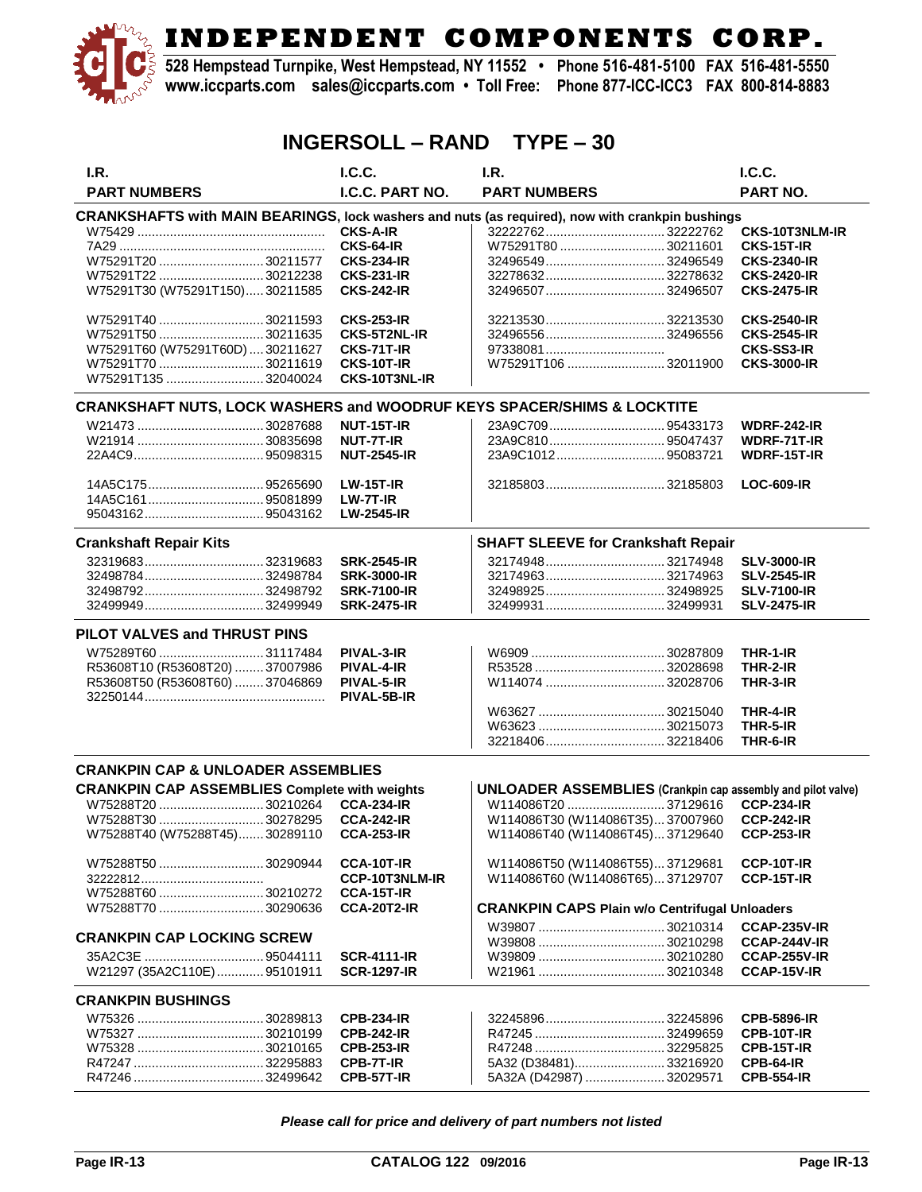# INDEPENDENT COMPONENTS CORP.

528 Hempstead Turnpike, West Hempstead, NY 11552 • Phone 516-481-5100 FAX 516-481-5550
www.iccparts.com sales@iccparts.com • Toll Free: Phone 877-ICC-ICC3 FAX 800-814-8883

## INGERSOLL – RAND TYPE – 30

| I.R. PART NUMBERS | I.C.C. PART NO. | I.R. PART NUMBERS | I.C.C. PART NO. |
|---|---|---|---|
| **CRANKSHAFTS with MAIN BEARINGS, lock washers and nuts (as required), now with crankpin bushings** | | | |
| W75429 | **CKS-A-IR** | 32222762 ........ 32222762 | **CKS-10T3NLM-IR** |
| 7A29 | **CKS-64-IR** | W75291T80 ........ 30211601 | **CKS-15T-IR** |
| W75291T20 ........ 30211577 | **CKS-234-IR** | 32496549 ........ 32496549 | **CKS-2340-IR** |
| W75291T22 ........ 30212238 | **CKS-231-IR** | 32278632 ........ 32278632 | **CKS-2420-IR** |
| W75291T30 (W75291T150) ........ 30211585 | **CKS-242-IR** | 32496507 ........ 32496507 | **CKS-2475-IR** |
| W75291T40 ........ 30211593 | **CKS-253-IR** | 32213530 ........ 32213530 | **CKS-2540-IR** |
| W75291T50 ........ 30211635 | **CKS-5T2NL-IR** | 32496556 ........ 32496556 | **CKS-2545-IR** |
| W75291T60 (W75291T60D) ........ 30211627 | **CKS-71T-IR** | 97338081 | **CKS-SS3-IR** |
| W75291T70 ........ 30211619 | **CKS-10T-IR** | W75291T106 ........ 32011900 | **CKS-3000-IR** |
| W75291T135 ........ 32040024 | **CKS-10T3NL-IR** | | |
| **CRANKSHAFT NUTS, LOCK WASHERS and WOODRUF KEYS SPACER/SHIMS & LOCKTITE** | | | |
| W21473 ........ 30287688 | **NUT-15T-IR** | 23A9C709 ........ 95433173 | **WDRF-242-IR** |
| W21914 ........ 30835698 | **NUT-7T-IR** | 23A9C810 ........ 95047437 | **WDRF-71T-IR** |
| 22A4C9 ........ 95098315 | **NUT-2545-IR** | 23A9C1012 ........ 95083721 | **WDRF-15T-IR** |
| 14A5C175 ........ 95265690 | **LW-15T-IR** | 32185803 ........ 32185803 | **LOC-609-IR** |
| 14A5C161 ........ 95081899 | **LW-7T-IR** | | |
| 95043162 ........ 95043162 | **LW-2545-IR** | | |
| **Crankshaft Repair Kits** | | **SHAFT SLEEVE for Crankshaft Repair** | |
| 32319683 ........ 32319683 | **SRK-2545-IR** | 32174948 ........ 32174948 | **SLV-3000-IR** |
| 32498784 ........ 32498784 | **SRK-3000-IR** | 32174963 ........ 32174963 | **SLV-2545-IR** |
| 32498792 ........ 32498792 | **SRK-7100-IR** | 32498925 ........ 32498925 | **SLV-7100-IR** |
| 32499949 ........ 32499949 | **SRK-2475-IR** | 32499931 ........ 32499931 | **SLV-2475-IR** |
| **PILOT VALVES and THRUST PINS** | | | |
| W75289T60 ........ 31117484 | **PIVAL-3-IR** | W6909 ........ 30287809 | **THR-1-IR** |
| R53608T10 (R53608T20) ........ 37007986 | **PIVAL-4-IR** | R53528 ........ 32028698 | **THR-2-IR** |
| R53608T50 (R53608T60) ........ 37046869 | **PIVAL-5-IR** | W114074 ........ 32028706 | **THR-3-IR** |
| 32250144 | **PIVAL-5B-IR** | | |
| | | W63627 ........ 30215040 | **THR-4-IR** |
| | | W63623 ........ 30215073 | **THR-5-IR** |
| | | 32218406 ........ 32218406 | **THR-6-IR** |
| **CRANKPIN CAP & UNLOADER ASSEMBLIES** | | | |
| **CRANKPIN CAP ASSEMBLIES Complete with weights** | | **UNLOADER ASSEMBLIES (Crankpin cap assembly and pilot valve)** | |
| W75288T20 ........ 30210264 | **CCA-234-IR** | W114086T20 ........ 37129616 | **CCP-234-IR** |
| W75288T30 ........ 30278295 | **CCA-242-IR** | W114086T30 (W114086T35) ........ 37007960 | **CCP-242-IR** |
| W75288T40 (W75288T45) ........ 30289110 | **CCA-253-IR** | W114086T40 (W114086T45) ........ 37129640 | **CCP-253-IR** |
| W75288T50 ........ 30290944 | **CCA-10T-IR** | W114086T50 (W114086T55) ........ 37129681 | **CCP-10T-IR** |
| 32222812 | **CCP-10T3NLM-IR** | W114086T60 (W114086T65) ........ 37129707 | **CCP-15T-IR** |
| W75288T60 ........ 30210272 | **CCA-15T-IR** | | |
| W75288T70 ........ 30290636 | **CCA-20T2-IR** | **CRANKPIN CAPS Plain w/o Centrifugal Unloaders** | |
| **CRANKPIN CAP LOCKING SCREW** | | W39807 ........ 30210314 | **CCAP-235V-IR** |
| | | W39808 ........ 30210298 | **CCAP-244V-IR** |
| 35A2C3E ........ 95044111 | **SCR-4111-IR** | W39809 ........ 30210280 | **CCAP-255V-IR** |
| W21297 (35A2C110E) ........ 95101911 | **SCR-1297-IR** | W21961 ........ 30210348 | **CCAP-15V-IR** |
| **CRANKPIN BUSHINGS** | | | |
| W75326 ........ 30289813 | **CPB-234-IR** | 32245896 ........ 32245896 | **CPB-5896-IR** |
| W75327 ........ 30210199 | **CPB-242-IR** | R47245 ........ 32499659 | **CPB-10T-IR** |
| W75328 ........ 30210165 | **CPB-253-IR** | R47248 ........ 32295825 | **CPB-15T-IR** |
| R47247 ........ 32295883 | **CPB-7T-IR** | 5A32 (D38481) ........ 33216920 | **CPB-64-IR** |
| R47246 ........ 32499642 | **CPB-57T-IR** | 5A32A (D42987) ........ 32029571 | **CPB-554-IR** |

*Please call for price and delivery of part numbers not listed*

CATALOG 122 09/2016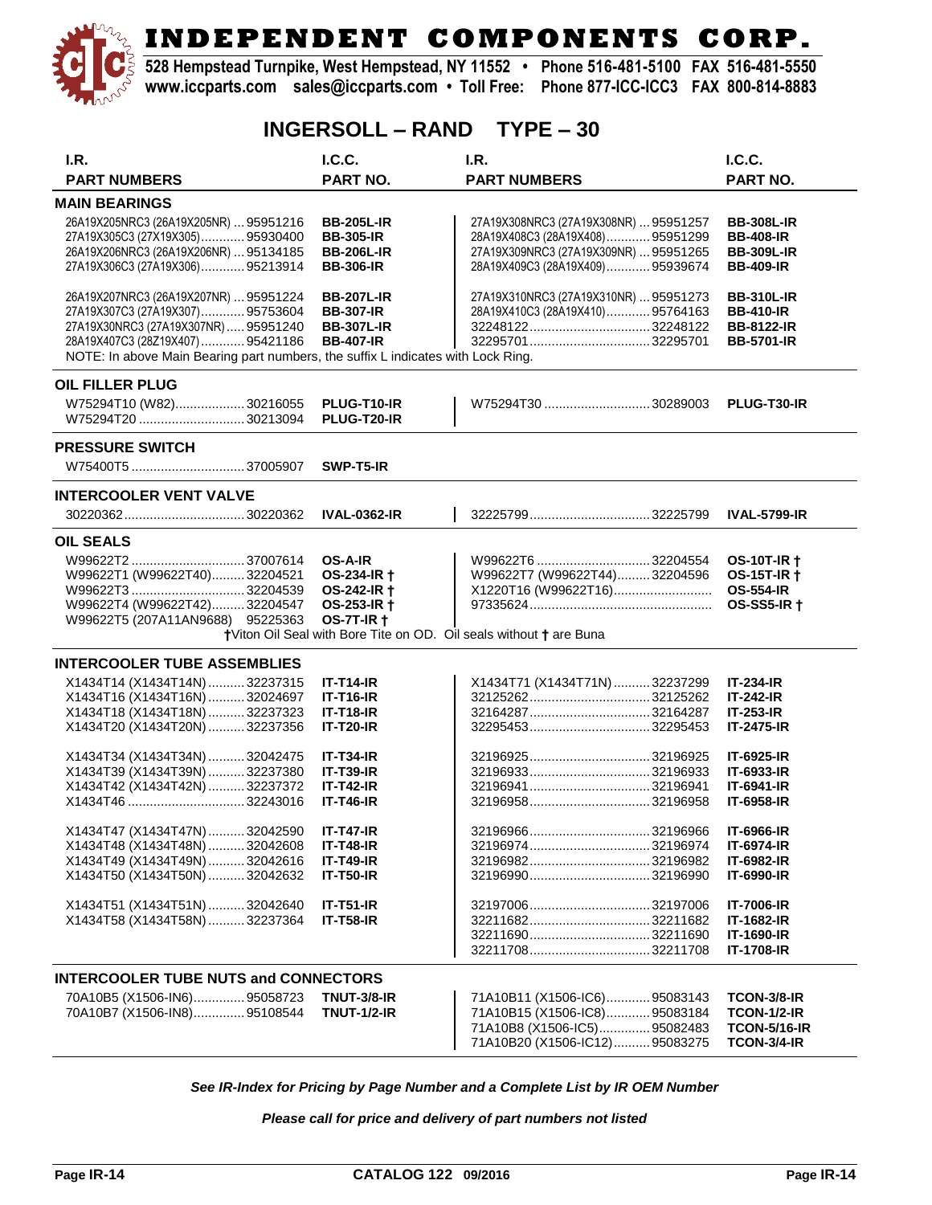# INDEPENDENT COMPONENTS CORP.

528 Hempstead Turnpike, West Hempstead, NY 11552 • Phone 516-481-5100 FAX 516-481-5550
www.iccparts.com sales@iccparts.com • Toll Free: Phone 877-ICC-ICC3 FAX 800-814-8883

## INGERSOLL – RAND TYPE – 30

| I.R. PART NUMBERS | I.C.C. PART NO. | I.R. PART NUMBERS | I.C.C. PART NO. |
|---|---|---|---|
| **MAIN BEARINGS** | | | |
| 26A19X205NRC3 (26A19X205NR) ... 95951216 | **BB-205L-IR** | 27A19X308NRC3 (27A19X308NR) ... 95951257 | **BB-308L-IR** |
| 27A19X305C3 (27X19X305)............ 95930400 | **BB-305-IR** | 28A19X408C3 (28A19X408)............ 95951299 | **BB-408-IR** |
| 26A19X206NRC3 (26A19X206NR) ... 95134185 | **BB-206L-IR** | 27A19X309NRC3 (27A19X309NR) ... 95951265 | **BB-309L-IR** |
| 27A19X306C3 (27A19X306)............ 95213914 | **BB-306-IR** | 28A19X409C3 (28A19X409)............ 95939674 | **BB-409-IR** |
| 26A19X207NRC3 (26A19X207NR) ... 95951224 | **BB-207L-IR** | 27A19X310NRC3 (27A19X310NR) ... 95951273 | **BB-310L-IR** |
| 27A19X307C3 (27A19X307)............ 95753604 | **BB-307-IR** | 28A19X410C3 (28A19X410)............ 95764163 | **BB-410-IR** |
| 27A19X30NRC3 (27A19X307NR) ...... 95951240 | **BB-307L-IR** | 32248122................................ 32248122 | **BB-8122-IR** |
| 28A19X407C3 (28Z19X407)............ 95421186 | **BB-407-IR** | 32295701................................ 32295701 | **BB-5701-IR** |
| NOTE: In above Main Bearing part numbers, the suffix L indicates with Lock Ring. | | | |
| **OIL FILLER PLUG** | | | |
| W75294T10 (W82).................. 30216055 | **PLUG-T10-IR** | W75294T30 ............................ 30289003 | **PLUG-T30-IR** |
| W75294T20 ............................ 30213094 | **PLUG-T20-IR** | | |
| **PRESSURE SWITCH** | | | |
| W75400T5 .............................. 37005907 | **SWP-T5-IR** | | |
| **INTERCOOLER VENT VALVE** | | | |
| 30220362................................ 30220362 | **IVAL-0362-IR** | 32225799................................ 32225799 | **IVAL-5799-IR** |
| **OIL SEALS** | | | |
| W99622T2 .............................. 37007614 | **OS-A-IR** | W99622T6 .............................. 32204554 | **OS-10T-IR †** |
| W99622T1 (W99622T40)......... 32204521 | **OS-234-IR †** | W99622T7 (W99622T44)......... 32204596 | **OS-15T-IR †** |
| W99622T3 .............................. 32204539 | **OS-242-IR †** | X1220T16 (W99622T16)........................ | **OS-554-IR** |
| W99622T4 (W99622T42)......... 32204547 | **OS-253-IR †** | 97335624................................................ | **OS-SS5-IR †** |
| W99622T5 (207A11AN9688) 95225363 | **OS-7T-IR †** | | |
| †Viton Oil Seal with Bore Tite on OD. Oil seals without † are Buna | | | |
| **INTERCOOLER TUBE ASSEMBLIES** | | | |
| X1434T14 (X1434T14N) .......... 32237315 | **IT-T14-IR** | X1434T71 (X1434T71N) .......... 32237299 | **IT-234-IR** |
| X1434T16 (X1434T16N) .......... 32024697 | **IT-T16-IR** | 32125262................................ 32125262 | **IT-242-IR** |
| X1434T18 (X1434T18N) .......... 32237323 | **IT-T18-IR** | 32164287................................ 32164287 | **IT-253-IR** |
| X1434T20 (X1434T20N) .......... 32237356 | **IT-T20-IR** | 32295453................................ 32295453 | **IT-2475-IR** |
| X1434T34 (X1434T34N) .......... 32042475 | **IT-T34-IR** | 32196925................................ 32196925 | **IT-6925-IR** |
| X1434T39 (X1434T39N) .......... 32237380 | **IT-T39-IR** | 32196933................................ 32196933 | **IT-6933-IR** |
| X1434T42 (X1434T42N) .......... 32237372 | **IT-T42-IR** | 32196941................................ 32196941 | **IT-6941-IR** |
| X1434T46 ............................... 32243016 | **IT-T46-IR** | 32196958................................ 32196958 | **IT-6958-IR** |
| X1434T47 (X1434T47N) .......... 32042590 | **IT-T47-IR** | 32196966................................ 32196966 | **IT-6966-IR** |
| X1434T48 (X1434T48N) .......... 32042608 | **IT-T48-IR** | 32196974................................ 32196974 | **IT-6974-IR** |
| X1434T49 (X1434T49N) .......... 32042616 | **IT-T49-IR** | 32196982................................ 32196982 | **IT-6982-IR** |
| X1434T50 (X1434T50N) .......... 32042632 | **IT-T50-IR** | 32196990................................ 32196990 | **IT-6990-IR** |
| X1434T51 (X1434T51N) .......... 32042640 | **IT-T51-IR** | 32197006................................ 32197006 | **IT-7006-IR** |
| X1434T58 (X1434T58N) .......... 32237364 | **IT-T58-IR** | 32211682................................ 32211682 | **IT-1682-IR** |
| | | 32211690................................ 32211690 | **IT-1690-IR** |
| | | 32211708................................ 32211708 | **IT-1708-IR** |
| **INTERCOOLER TUBE NUTS and CONNECTORS** | | | |
| 70A10B5 (X1506-IN6).............. 95058723 | **TNUT-3/8-IR** | 71A10B11 (X1506-IC6)............ 95083143 | **TCON-3/8-IR** |
| 70A10B7 (X1506-IN8).............. 95108544 | **TNUT-1/2-IR** | 71A10B15 (X1506-IC8)............ 95083184 | **TCON-1/2-IR** |
| | | 71A10B8 (X1506-IC5).............. 95082483 | **TCON-5/16-IR** |
| | | 71A10B20 (X1506-IC12).......... 95083275 | **TCON-3/4-IR** |

***See IR-Index for Pricing by Page Number and a Complete List by IR OEM Number***

***Please call for price and delivery of part numbers not listed***

CATALOG 122 09/2016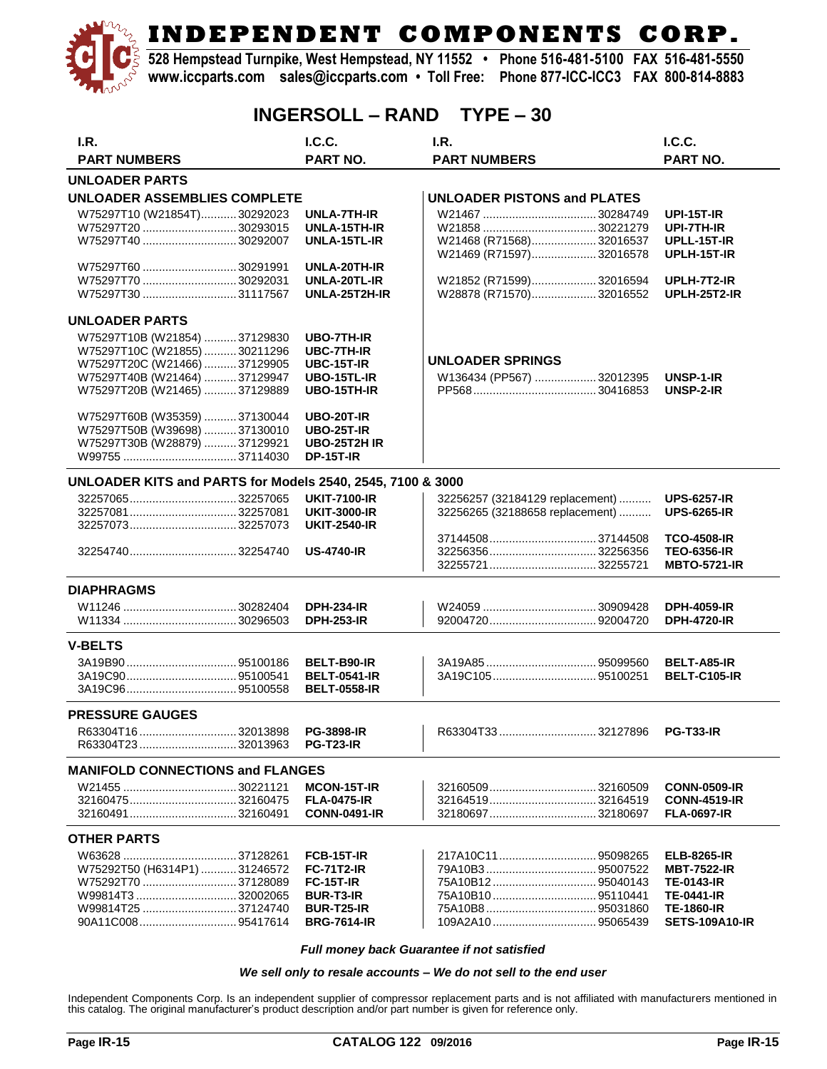# INDEPENDENT COMPONENTS CORP.

528 Hempstead Turnpike, West Hempstead, NY 11552 • Phone 516-481-5100 FAX 516-481-5550
www.iccparts.com sales@iccparts.com • Toll Free: Phone 877-ICC-ICC3 FAX 800-814-8883

## INGERSOLL – RAND TYPE – 30

| I.R. PART NUMBERS | | I.C.C. PART NO. | I.R. PART NUMBERS | | I.C.C. PART NO. |
|---|---|---|---|---|---|
| **UNLOADER PARTS** | | | | | |
| **UNLOADER ASSEMBLIES COMPLETE** | | | **UNLOADER PISTONS and PLATES** | | |
| W75297T10 (W21854T) | 30292023 | **UNLA-7TH-IR** | W21467 | 30284749 | **UPI-15T-IR** |
| W75297T20 | 30293015 | **UNLA-15TH-IR** | W21858 | 30221279 | **UPI-7TH-IR** |
| W75297T40 | 30292007 | **UNLA-15TL-IR** | W21468 (R71568) | 32016537 | **UPLL-15T-IR** |
| | | | W21469 (R71597) | 32016578 | **UPLH-15T-IR** |
| W75297T60 | 30291991 | **UNLA-20TH-IR** | | | |
| W75297T70 | 30292031 | **UNLA-20TL-IR** | W21852 (R71599) | 32016594 | **UPLH-7T2-IR** |
| W75297T30 | 31117567 | **UNLA-25T2H-IR** | W28878 (R71570) | 32016552 | **UPLH-25T2-IR** |
| **UNLOADER PARTS** | | | | | |
| W75297T10B (W21854) | 37129830 | **UBO-7TH-IR** | | | |
| W75297T10C (W21855) | 30211296 | **UBC-7TH-IR** | **UNLOADER SPRINGS** | | |
| W75297T20C (W21466) | 37129905 | **UBC-15T-IR** | | | |
| W75297T40B (W21464) | 37129947 | **UBO-15TL-IR** | W136434 (PP567) | 32012395 | **UNSP-1-IR** |
| W75297T20B (W21465) | 37129889 | **UBO-15TH-IR** | PP568 | 30416853 | **UNSP-2-IR** |
| W75297T60B (W35359) | 37130044 | **UBO-20T-IR** | | | |
| W75297T50B (W39698) | 37130010 | **UBO-25T-IR** | | | |
| W75297T30B (W28879) | 37129921 | **UBO-25T2H IR** | | | |
| W99755 | 37114030 | **DP-15T-IR** | | | |
| **UNLOADER KITS and PARTS for Models 2540, 2545, 7100 & 3000** | | | | | |
| 32257065 | 32257065 | **UKIT-7100-IR** | 32256257 (32184129 replacement) | | **UPS-6257-IR** |
| 32257081 | 32257081 | **UKIT-3000-IR** | 32256265 (32188658 replacement) | | **UPS-6265-IR** |
| 32257073 | 32257073 | **UKIT-2540-IR** | | | |
| | | | 37144508 | 37144508 | **TCO-4508-IR** |
| 32254740 | 32254740 | **US-4740-IR** | 32256356 | 32256356 | **TEO-6356-IR** |
| | | | 32255721 | 32255721 | **MBTO-5721-IR** |
| **DIAPHRAGMS** | | | | | |
| W11246 | 30282404 | **DPH-234-IR** | W24059 | 30909428 | **DPH-4059-IR** |
| W11334 | 30296503 | **DPH-253-IR** | 92004720 | 92004720 | **DPH-4720-IR** |
| **V-BELTS** | | | | | |
| 3A19B90 | 95100186 | **BELT-B90-IR** | 3A19A85 | 95099560 | **BELT-A85-IR** |
| 3A19C90 | 95100541 | **BELT-0541-IR** | 3A19C105 | 95100251 | **BELT-C105-IR** |
| 3A19C96 | 95100558 | **BELT-0558-IR** | | | |
| **PRESSURE GAUGES** | | | | | |
| R63304T16 | 32013898 | **PG-3898-IR** | R63304T33 | 32127896 | **PG-T33-IR** |
| R63304T23 | 32013963 | **PG-T23-IR** | | | |
| **MANIFOLD CONNECTIONS and FLANGES** | | | | | |
| W21455 | 30221121 | **MCON-15T-IR** | 32160509 | 32160509 | **CONN-0509-IR** |
| 32160475 | 32160475 | **FLA-0475-IR** | 32164519 | 32164519 | **CONN-4519-IR** |
| 32160491 | 32160491 | **CONN-0491-IR** | 32180697 | 32180697 | **FLA-0697-IR** |
| **OTHER PARTS** | | | | | |
| W63628 | 37128261 | **FCB-15T-IR** | 217A10C11 | 95098265 | **ELB-8265-IR** |
| W75292T50 (H6314P1) | 31246572 | **FC-71T2-IR** | 79A10B3 | 95007522 | **MBT-7522-IR** |
| W75292T70 | 37128089 | **FC-15T-IR** | 75A10B12 | 95040143 | **TE-0143-IR** |
| W99814T3 | 32002065 | **BUR-T3-IR** | 75A10B10 | 95110441 | **TE-0441-IR** |
| W99814T25 | 37124740 | **BUR-T25-IR** | 75A10B8 | 95031860 | **TE-1860-IR** |
| 90A11C008 | 95417614 | **BRG-7614-IR** | 109A2A10 | 95065439 | **SETS-109A10-IR** |

***Full money back Guarantee if not satisfied***

***We sell only to resale accounts – We do not sell to the end user***

Independent Components Corp. Is an independent supplier of compressor replacement parts and is not affiliated with manufacturers mentioned in this catalog. The original manufacturer's product description and/or part number is given for reference only.

**CATALOG 122** 09/2016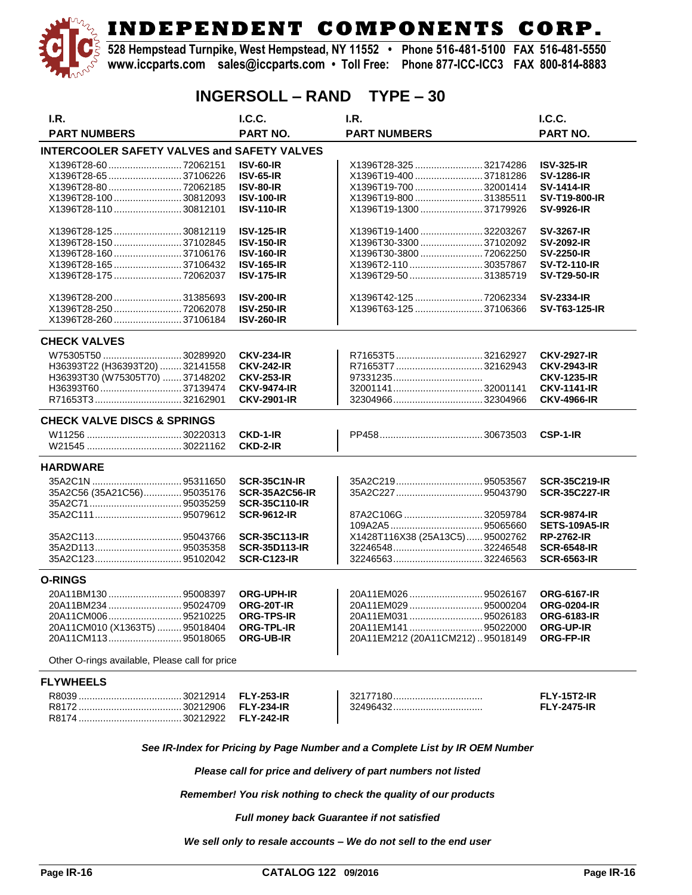# INDEPENDENT COMPONENTS CORP.

528 Hempstead Turnpike, West Hempstead, NY 11552 • Phone 516-481-5100 FAX 516-481-5550
www.iccparts.com sales@iccparts.com • Toll Free: Phone 877-ICC-ICC3 FAX 800-814-8883

## INGERSOLL – RAND TYPE – 30

| I.R. PART NUMBERS | | I.C.C. PART NO. | I.R. PART NUMBERS | | I.C.C. PART NO. |
|---|---|---|---|---|---|
| **INTERCOOLER SAFETY VALVES and SAFETY VALVES** | | | | | |
| X1396T28-60 | 72062151 | **ISV-60-IR** | X1396T28-325 | 32174286 | **ISV-325-IR** |
| X1396T28-65 | 37106226 | **ISV-65-IR** | X1396T19-400 | 37181286 | **SV-1286-IR** |
| X1396T28-80 | 72062185 | **ISV-80-IR** | X1396T19-700 | 32001414 | **SV-1414-IR** |
| X1396T28-100 | 30812093 | **ISV-100-IR** | X1396T19-800 | 31385511 | **SV-T19-800-IR** |
| X1396T28-110 | 30812101 | **ISV-110-IR** | X1396T19-1300 | 37179926 | **SV-9926-IR** |
| X1396T28-125 | 30812119 | **ISV-125-IR** | X1396T19-1400 | 32203267 | **SV-3267-IR** |
| X1396T28-150 | 37102845 | **ISV-150-IR** | X1396T30-3300 | 37102092 | **SV-2092-IR** |
| X1396T28-160 | 37106176 | **ISV-160-IR** | X1396T30-3800 | 72062250 | **SV-2250-IR** |
| X1396T28-165 | 37106432 | **ISV-165-IR** | X1396T2-110 | 30357867 | **SV-T2-110-IR** |
| X1396T28-175 | 72062037 | **ISV-175-IR** | X1396T29-50 | 31385719 | **SV-T29-50-IR** |
| X1396T28-200 | 31385693 | **ISV-200-IR** | X1396T42-125 | 72062334 | **SV-2334-IR** |
| X1396T28-250 | 72062078 | **ISV-250-IR** | X1396T63-125 | 37106366 | **SV-T63-125-IR** |
| X1396T28-260 | 37106184 | **ISV-260-IR** | | | |
| **CHECK VALVES** | | | | | |
| W75305T50 | 30289920 | **CKV-234-IR** | R71653T5 | 32162927 | **CKV-2927-IR** |
| H36393T22 (H36393T20) | 32141558 | **CKV-242-IR** | R71653T7 | 32162943 | **CKV-2943-IR** |
| H36393T30 (W75305T70) | 37148202 | **CKV-253-IR** | 97331235 | | **CKV-1235-IR** |
| H36393T60 | 37139474 | **CKV-9474-IR** | 32001141 | 32001141 | **CKV-1141-IR** |
| R71653T3 | 32162901 | **CKV-2901-IR** | 32304966 | 32304966 | **CKV-4966-IR** |
| **CHECK VALVE DISCS & SPRINGS** | | | | | |
| W11256 | 30220313 | **CKD-1-IR** | PP458 | 30673503 | **CSP-1-IR** |
| W21545 | 30221162 | **CKD-2-IR** | | | |
| **HARDWARE** | | | | | |
| 35A2C1N | 95311650 | **SCR-35C1N-IR** | 35A2C219 | 95053567 | **SCR-35C219-IR** |
| 35A2C56 (35A21C56) | 95035176 | **SCR-35A2C56-IR** | 35A2C227 | 95043790 | **SCR-35C227-IR** |
| 35A2C71 | 95035259 | **SCR-35C110-IR** | | | |
| 35A2C111 | 95079612 | **SCR-9612-IR** | 87A2C106G | 32059784 | **SCR-9874-IR** |
| | | | 109A2A5 | 95065660 | **SETS-109A5-IR** |
| 35A2C113 | 95043766 | **SCR-35C113-IR** | X1428T116X38 (25A13C5) | 95002762 | **RP-2762-IR** |
| 35A2D113 | 95035358 | **SCR-35D113-IR** | 32246548 | 32246548 | **SCR-6548-IR** |
| 35A2C123 | 95102042 | **SCR-C123-IR** | 32246563 | 32246563 | **SCR-6563-IR** |
| **O-RINGS** | | | | | |
| 20A11BM130 | 95008397 | **ORG-UPH-IR** | 20A11EM026 | 95026167 | **ORG-6167-IR** |
| 20A11BM234 | 95024709 | **ORG-20T-IR** | 20A11EM029 | 95000204 | **ORG-0204-IR** |
| 20A11CM006 | 95210225 | **ORG-TPS-IR** | 20A11EM031 | 95026183 | **ORG-6183-IR** |
| 20A11CM010 (X1363T5) | 95018404 | **ORG-TPL-IR** | 20A11EM141 | 95022000 | **ORG-UP-IR** |
| 20A11CM113 | 95018065 | **ORG-UB-IR** | 20A11EM212 (20A11CM212) | 95018149 | **ORG-FP-IR** |
| Other O-rings available, Please call for price | | | | | |
| **FLYWHEELS** | | | | | |
| R8039 | 30212914 | **FLY-253-IR** | 32177180 | | **FLY-15T2-IR** |
| R8172 | 30212906 | **FLY-234-IR** | 32496432 | | **FLY-2475-IR** |
| R8174 | 30212922 | **FLY-242-IR** | | | |

***See IR-Index for Pricing by Page Number and a Complete List by IR OEM Number***

***Please call for price and delivery of part numbers not listed***

***Remember! You risk nothing to check the quality of our products***

***Full money back Guarantee if not satisfied***

***We sell only to resale accounts – We do not sell to the end user***

**CATALOG 122 09/2016**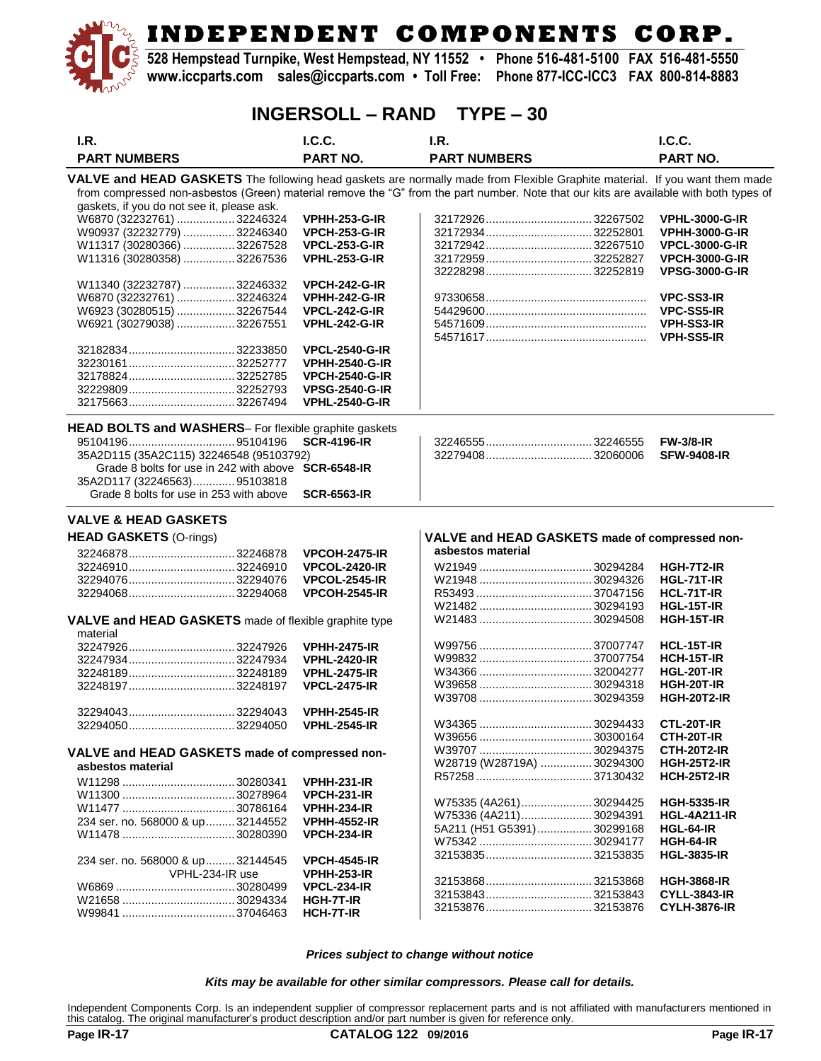# INDEPENDENT COMPONENTS CORP.

528 Hempstead Turnpike, West Hempstead, NY 11552 • Phone 516-481-5100 FAX 516-481-5550
www.iccparts.com sales@iccparts.com • Toll Free: Phone 877-ICC-ICC3 FAX 800-814-8883

## INGERSOLL – RAND TYPE – 30

| I.R. PART NUMBERS | I.C.C. PART NO. | I.R. PART NUMBERS | I.C.C. PART NO. |
|---|---|---|---|

**VALVE and HEAD GASKETS** The following head gaskets are normally made from Flexible Graphite material. If you want them made from compressed non-asbestos (Green) material remove the "G" from the part number. Note that our kits are available with both types of gaskets, if you do not see it, please ask.

| I.R. PART NUMBERS | I.C.C. PART NO. |
|---|---|
| W6870 (32232761) ................. 32246324 | **VPHH-253-G-IR** |
| W90937 (32232779) ................ 32246340 | **VPCH-253-G-IR** |
| W11317 (30280366) ................ 32267528 | **VPCL-253-G-IR** |
| W11316 (30280358) ................ 32267536 | **VPHL-253-G-IR** |
| W11340 (32232787) ................ 32246332 | **VPCH-242-G-IR** |
| W6870 (32232761) .................. 32246324 | **VPHH-242-G-IR** |
| W6923 (30280515) .................. 32267544 | **VPCL-242-G-IR** |
| W6921 (30279038) .................. 32267551 | **VPHL-242-G-IR** |
| 32182834................................ 32233850 | **VPCL-2540-G-IR** |
| 32230161................................ 32252777 | **VPHH-2540-G-IR** |
| 32178824................................ 32252785 | **VPCH-2540-G-IR** |
| 32229809................................ 32252793 | **VPSG-2540-G-IR** |
| 32175663................................ 32267494 | **VPHL-2540-G-IR** |
| 32172926................................ 32267502 | **VPHL-3000-G-IR** |
| 32172934................................ 32252801 | **VPHH-3000-G-IR** |
| 32172942................................ 32267510 | **VPCL-3000-G-IR** |
| 32172959................................ 32252827 | **VPCH-3000-G-IR** |
| 32228298................................ 32252819 | **VPSG-3000-G-IR** |
| 97330658................................................ | **VPC-SS3-IR** |
| 54429600................................................ | **VPC-SS5-IR** |
| 54571609................................................ | **VPH-SS3-IR** |
| 54571617................................................ | **VPH-SS5-IR** |

**HEAD BOLTS and WASHERS**– For flexible graphite gaskets

| I.R. PART NUMBERS | I.C.C. PART NO. |
|---|---|
| 95104196................................ 95104196 | **SCR-4196-IR** |
| 35A2D115 (35A2C115) 32246548 (95103792) Grade 8 bolts for use in 242 with above | **SCR-6548-IR** |
| 35A2D117 (32246563)............ 95103818 Grade 8 bolts for use in 253 with above | **SCR-6563-IR** |
| 32246555................................ 32246555 | **FW-3/8-IR** |
| 32279408................................ 32060006 | **SFW-9408-IR** |

### VALVE & HEAD GASKETS

**HEAD GASKETS** (O-rings)

| I.R. PART NUMBERS | I.C.C. PART NO. |
|---|---|
| 32246878................................ 32246878 | **VPCOH-2475-IR** |
| 32246910................................ 32246910 | **VPCOL-2420-IR** |
| 32294076................................ 32294076 | **VPCOL-2545-IR** |
| 32294068................................ 32294068 | **VPCOH-2545-IR** |

**VALVE and HEAD GASKETS** made of flexible graphite type material

| I.R. PART NUMBERS | I.C.C. PART NO. |
|---|---|
| 32247926................................ 32247926 | **VPHH-2475-IR** |
| 32247934................................ 32247934 | **VPHL-2420-IR** |
| 32248189................................ 32248189 | **VPHL-2475-IR** |
| 32248197................................ 32248197 | **VPCL-2475-IR** |
| 32294043................................ 32294043 | **VPHH-2545-IR** |
| 32294050................................ 32294050 | **VPHL-2545-IR** |

**VALVE and HEAD GASKETS made of compressed non-asbestos material**

| I.R. PART NUMBERS | I.C.C. PART NO. |
|---|---|
| W11298 .................................. 30280341 | **VPHH-231-IR** |
| W11300 .................................. 30278964 | **VPCH-231-IR** |
| W11477 .................................. 30786164 | **VPHH-234-IR** |
| 234 ser. no. 568000 & up......... 32144552 | **VPHH-4552-IR** |
| W11478 .................................. 30280390 | **VPCH-234-IR** |
| 234 ser. no. 568000 & up......... 32144545 | **VPCH-4545-IR** |
| VPHL-234-IR use | **VPHH-253-IR** |
| W6869 .................................... 30280499 | **VPCL-234-IR** |
| W21658 .................................. 30294334 | **HGH-7T-IR** |
| W99841 .................................. 37046463 | **HCH-7T-IR** |

**VALVE and HEAD GASKETS made of compressed non-asbestos material**

| I.R. PART NUMBERS | I.C.C. PART NO. |
|---|---|
| W21949 .................................. 30294284 | **HGH-7T2-IR** |
| W21948 .................................. 30294326 | **HGL-71T-IR** |
| R53493 ................................... 37047156 | **HCL-71T-IR** |
| W21482 .................................. 30294193 | **HGL-15T-IR** |
| W21483 .................................. 30294508 | **HGH-15T-IR** |
| W99756 .................................. 37007747 | **HCL-15T-IR** |
| W99832 .................................. 37007754 | **HCH-15T-IR** |
| W34366 .................................. 32004277 | **HGL-20T-IR** |
| W39658 .................................. 30294318 | **HGH-20T-IR** |
| W39708 .................................. 30294359 | **HGH-20T2-IR** |
| W34365 .................................. 30294433 | **CTL-20T-IR** |
| W39656 .................................. 30300164 | **CTH-20T-IR** |
| W39707 .................................. 30294375 | **CTH-20T2-IR** |
| W28719 (W28719A) ................ 30294300 | **HGH-25T2-IR** |
| R57258 ................................... 37130432 | **HCH-25T2-IR** |
| W75335 (4A261)...................... 30294425 | **HGH-5335-IR** |
| W75336 (4A211)...................... 30294391 | **HGL-4A211-IR** |
| 5A211 (H51 G5391)................. 30299168 | **HGL-64-IR** |
| W75342 .................................. 30294177 | **HGH-64-IR** |
| 32153835................................ 32153835 | **HGL-3835-IR** |
| 32153868................................ 32153868 | **HGH-3868-IR** |
| 32153843................................ 32153843 | **CYLL-3843-IR** |
| 32153876................................ 32153876 | **CYLH-3876-IR** |

***Prices subject to change without notice***

***Kits may be available for other similar compressors. Please call for details.***

Independent Components Corp. Is an independent supplier of compressor replacement parts and is not affiliated with manufacturers mentioned in this catalog. The original manufacturer's product description and/or part number is given for reference only.

**CATALOG 122 09/2016**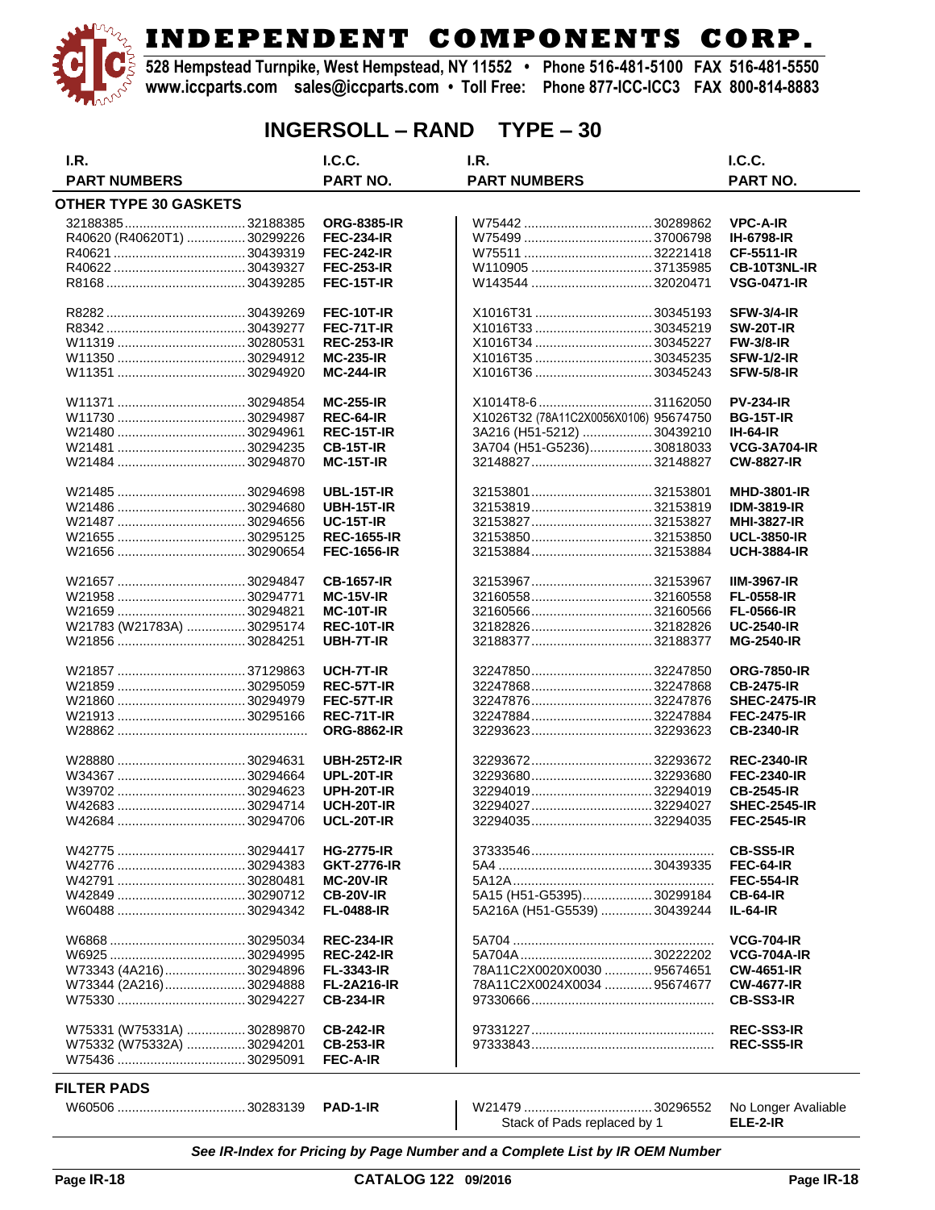# INDEPENDENT COMPONENTS CORP.

528 Hempstead Turnpike, West Hempstead, NY 11552 • Phone 516-481-5100 FAX 516-481-5550
www.iccparts.com sales@iccparts.com • Toll Free: Phone 877-ICC-ICC3 FAX 800-814-8883

## INGERSOLL – RAND TYPE – 30

### OTHER TYPE 30 GASKETS

| I.R. PART NUMBERS | | I.C.C. PART NO. | I.R. PART NUMBERS | | I.C.C. PART NO. |
|---|---|---|---|---|---|
| 32188385 | 32188385 | ORG-8385-IR | W75442 | 30289862 | VPC-A-IR |
| R40620 (R40620T1) | 30299226 | FEC-234-IR | W75499 | 37006798 | IH-6798-IR |
| R40621 | 30439319 | FEC-242-IR | W75511 | 32221418 | CF-5511-IR |
| R40622 | 30439327 | FEC-253-IR | W110905 | 37135985 | CB-10T3NL-IR |
| R8168 | 30439285 | FEC-15T-IR | W143544 | 32020471 | VSG-0471-IR |
| R8282 | 30439269 | FEC-10T-IR | X1016T31 | 30345193 | SFW-3/4-IR |
| R8342 | 30439277 | FEC-71T-IR | X1016T33 | 30345219 | SW-20T-IR |
| W11319 | 30280531 | REC-253-IR | X1016T34 | 30345227 | FW-3/8-IR |
| W11350 | 30294912 | MC-235-IR | X1016T35 | 30345235 | SFW-1/2-IR |
| W11351 | 30294920 | MC-244-IR | X1016T36 | 30345243 | SFW-5/8-IR |
| W11371 | 30294854 | MC-255-IR | X1014T8-6 | 31162050 | PV-234-IR |
| W11730 | 30294987 | REC-64-IR | X1026T32 (78A11C2X0056X0106) | 95674750 | BG-15T-IR |
| W21480 | 30294961 | REC-15T-IR | 3A216 (H51-5212) | 30439210 | IH-64-IR |
| W21481 | 30294235 | CB-15T-IR | 3A704 (H51-G5236) | 30818033 | VCG-3A704-IR |
| W21484 | 30294870 | MC-15T-IR | 32148827 | 32148827 | CW-8827-IR |
| W21485 | 30294698 | UBL-15T-IR | 32153801 | 32153801 | MHD-3801-IR |
| W21486 | 30294680 | UBH-15T-IR | 32153819 | 32153819 | IDM-3819-IR |
| W21487 | 30294656 | UC-15T-IR | 32153827 | 32153827 | MHI-3827-IR |
| W21655 | 30295125 | REC-1655-IR | 32153850 | 32153850 | UCL-3850-IR |
| W21656 | 30290654 | FEC-1656-IR | 32153884 | 32153884 | UCH-3884-IR |
| W21657 | 30294847 | CB-1657-IR | 32153967 | 32153967 | IIM-3967-IR |
| W21958 | 30294771 | MC-15V-IR | 32160558 | 32160558 | FL-0558-IR |
| W21659 | 30294821 | MC-10T-IR | 32160566 | 32160566 | FL-0566-IR |
| W21783 (W21783A) | 30295174 | REC-10T-IR | 32182826 | 32182826 | UC-2540-IR |
| W21856 | 30284251 | UBH-7T-IR | 32188377 | 32188377 | MG-2540-IR |
| W21857 | 37129863 | UCH-7T-IR | 32247850 | 32247850 | ORG-7850-IR |
| W21859 | 30295059 | REC-57T-IR | 32247868 | 32247868 | CB-2475-IR |
| W21860 | 30294979 | FEC-57T-IR | 32247876 | 32247876 | SHEC-2475-IR |
| W21913 | 30295166 | REC-71T-IR | 32247884 | 32247884 | FEC-2475-IR |
| W28862 | | ORG-8862-IR | 32293623 | 32293623 | CB-2340-IR |
| W28880 | 30294631 | UBH-25T2-IR | 32293672 | 32293672 | REC-2340-IR |
| W34367 | 30294664 | UPL-20T-IR | 32293680 | 32293680 | FEC-2340-IR |
| W39702 | 30294623 | UPH-20T-IR | 32294019 | 32294019 | CB-2545-IR |
| W42683 | 30294714 | UCH-20T-IR | 32294027 | 32294027 | SHEC-2545-IR |
| W42684 | 30294706 | UCL-20T-IR | 32294035 | 32294035 | FEC-2545-IR |
| W42775 | 30294417 | HG-2775-IR | 37333546 | | CB-SS5-IR |
| W42776 | 30294383 | GKT-2776-IR | 5A4 | 30439335 | FEC-64-IR |
| W42791 | 30280481 | MC-20V-IR | 5A12A | | FEC-554-IR |
| W42849 | 30290712 | CB-20V-IR | 5A15 (H51-G5395) | 30299184 | CB-64-IR |
| W60488 | 30294342 | FL-0488-IR | 5A216A (H51-G5539) | 30439244 | IL-64-IR |
| W6868 | 30295034 | REC-234-IR | 5A704 | | VCG-704-IR |
| W6925 | 30294995 | REC-242-IR | 5A704A | 30222202 | VCG-704A-IR |
| W73343 (4A216) | 30294896 | FL-3343-IR | 78A11C2X0020X0030 | 95674651 | CW-4651-IR |
| W73344 (2A216) | 30294888 | FL-2A216-IR | 78A11C2X0024X0034 | 95674677 | CW-4677-IR |
| W75330 | 30294227 | CB-234-IR | 97330666 | | CB-SS3-IR |
| W75331 (W75331A) | 30289870 | CB-242-IR | 97331227 | | REC-SS3-IR |
| W75332 (W75332A) | 30294201 | CB-253-IR | 97333843 | | REC-SS5-IR |
| W75436 | 30295091 | FEC-A-IR | | | |

### FILTER PADS

| I.R. PART NUMBERS | | I.C.C. PART NO. | I.R. PART NUMBERS | | I.C.C. PART NO. |
|---|---|---|---|---|---|
| W60506 | 30283139 | PAD-1-IR | W21479 | 30296552 | No Longer Avaliable |
| | | | Stack of Pads replaced by 1 | | ELE-2-IR |

***See IR-Index for Pricing by Page Number and a Complete List by IR OEM Number***

CATALOG 122 09/2016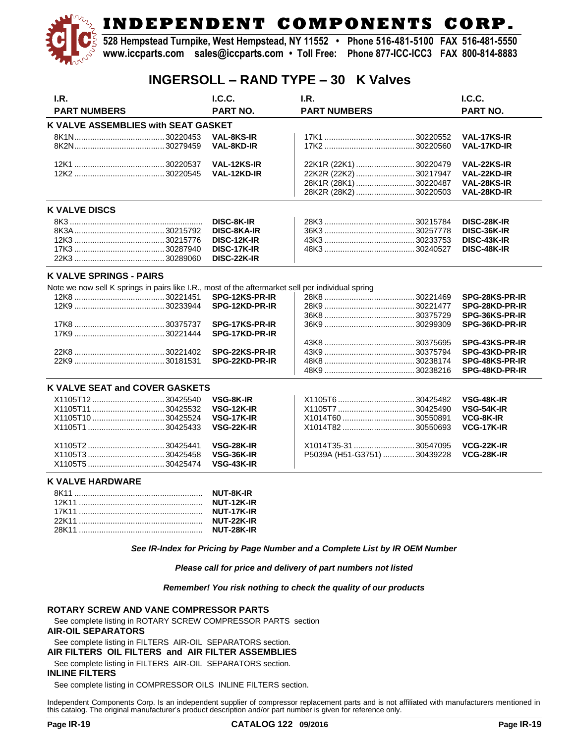# INDEPENDENT COMPONENTS CORP.

**528 Hempstead Turnpike, West Hempstead, NY 11552 • Phone 516-481-5100 FAX 516-481-5550**
**www.iccparts.com sales@iccparts.com • Toll Free: Phone 877-ICC-ICC3 FAX 800-814-8883**

## INGERSOLL – RAND TYPE – 30 K Valves

| I.R. PART NUMBERS | | I.C.C. PART NO. | I.R. PART NUMBERS | | I.C.C. PART NO. |
|---|---|---|---|---|---|
| **K VALVE ASSEMBLIES with SEAT GASKET** | | | | | |
| 8K1N | 30220453 | **VAL-8KS-IR** | 17K1 | 30220552 | **VAL-17KS-IR** |
| 8K2N | 30279459 | **VAL-8KD-IR** | 17K2 | 30220560 | **VAL-17KD-IR** |
| 12K1 | 30220537 | **VAL-12KS-IR** | 22K1R (22K1) | 30220479 | **VAL-22KS-IR** |
| 12K2 | 30220545 | **VAL-12KD-IR** | 22K2R (22K2) | 30217947 | **VAL-22KD-IR** |
| | | | 28K1R (28K1) | 30220487 | **VAL-28KS-IR** |
| | | | 28K2R (28K2) | 30220503 | **VAL-28KD-IR** |
| **K VALVE DISCS** | | | | | |
| 8K3 | | **DISC-8K-IR** | 28K3 | 30215784 | **DISC-28K-IR** |
| 8K3A | 30215792 | **DISC-8KA-IR** | 36K3 | 30257778 | **DISC-36K-IR** |
| 12K3 | 30215776 | **DISC-12K-IR** | 43K3 | 30233753 | **DISC-43K-IR** |
| 17K3 | 30287940 | **DISC-17K-IR** | 48K3 | 30240527 | **DISC-48K-IR** |
| 22K3 | 30289060 | **DISC-22K-IR** | | | |
| **K VALVE SPRINGS - PAIRS** | | | | | |
| Note we now sell K springs in pairs like I.R., most of the aftermarket sell per individual spring | | | | | |
| 12K8 | 30221451 | **SPG-12KS-PR-IR** | 28K8 | 30221469 | **SPG-28KS-PR-IR** |
| 12K9 | 30233944 | **SPG-12KD-PR-IR** | 28K9 | 30221477 | **SPG-28KD-PR-IR** |
| | | | 36K8 | 30375729 | **SPG-36KS-PR-IR** |
| 17K8 | 30375737 | **SPG-17KS-PR-IR** | 36K9 | 30299309 | **SPG-36KD-PR-IR** |
| 17K9 | 30221444 | **SPG-17KD-PR-IR** | | | |
| | | | 43K8 | 30375695 | **SPG-43KS-PR-IR** |
| 22K8 | 30221402 | **SPG-22KS-PR-IR** | 43K9 | 30375794 | **SPG-43KD-PR-IR** |
| 22K9 | 30181531 | **SPG-22KD-PR-IR** | 48K8 | 30238174 | **SPG-48KS-PR-IR** |
| | | | 48K9 | 30238216 | **SPG-48KD-PR-IR** |
| **K VALVE SEAT and COVER GASKETS** | | | | | |
| X1105T12 | 30425540 | **VSG-8K-IR** | X1105T6 | 30425482 | **VSG-48K-IR** |
| X1105T11 | 30425532 | **VSG-12K-IR** | X1105T7 | 30425490 | **VSG-54K-IR** |
| X1105T10 | 30425524 | **VSG-17K-IR** | X1014T60 | 30550891 | **VCG-8K-IR** |
| X1105T1 | 30425433 | **VSG-22K-IR** | X1014T82 | 30550693 | **VCG-17K-IR** |
| X1105T2 | 30425441 | **VSG-28K-IR** | X1014T35-31 | 30547095 | **VCG-22K-IR** |
| X1105T3 | 30425458 | **VSG-36K-IR** | P5039A (H51-G3751) | 30439228 | **VCG-28K-IR** |
| X1105T5 | 30425474 | **VSG-43K-IR** | | | |
| **K VALVE HARDWARE** | | | | | |
| 8K11 | | **NUT-8K-IR** | | | |
| 12K11 | | **NUT-12K-IR** | | | |
| 17K11 | | **NUT-17K-IR** | | | |
| 22K11 | | **NUT-22K-IR** | | | |
| 28K11 | | **NUT-28K-IR** | | | |

***See IR-Index for Pricing by Page Number and a Complete List by IR OEM Number***

***Please call for price and delivery of part numbers not listed***

***Remember! You risk nothing to check the quality of our products***

**ROTARY SCREW AND VANE COMPRESSOR PARTS**
See complete listing in ROTARY SCREW COMPRESSOR PARTS section

**AIR-OIL SEPARATORS**
See complete listing in FILTERS AIR-OIL SEPARATORS section.

**AIR FILTERS OIL FILTERS and AIR FILTER ASSEMBLIES**
See complete listing in FILTERS AIR-OIL SEPARATORS section.

**INLINE FILTERS**
See complete listing in COMPRESSOR OILS INLINE FILTERS section.

Independent Components Corp. Is an independent supplier of compressor replacement parts and is not affiliated with manufacturers mentioned in this catalog. The original manufacturer's product description and/or part number is given for reference only.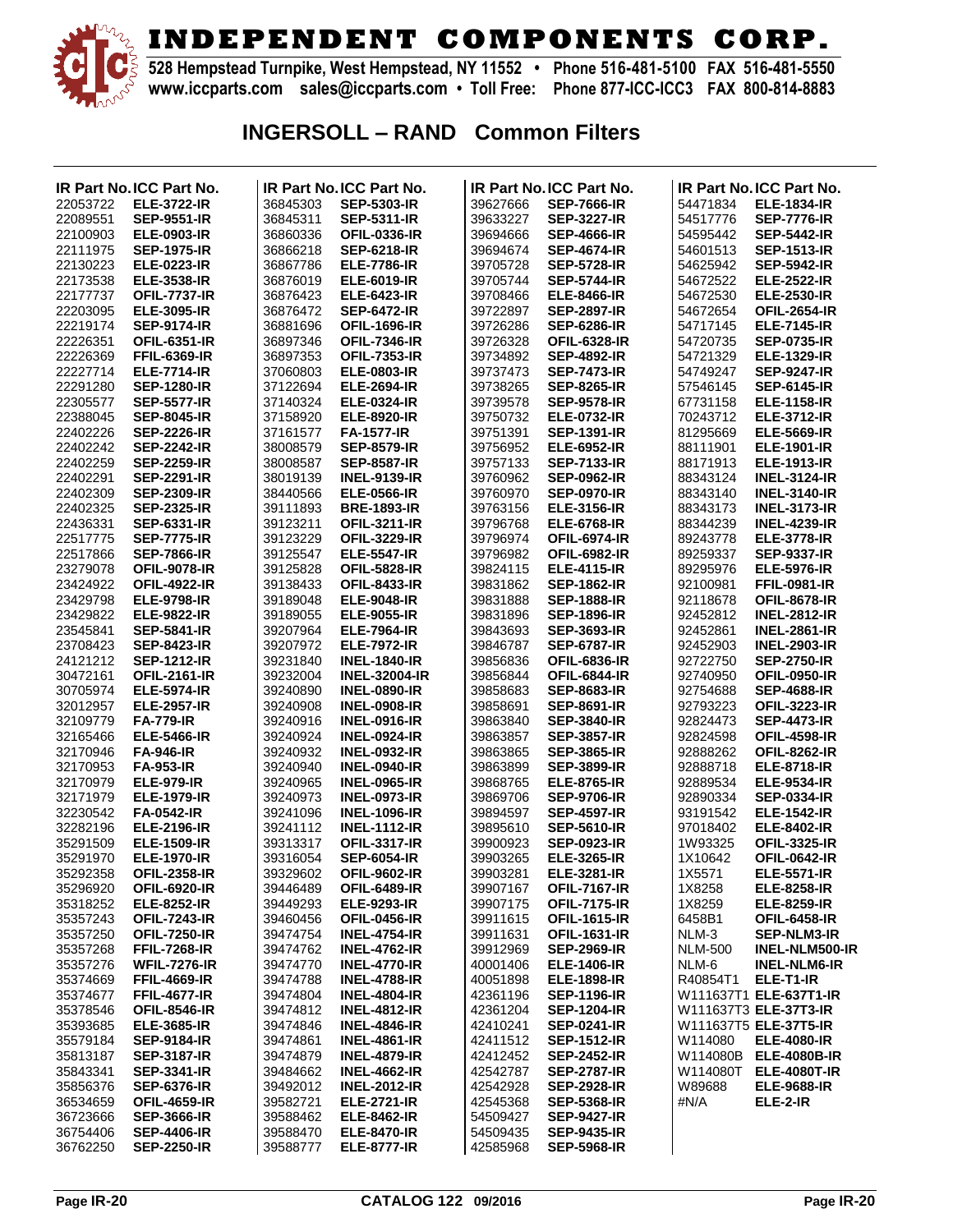# INDEPENDENT COMPONENTS CORP.

528 Hempstead Turnpike, West Hempstead, NY 11552 • Phone 516-481-5100 FAX 516-481-5550
www.iccparts.com sales@iccparts.com • Toll Free: Phone 877-ICC-ICC3 FAX 800-814-8883

## INGERSOLL – RAND Common Filters

| IR Part No. | ICC Part No. |
|---|---|
| 22053722 | ELE-3722-IR |
| 22089551 | SEP-9551-IR |
| 22100903 | ELE-0903-IR |
| 22111975 | SEP-1975-IR |
| 22130223 | ELE-0223-IR |
| 22173538 | ELE-3538-IR |
| 22177737 | OFIL-7737-IR |
| 22203095 | ELE-3095-IR |
| 22219174 | SEP-9174-IR |
| 22226351 | OFIL-6351-IR |
| 22226369 | FFIL-6369-IR |
| 22227714 | ELE-7714-IR |
| 22291280 | SEP-1280-IR |
| 22305577 | SEP-5577-IR |
| 22388045 | SEP-8045-IR |
| 22402226 | SEP-2226-IR |
| 22402242 | SEP-2242-IR |
| 22402259 | SEP-2259-IR |
| 22402291 | SEP-2291-IR |
| 22402309 | SEP-2309-IR |
| 22402325 | SEP-2325-IR |
| 22436331 | SEP-6331-IR |
| 22517775 | SEP-7775-IR |
| 22517866 | SEP-7866-IR |
| 23279078 | OFIL-9078-IR |
| 23424922 | OFIL-4922-IR |
| 23429798 | ELE-9798-IR |
| 23429822 | ELE-9822-IR |
| 23545841 | SEP-5841-IR |
| 23708423 | SEP-8423-IR |
| 24121212 | SEP-1212-IR |
| 30472161 | OFIL-2161-IR |
| 30705974 | ELE-5974-IR |
| 32012957 | ELE-2957-IR |
| 32109779 | FA-779-IR |
| 32165466 | ELE-5466-IR |
| 32170946 | FA-946-IR |
| 32170953 | FA-953-IR |
| 32170979 | ELE-979-IR |
| 32171979 | ELE-1979-IR |
| 32230542 | FA-0542-IR |
| 32282196 | ELE-2196-IR |
| 35291509 | ELE-1509-IR |
| 35291970 | ELE-1970-IR |
| 35292358 | OFIL-2358-IR |
| 35296920 | OFIL-6920-IR |
| 35318252 | ELE-8252-IR |
| 35357243 | OFIL-7243-IR |
| 35357250 | OFIL-7250-IR |
| 35357268 | FFIL-7268-IR |
| 35357276 | WFIL-7276-IR |
| 35374669 | FFIL-4669-IR |
| 35374677 | FFIL-4677-IR |
| 35378546 | OFIL-8546-IR |
| 35393685 | ELE-3685-IR |
| 35579184 | SEP-9184-IR |
| 35813187 | SEP-3187-IR |
| 35843341 | SEP-3341-IR |
| 35856376 | SEP-6376-IR |
| 36534659 | OFIL-4659-IR |
| 36723666 | SEP-3666-IR |
| 36754406 | SEP-4406-IR |
| 36762250 | SEP-2250-IR |
| 36845303 | SEP-5303-IR |
| 36845311 | SEP-5311-IR |
| 36860336 | OFIL-0336-IR |
| 36866218 | SEP-6218-IR |
| 36867786 | ELE-7786-IR |
| 36876019 | ELE-6019-IR |
| 36876423 | ELE-6423-IR |
| 36876472 | SEP-6472-IR |
| 36881696 | OFIL-1696-IR |
| 36897346 | OFIL-7346-IR |
| 36897353 | OFIL-7353-IR |
| 37060803 | ELE-0803-IR |
| 37122694 | ELE-2694-IR |
| 37140324 | ELE-0324-IR |
| 37158920 | ELE-8920-IR |
| 37161577 | FA-1577-IR |
| 38008579 | SEP-8579-IR |
| 38008587 | SEP-8587-IR |
| 38019139 | INEL-9139-IR |
| 38440566 | ELE-0566-IR |
| 39111893 | BRE-1893-IR |
| 39123211 | OFIL-3211-IR |
| 39123229 | OFIL-3229-IR |
| 39125547 | ELE-5547-IR |
| 39125828 | OFIL-5828-IR |
| 39138433 | OFIL-8433-IR |
| 39189048 | ELE-9048-IR |
| 39189055 | ELE-9055-IR |
| 39207964 | ELE-7964-IR |
| 39207972 | ELE-7972-IR |
| 39231840 | INEL-1840-IR |
| 39232004 | INEL-32004-IR |
| 39240890 | INEL-0890-IR |
| 39240908 | INEL-0908-IR |
| 39240916 | INEL-0916-IR |
| 39240924 | INEL-0924-IR |
| 39240932 | INEL-0932-IR |
| 39240940 | INEL-0940-IR |
| 39240965 | INEL-0965-IR |
| 39240973 | INEL-0973-IR |
| 39241096 | INEL-1096-IR |
| 39241112 | INEL-1112-IR |
| 39313317 | OFIL-3317-IR |
| 39316054 | SEP-6054-IR |
| 39329602 | OFIL-9602-IR |
| 39446489 | OFIL-6489-IR |
| 39449293 | ELE-9293-IR |
| 39460456 | OFIL-0456-IR |
| 39474754 | INEL-4754-IR |
| 39474762 | INEL-4762-IR |
| 39474770 | INEL-4770-IR |
| 39474788 | INEL-4788-IR |
| 39474804 | INEL-4804-IR |
| 39474812 | INEL-4812-IR |
| 39474846 | INEL-4846-IR |
| 39474861 | INEL-4861-IR |
| 39474879 | INEL-4879-IR |
| 39484662 | INEL-4662-IR |
| 39492012 | INEL-2012-IR |
| 39582721 | ELE-2721-IR |
| 39588462 | ELE-8462-IR |
| 39588470 | ELE-8470-IR |
| 39588777 | ELE-8777-IR |
| 39627666 | SEP-7666-IR |
| 39633227 | SEP-3227-IR |
| 39694666 | SEP-4666-IR |
| 39694674 | SEP-4674-IR |
| 39705728 | SEP-5728-IR |
| 39705744 | SEP-5744-IR |
| 39708466 | ELE-8466-IR |
| 39722897 | SEP-2897-IR |
| 39726286 | SEP-6286-IR |
| 39726328 | OFIL-6328-IR |
| 39734892 | SEP-4892-IR |
| 39737473 | SEP-7473-IR |
| 39738265 | SEP-8265-IR |
| 39739578 | SEP-9578-IR |
| 39750732 | ELE-0732-IR |
| 39751391 | SEP-1391-IR |
| 39756952 | ELE-6952-IR |
| 39757133 | SEP-7133-IR |
| 39760962 | SEP-0962-IR |
| 39760970 | SEP-0970-IR |
| 39763156 | ELE-3156-IR |
| 39796768 | ELE-6768-IR |
| 39796974 | OFIL-6974-IR |
| 39796982 | OFIL-6982-IR |
| 39824115 | ELE-4115-IR |
| 39831862 | SEP-1862-IR |
| 39831888 | SEP-1888-IR |
| 39831896 | SEP-1896-IR |
| 39843693 | SEP-3693-IR |
| 39846787 | SEP-6787-IR |
| 39856836 | OFIL-6836-IR |
| 39856844 | OFIL-6844-IR |
| 39858683 | SEP-8683-IR |
| 39858691 | SEP-8691-IR |
| 39863840 | SEP-3840-IR |
| 39863857 | SEP-3857-IR |
| 39863865 | SEP-3865-IR |
| 39863899 | SEP-3899-IR |
| 39868765 | ELE-8765-IR |
| 39869706 | SEP-9706-IR |
| 39894597 | SEP-4597-IR |
| 39895610 | SEP-5610-IR |
| 39900923 | SEP-0923-IR |
| 39903265 | ELE-3265-IR |
| 39903281 | ELE-3281-IR |
| 39907167 | OFIL-7167-IR |
| 39907175 | OFIL-7175-IR |
| 39911615 | OFIL-1615-IR |
| 39911631 | OFIL-1631-IR |
| 39912969 | SEP-2969-IR |
| 40001406 | ELE-1406-IR |
| 40051898 | ELE-1898-IR |
| 42361196 | SEP-1196-IR |
| 42361204 | SEP-1204-IR |
| 42410241 | SEP-0241-IR |
| 42411512 | SEP-1512-IR |
| 42412452 | SEP-2452-IR |
| 42542787 | SEP-2787-IR |
| 42542928 | SEP-2928-IR |
| 42545368 | SEP-5368-IR |
| 54509427 | SEP-9427-IR |
| 54509435 | SEP-9435-IR |
| 42585968 | SEP-5968-IR |
| 54471834 | ELE-1834-IR |
| 54517776 | SEP-7776-IR |
| 54595442 | SEP-5442-IR |
| 54601513 | SEP-1513-IR |
| 54625942 | SEP-5942-IR |
| 54672522 | ELE-2522-IR |
| 54672530 | ELE-2530-IR |
| 54672654 | OFIL-2654-IR |
| 54717145 | ELE-7145-IR |
| 54720735 | SEP-0735-IR |
| 54721329 | ELE-1329-IR |
| 54749247 | SEP-9247-IR |
| 57546145 | SEP-6145-IR |
| 67731158 | ELE-1158-IR |
| 70243712 | ELE-3712-IR |
| 81295669 | ELE-5669-IR |
| 88111901 | ELE-1901-IR |
| 88171913 | ELE-1913-IR |
| 88343124 | INEL-3124-IR |
| 88343140 | INEL-3140-IR |
| 88343173 | INEL-3173-IR |
| 88344239 | INEL-4239-IR |
| 89243778 | ELE-3778-IR |
| 89259337 | SEP-9337-IR |
| 89295976 | ELE-5976-IR |
| 92100981 | FFIL-0981-IR |
| 92118678 | OFIL-8678-IR |
| 92452812 | INEL-2812-IR |
| 92452861 | INEL-2861-IR |
| 92452903 | INEL-2903-IR |
| 92722750 | SEP-2750-IR |
| 92740950 | OFIL-0950-IR |
| 92754688 | SEP-4688-IR |
| 92793223 | OFIL-3223-IR |
| 92824473 | SEP-4473-IR |
| 92824598 | OFIL-4598-IR |
| 92888262 | OFIL-8262-IR |
| 92888718 | ELE-8718-IR |
| 92889534 | ELE-9534-IR |
| 92890334 | SEP-0334-IR |
| 93191542 | ELE-1542-IR |
| 97018402 | ELE-8402-IR |
| 1W93325 | OFIL-3325-IR |
| 1X10642 | OFIL-0642-IR |
| 1X5571 | ELE-5571-IR |
| 1X8258 | ELE-8258-IR |
| 1X8259 | ELE-8259-IR |
| 6458B1 | OFIL-6458-IR |
| NLM-3 | SEP-NLM3-IR |
| NLM-500 | INEL-NLM500-IR |
| NLM-6 | INEL-NLM6-IR |
| R40854T1 | ELE-T1-IR |
| W111637T1 | ELE-637T1-IR |
| W111637T3 | ELE-37T3-IR |
| W111637T5 | ELE-37T5-IR |
| W114080 | ELE-4080-IR |
| W114080B | ELE-4080B-IR |
| W114080T | ELE-4080T-IR |
| W89688 | ELE-9688-IR |
| #N/A | ELE-2-IR |

CATALOG 122 09/2016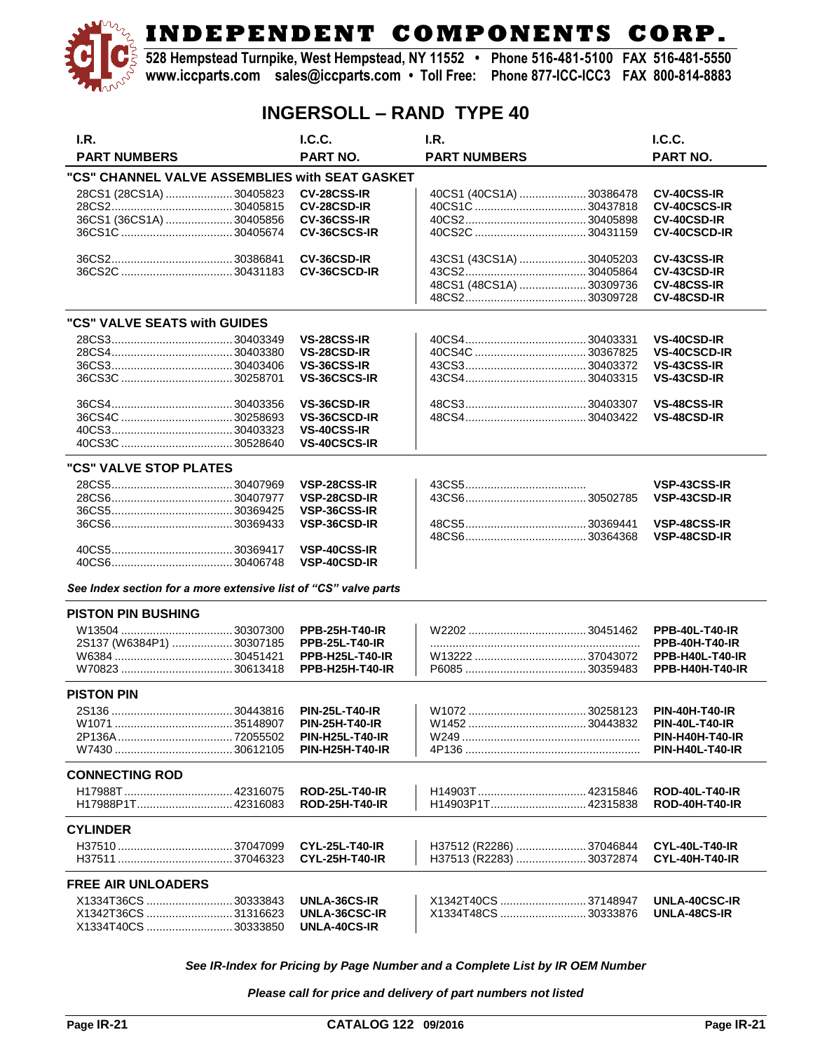# INDEPENDENT COMPONENTS CORP.

528 Hempstead Turnpike, West Hempstead, NY 11552 • Phone 516-481-5100 FAX 516-481-5550
www.iccparts.com sales@iccparts.com • Toll Free: Phone 877-ICC-ICC3 FAX 800-814-8883

## INGERSOLL – RAND TYPE 40

| I.R. PART NUMBERS | I.C.C. PART NO. | I.R. PART NUMBERS | I.C.C. PART NO. |
|---|---|---|---|
| **"CS" CHANNEL VALVE ASSEMBLIES with SEAT GASKET** | | | |
| 28CS1 (28CS1A) ..... 30405823 | **CV-28CSS-IR** | 40CS1 (40CS1A) ..... 30386478 | **CV-40CSS-IR** |
| 28CS2 ..... 30405815 | **CV-28CSD-IR** | 40CS1C ..... 30437818 | **CV-40CSCS-IR** |
| 36CS1 (36CS1A) ..... 30405856 | **CV-36CSS-IR** | 40CS2 ..... 30405898 | **CV-40CSD-IR** |
| 36CS1C ..... 30405674 | **CV-36CSCS-IR** | 40CS2C ..... 30431159 | **CV-40CSCD-IR** |
| 36CS2 ..... 30386841 | **CV-36CSD-IR** | 43CS1 (43CS1A) ..... 30405203 | **CV-43CSS-IR** |
| 36CS2C ..... 30431183 | **CV-36CSCD-IR** | 43CS2 ..... 30405864 | **CV-43CSD-IR** |
| | | 48CS1 (48CS1A) ..... 30309736 | **CV-48CSS-IR** |
| | | 48CS2 ..... 30309728 | **CV-48CSD-IR** |
| **"CS" VALVE SEATS with GUIDES** | | | |
| 28CS3 ..... 30403349 | **VS-28CSS-IR** | 40CS4 ..... 30403331 | **VS-40CSD-IR** |
| 28CS4 ..... 30403380 | **VS-28CSD-IR** | 40CS4C ..... 30367825 | **VS-40CSCD-IR** |
| 36CS3 ..... 30403406 | **VS-36CSS-IR** | 43CS3 ..... 30403372 | **VS-43CSS-IR** |
| 36CS3C ..... 30258701 | **VS-36CSCS-IR** | 43CS4 ..... 30403315 | **VS-43CSD-IR** |
| 36CS4 ..... 30403356 | **VS-36CSD-IR** | 48CS3 ..... 30403307 | **VS-48CSS-IR** |
| 36CS4C ..... 30258693 | **VS-36CSCD-IR** | 48CS4 ..... 30403422 | **VS-48CSD-IR** |
| 40CS3 ..... 30403323 | **VS-40CSS-IR** | | |
| 40CS3C ..... 30528640 | **VS-40CSCS-IR** | | |
| **"CS" VALVE STOP PLATES** | | | |
| 28CS5 ..... 30407969 | **VSP-28CSS-IR** | 43CS5 ..... | **VSP-43CSS-IR** |
| 28CS6 ..... 30407977 | **VSP-28CSD-IR** | 43CS6 ..... 30502785 | **VSP-43CSD-IR** |
| 36CS5 ..... 30369425 | **VSP-36CSS-IR** | | |
| 36CS6 ..... 30369433 | **VSP-36CSD-IR** | 48CS5 ..... 30369441 | **VSP-48CSS-IR** |
| | | 48CS6 ..... 30364368 | **VSP-48CSD-IR** |
| 40CS5 ..... 30369417 | **VSP-40CSS-IR** | | |
| 40CS6 ..... 30406748 | **VSP-40CSD-IR** | | |

***See Index section for a more extensive list of "CS" valve parts***

| I.R. PART NUMBERS | I.C.C. PART NO. | I.R. PART NUMBERS | I.C.C. PART NO. |
|---|---|---|---|
| **PISTON PIN BUSHING** | | | |
| W13504 ..... 30307300 | **PPB-25H-T40-IR** | W2202 ..... 30451462 | **PPB-40L-T40-IR** |
| 2S137 (W6384P1) ..... 30307185 | **PPB-25L-T40-IR** | ..... | **PPB-40H-T40-IR** |
| W6384 ..... 30451421 | **PPB-H25L-T40-IR** | W13222 ..... 37043072 | **PPB-H40L-T40-IR** |
| W70823 ..... 30613418 | **PPB-H25H-T40-IR** | P6085 ..... 30359483 | **PPB-H40H-T40-IR** |
| **PISTON PIN** | | | |
| 2S136 ..... 30443816 | **PIN-25L-T40-IR** | W1072 ..... 30258123 | **PIN-40H-T40-IR** |
| W1071 ..... 35148907 | **PIN-25H-T40-IR** | W1452 ..... 30443832 | **PIN-40L-T40-IR** |
| 2P136A ..... 72055502 | **PIN-H25L-T40-IR** | W249 ..... | **PIN-H40H-T40-IR** |
| W7430 ..... 30612105 | **PIN-H25H-T40-IR** | 4P136 ..... | **PIN-H40L-T40-IR** |
| **CONNECTING ROD** | | | |
| H17988T ..... 42316075 | **ROD-25L-T40-IR** | H14903T ..... 42315846 | **ROD-40L-T40-IR** |
| H17988P1T ..... 42316083 | **ROD-25H-T40-IR** | H14903P1T ..... 42315838 | **ROD-40H-T40-IR** |
| **CYLINDER** | | | |
| H37510 ..... 37047099 | **CYL-25L-T40-IR** | H37512 (R2286) ..... 37046844 | **CYL-40L-T40-IR** |
| H37511 ..... 37046323 | **CYL-25H-T40-IR** | H37513 (R2283) ..... 30372874 | **CYL-40H-T40-IR** |
| **FREE AIR UNLOADERS** | | | |
| X1334T36CS ..... 30333843 | **UNLA-36CS-IR** | X1342T40CS ..... 37148947 | **UNLA-40CSC-IR** |
| X1342T36CS ..... 31316623 | **UNLA-36CSC-IR** | X1334T48CS ..... 30333876 | **UNLA-48CS-IR** |
| X1334T40CS ..... 30333850 | **UNLA-40CS-IR** | | |

***See IR-Index for Pricing by Page Number and a Complete List by IR OEM Number***

***Please call for price and delivery of part numbers not listed***

**CATALOG 122 09/2016**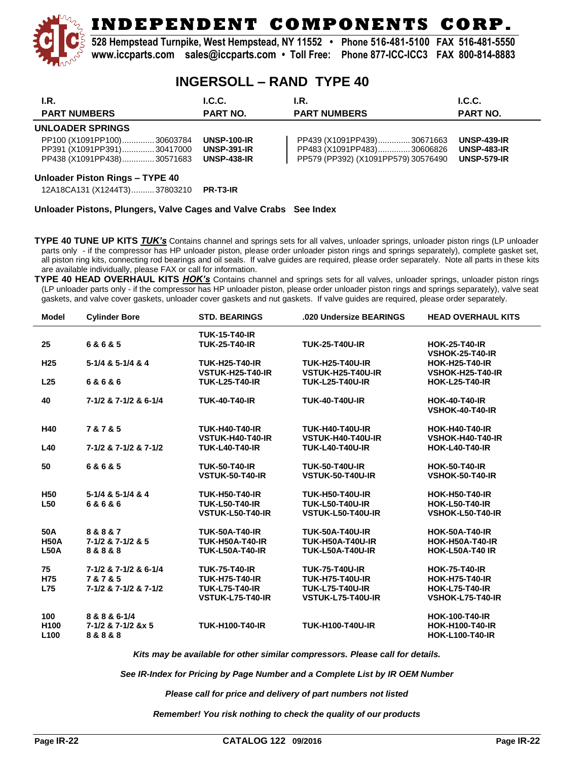# INDEPENDENT COMPONENTS CORP.

528 Hempstead Turnpike, West Hempstead, NY 11552 • Phone 516-481-5100 FAX 516-481-5550
www.iccparts.com sales@iccparts.com • Toll Free: Phone 877-ICC-ICC3 FAX 800-814-8883

## INGERSOLL – RAND TYPE 40

| I.R. PART NUMBERS | I.C.C. PART NO. | I.R. PART NUMBERS | I.C.C. PART NO. |
|---|---|---|---|
| **UNLOADER SPRINGS** | | | |
| PP100 (X1091PP100)..............30603784 | **UNSP-100-IR** | PP439 (X1091PP439)..............30671663 | **UNSP-439-IR** |
| PP391 (X1091PP391)..............30417000 | **UNSP-391-IR** | PP483 (X1091PP483)..............30606826 | **UNSP-483-IR** |
| PP438 (X1091PP438)..............30571683 | **UNSP-438-IR** | PP579 (PP392) (X1091PP579) 30576490 | **UNSP-579-IR** |

**Unloader Piston Rings – TYPE 40**

12A18CA131 (X1244T3)..........37803210 **PR-T3-IR**

**Unloader Pistons, Plungers, Valve Cages and Valve Crabs See Index**

**TYPE 40 TUNE UP KITS *TUK's*** Contains channel and springs sets for all valves, unloader springs, unloader piston rings (LP unloader parts only - if the compressor has HP unloader piston, please order unloader piston rings and springs separately), complete gasket set, all piston ring kits, connecting rod bearings and oil seals. If valve guides are required, please order separately. Note all parts in these kits are available individually, please FAX or call for information.

**TYPE 40 HEAD OVERHAUL KITS *HOK's*** Contains channel and springs sets for all valves, unloader springs, unloader piston rings (LP unloader parts only - if the compressor has HP unloader piston, please order unloader piston rings and springs separately), valve seat gaskets, and valve cover gaskets, unloader cover gaskets and nut gaskets. If valve guides are required, please order separately.

| Model | Cylinder Bore | STD. BEARINGS | .020 Undersize BEARINGS | HEAD OVERHAUL KITS |
|---|---|---|---|---|
| | | **TUK-15-T40-IR** | | |
| **25** | **6 & 6 & 5** | **TUK-25-T40-IR** | **TUK-25-T40U-IR** | **HOK-25-T40-IR** |
| | | | | **VSHOK-25-T40-IR** |
| **H25** | **5-1/4 & 5-1/4 & 4** | **TUK-H25-T40-IR** | **TUK-H25-T40U-IR** | **HOK-H25-T40-IR** |
| | | **VSTUK-H25-T40-IR** | **VSTUK-H25-T40U-IR** | **VSHOK-H25-T40-IR** |
| **L25** | **6 & 6 & 6** | **TUK-L25-T40-IR** | **TUK-L25-T40U-IR** | **HOK-L25-T40-IR** |
| **40** | **7-1/2 & 7-1/2 & 6-1/4** | **TUK-40-T40-IR** | **TUK-40-T40U-IR** | **HOK-40-T40-IR** |
| | | | | **VSHOK-40-T40-IR** |
| **H40** | **7 & 7 & 5** | **TUK-H40-T40-IR** | **TUK-H40-T40U-IR** | **HOK-H40-T40-IR** |
| | | **VSTUK-H40-T40-IR** | **VSTUK-H40-T40U-IR** | **VSHOK-H40-T40-IR** |
| **L40** | **7-1/2 & 7-1/2 & 7-1/2** | **TUK-L40-T40-IR** | **TUK-L40-T40U-IR** | **HOK-L40-T40-IR** |
| **50** | **6 & 6 & 5** | **TUK-50-T40-IR** | **TUK-50-T40U-IR** | **HOK-50-T40-IR** |
| | | **VSTUK-50-T40-IR** | **VSTUK-50-T40U-IR** | **VSHOK-50-T40-IR** |
| **H50** | **5-1/4 & 5-1/4 & 4** | **TUK-H50-T40-IR** | **TUK-H50-T40U-IR** | **HOK-H50-T40-IR** |
| **L50** | **6 & 6 & 6** | **TUK-L50-T40-IR** | **TUK-L50-T40U-IR** | **HOK-L50-T40-IR** |
| | | **VSTUK-L50-T40-IR** | **VSTUK-L50-T40U-IR** | **VSHOK-L50-T40-IR** |
| **50A** | **8 & 8 & 7** | **TUK-50A-T40-IR** | **TUK-50A-T40U-IR** | **HOK-50A-T40-IR** |
| **H50A** | **7-1/2 & 7-1/2 & 5** | **TUK-H50A-T40-IR** | **TUK-H50A-T40U-IR** | **HOK-H50A-T40-IR** |
| **L50A** | **8 & 8 & 8** | **TUK-L50A-T40-IR** | **TUK-L50A-T40U-IR** | **HOK-L50A-T40 IR** |
| **75** | **7-1/2 & 7-1/2 & 6-1/4** | **TUK-75-T40-IR** | **TUK-75-T40U-IR** | **HOK-75-T40-IR** |
| **H75** | **7 & 7 & 5** | **TUK-H75-T40-IR** | **TUK-H75-T40U-IR** | **HOK-H75-T40-IR** |
| **L75** | **7-1/2 & 7-1/2 & 7-1/2** | **TUK-L75-T40-IR** | **TUK-L75-T40U-IR** | **HOK-L75-T40-IR** |
| | | **VSTUK-L75-T40-IR** | **VSTUK-L75-T40U-IR** | **VSHOK-L75-T40-IR** |
| **100** | **8 & 8 & 6-1/4** | | | **HOK-100-T40-IR** |
| **H100** | **7-1/2 & 7-1/2 &x 5** | **TUK-H100-T40-IR** | **TUK-H100-T40U-IR** | **HOK-H100-T40-IR** |
| **L100** | **8 & 8 & 8** | | | **HOK-L100-T40-IR** |

***Kits may be available for other similar compressors. Please call for details.***

***See IR-Index for Pricing by Page Number and a Complete List by IR OEM Number***

***Please call for price and delivery of part numbers not listed***

***Remember! You risk nothing to check the quality of our products***

**CATALOG 122 09/2016**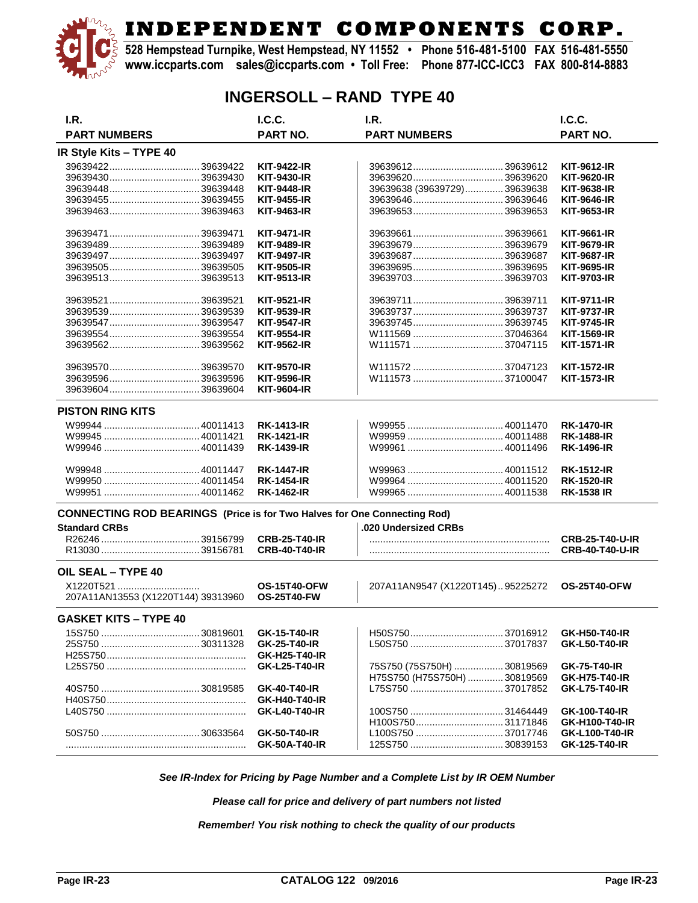# INDEPENDENT COMPONENTS CORP.

528 Hempstead Turnpike, West Hempstead, NY 11552 • Phone 516-481-5100 FAX 516-481-5550
www.iccparts.com sales@iccparts.com • Toll Free: Phone 877-ICC-ICC3 FAX 800-814-8883

## INGERSOLL – RAND TYPE 40

| I.R. PART NUMBERS | I.C.C. PART NO. | I.R. PART NUMBERS | I.C.C. PART NO. |
|---|---|---|---|
| **IR Style Kits – TYPE 40** | | | |
| 39639422 ............ 39639422 | **KIT-9422-IR** | 39639612 ............ 39639612 | **KIT-9612-IR** |
| 39639430 ............ 39639430 | **KIT-9430-IR** | 39639620 ............ 39639620 | **KIT-9620-IR** |
| 39639448 ............ 39639448 | **KIT-9448-IR** | 39639638 (39639729) ............ 39639638 | **KIT-9638-IR** |
| 39639455 ............ 39639455 | **KIT-9455-IR** | 39639646 ............ 39639646 | **KIT-9646-IR** |
| 39639463 ............ 39639463 | **KIT-9463-IR** | 39639653 ............ 39639653 | **KIT-9653-IR** |
| 39639471 ............ 39639471 | **KIT-9471-IR** | 39639661 ............ 39639661 | **KIT-9661-IR** |
| 39639489 ............ 39639489 | **KIT-9489-IR** | 39639679 ............ 39639679 | **KIT-9679-IR** |
| 39639497 ............ 39639497 | **KIT-9497-IR** | 39639687 ............ 39639687 | **KIT-9687-IR** |
| 39639505 ............ 39639505 | **KIT-9505-IR** | 39639695 ............ 39639695 | **KIT-9695-IR** |
| 39639513 ............ 39639513 | **KIT-9513-IR** | 39639703 ............ 39639703 | **KIT-9703-IR** |
| 39639521 ............ 39639521 | **KIT-9521-IR** | 39639711 ............ 39639711 | **KIT-9711-IR** |
| 39639539 ............ 39639539 | **KIT-9539-IR** | 39639737 ............ 39639737 | **KIT-9737-IR** |
| 39639547 ............ 39639547 | **KIT-9547-IR** | 39639745 ............ 39639745 | **KIT-9745-IR** |
| 39639554 ............ 39639554 | **KIT-9554-IR** | W111569 ............ 37046364 | **KIT-1569-IR** |
| 39639562 ............ 39639562 | **KIT-9562-IR** | W111571 ............ 37047115 | **KIT-1571-IR** |
| 39639570 ............ 39639570 | **KIT-9570-IR** | W111572 ............ 37047123 | **KIT-1572-IR** |
| 39639596 ............ 39639596 | **KIT-9596-IR** | W111573 ............ 37100047 | **KIT-1573-IR** |
| 39639604 ............ 39639604 | **KIT-9604-IR** | | |
| **PISTON RING KITS** | | | |
| W99944 ............ 40011413 | **RK-1413-IR** | W99955 ............ 40011470 | **RK-1470-IR** |
| W99945 ............ 40011421 | **RK-1421-IR** | W99959 ............ 40011488 | **RK-1488-IR** |
| W99946 ............ 40011439 | **RK-1439-IR** | W99961 ............ 40011496 | **RK-1496-IR** |
| W99948 ............ 40011447 | **RK-1447-IR** | W99963 ............ 40011512 | **RK-1512-IR** |
| W99950 ............ 40011454 | **RK-1454-IR** | W99964 ............ 40011520 | **RK-1520-IR** |
| W99951 ............ 40011462 | **RK-1462-IR** | W99965 ............ 40011538 | **RK-1538 IR** |
| **CONNECTING ROD BEARINGS (Price is for Two Halves for One Connecting Rod)** | | | |
| **Standard CRBs** | | **.020 Undersized CRBs** | |
| R26246 ............ 39156799 | **CRB-25-T40-IR** | ............ | **CRB-25-T40-U-IR** |
| R13030 ............ 39156781 | **CRB-40-T40-IR** | ............ | **CRB-40-T40-U-IR** |
| **OIL SEAL – TYPE 40** | | | |
| X1220T521 ............ | **OS-15T40-OFW** | 207A11AN9547 (X1220T145).. 95225272 | **OS-25T40-OFW** |
| 207A11AN13553 (X1220T144) 39313960 | **OS-25T40-FW** | | |
| **GASKET KITS – TYPE 40** | | | |
| 15S750 ............ 30819601 | **GK-15-T40-IR** | H50S750 ............ 37016912 | **GK-H50-T40-IR** |
| 25S750 ............ 30311328 | **GK-25-T40-IR** | L50S750 ............ 37017837 | **GK-L50-T40-IR** |
| H25S750 ............ | **GK-H25-T40-IR** | | |
| L25S750 ............ | **GK-L25-T40-IR** | 75S750 (75S750H) ............ 30819569 | **GK-75-T40-IR** |
| | | H75S750 (H75S750H) ............ 30819569 | **GK-H75-T40-IR** |
| 40S750 ............ 30819585 | **GK-40-T40-IR** | L75S750 ............ 37017852 | **GK-L75-T40-IR** |
| H40S750 ............ | **GK-H40-T40-IR** | | |
| L40S750 ............ | **GK-L40-T40-IR** | 100S750 ............ 31464449 | **GK-100-T40-IR** |
| | | H100S750 ............ 31171846 | **GK-H100-T40-IR** |
| 50S750 ............ 30633564 | **GK-50-T40-IR** | L100S750 ............ 37017746 | **GK-L100-T40-IR** |
| ............ | **GK-50A-T40-IR** | 125S750 ............ 30839153 | **GK-125-T40-IR** |

***See IR-Index for Pricing by Page Number and a Complete List by IR OEM Number***

***Please call for price and delivery of part numbers not listed***

***Remember! You risk nothing to check the quality of our products***

CATALOG 122 09/2016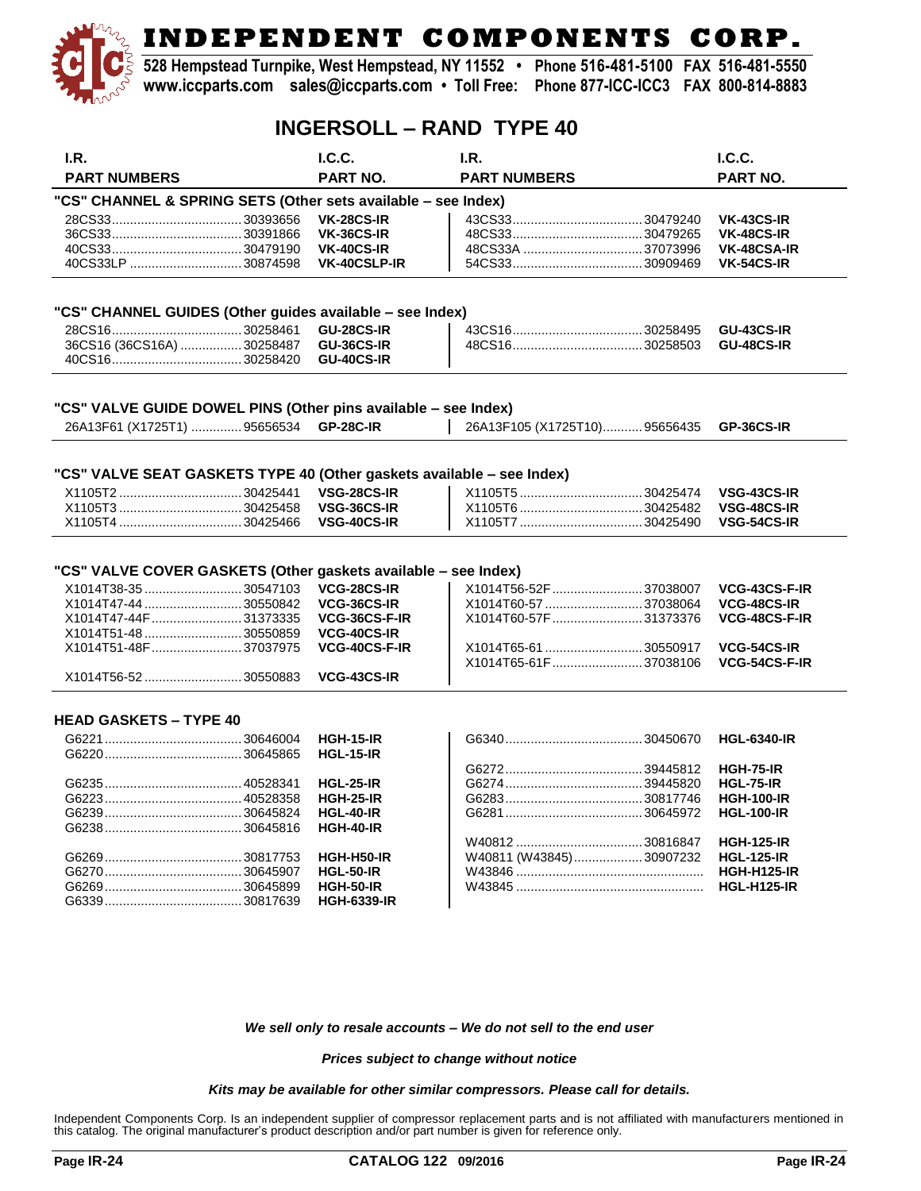# INDEPENDENT COMPONENTS CORP.

**528 Hempstead Turnpike, West Hempstead, NY 11552 • Phone 516-481-5100 FAX 516-481-5550**
**www.iccparts.com sales@iccparts.com • Toll Free: Phone 877-ICC-ICC3 FAX 800-814-8883**

## INGERSOLL – RAND TYPE 40

### "CS" CHANNEL & SPRING SETS (Other sets available – see Index)

| I.R. PART NUMBERS | | I.C.C. PART NO. | I.R. PART NUMBERS | | I.C.C. PART NO. |
|---|---|---|---|---|---|
| 28CS33 | 30393656 | **VK-28CS-IR** | 43CS33 | 30479240 | **VK-43CS-IR** |
| 36CS33 | 30391866 | **VK-36CS-IR** | 48CS33 | 30479265 | **VK-48CS-IR** |
| 40CS33 | 30479190 | **VK-40CS-IR** | 48CS33A | 37073996 | **VK-48CSA-IR** |
| 40CS33LP | 30874598 | **VK-40CSLP-IR** | 54CS33 | 30909469 | **VK-54CS-IR** |

### "CS" CHANNEL GUIDES (Other guides available – see Index)

| I.R. PART NUMBERS | | I.C.C. PART NO. | I.R. PART NUMBERS | | I.C.C. PART NO. |
|---|---|---|---|---|---|
| 28CS16 | 30258461 | **GU-28CS-IR** | 43CS16 | 30258495 | **GU-43CS-IR** |
| 36CS16 (36CS16A) | 30258487 | **GU-36CS-IR** | 48CS16 | 30258503 | **GU-48CS-IR** |
| 40CS16 | 30258420 | **GU-40CS-IR** | | | |

### "CS" VALVE GUIDE DOWEL PINS (Other pins available – see Index)

| I.R. PART NUMBERS | | I.C.C. PART NO. | I.R. PART NUMBERS | | I.C.C. PART NO. |
|---|---|---|---|---|---|
| 26A13F61 (X1725T1) | 95656534 | **GP-28C-IR** | 26A13F105 (X1725T10) | 95656435 | **GP-36CS-IR** |

### "CS" VALVE SEAT GASKETS TYPE 40 (Other gaskets available – see Index)

| I.R. PART NUMBERS | | I.C.C. PART NO. | I.R. PART NUMBERS | | I.C.C. PART NO. |
|---|---|---|---|---|---|
| X1105T2 | 30425441 | **VSG-28CS-IR** | X1105T5 | 30425474 | **VSG-43CS-IR** |
| X1105T3 | 30425458 | **VSG-36CS-IR** | X1105T6 | 30425482 | **VSG-48CS-IR** |
| X1105T4 | 30425466 | **VSG-40CS-IR** | X1105T7 | 30425490 | **VSG-54CS-IR** |

### "CS" VALVE COVER GASKETS (Other gaskets available – see Index)

| I.R. PART NUMBERS | | I.C.C. PART NO. | I.R. PART NUMBERS | | I.C.C. PART NO. |
|---|---|---|---|---|---|
| X1014T38-35 | 30547103 | **VCG-28CS-IR** | X1014T56-52F | 37038007 | **VCG-43CS-F-IR** |
| X1014T47-44 | 30550842 | **VCG-36CS-IR** | X1014T60-57 | 37038064 | **VCG-48CS-IR** |
| X1014T47-44F | 31373335 | **VCG-36CS-F-IR** | X1014T60-57F | 31373376 | **VCG-48CS-F-IR** |
| X1014T51-48 | 30550859 | **VCG-40CS-IR** | | | |
| X1014T51-48F | 37037975 | **VCG-40CS-F-IR** | X1014T65-61 | 30550917 | **VCG-54CS-IR** |
| | | | X1014T65-61F | 37038106 | **VCG-54CS-F-IR** |
| X1014T56-52 | 30550883 | **VCG-43CS-IR** | | | |

### HEAD GASKETS – TYPE 40

| I.R. PART NUMBERS | | I.C.C. PART NO. | I.R. PART NUMBERS | | I.C.C. PART NO. |
|---|---|---|---|---|---|
| G6221 | 30646004 | **HGH-15-IR** | G6340 | 30450670 | **HGL-6340-IR** |
| G6220 | 30645865 | **HGL-15-IR** | | | |
| | | | G6272 | 39445812 | **HGH-75-IR** |
| G6235 | 40528341 | **HGL-25-IR** | G6274 | 39445820 | **HGL-75-IR** |
| G6223 | 40528358 | **HGH-25-IR** | G6283 | 30817746 | **HGH-100-IR** |
| G6239 | 30645824 | **HGL-40-IR** | G6281 | 30645972 | **HGL-100-IR** |
| G6238 | 30645816 | **HGH-40-IR** | | | |
| | | | W40812 | 30816847 | **HGH-125-IR** |
| G6269 | 30817753 | **HGH-H50-IR** | W40811 (W43845) | 30907232 | **HGL-125-IR** |
| G6270 | 30645907 | **HGL-50-IR** | W43846 | | **HGH-H125-IR** |
| G6269 | 30645899 | **HGH-50-IR** | W43845 | | **HGL-H125-IR** |
| G6339 | 30817639 | **HGH-6339-IR** | | | |

***We sell only to resale accounts – We do not sell to the end user***

***Prices subject to change without notice***

***Kits may be available for other similar compressors. Please call for details.***

Independent Components Corp. Is an independent supplier of compressor replacement parts and is not affiliated with manufacturers mentioned in this catalog. The original manufacturer's product description and/or part number is given for reference only.

**CATALOG 122 09/2016**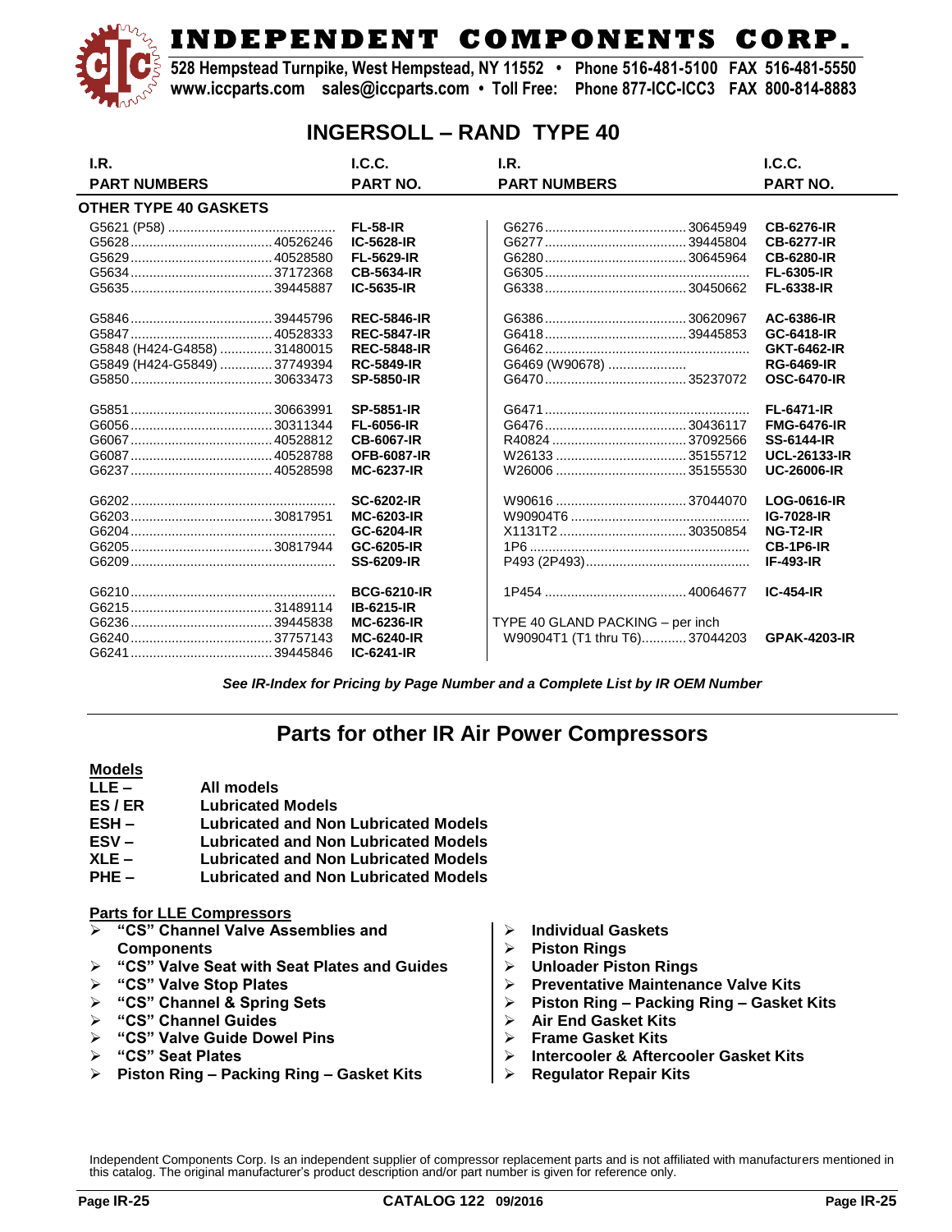# INDEPENDENT COMPONENTS CORP.

528 Hempstead Turnpike, West Hempstead, NY 11552 • Phone 516-481-5100 FAX 516-481-5550
www.iccparts.com sales@iccparts.com • Toll Free: Phone 877-ICC-ICC3 FAX 800-814-8883

## INGERSOLL – RAND TYPE 40

| I.R. PART NUMBERS | I.C.C. PART NO. | I.R. PART NUMBERS | I.C.C. PART NO. |
|---|---|---|---|
| **OTHER TYPE 40 GASKETS** | | | |
| G5621 (P58) | **FL-58-IR** | G6276 ........ 30645949 | **CB-6276-IR** |
| G5628 ........ 40526246 | **IC-5628-IR** | G6277 ........ 39445804 | **CB-6277-IR** |
| G5629 ........ 40528580 | **FL-5629-IR** | G6280 ........ 30645964 | **CB-6280-IR** |
| G5634 ........ 37172368 | **CB-5634-IR** | G6305 | **FL-6305-IR** |
| G5635 ........ 39445887 | **IC-5635-IR** | G6338 ........ 30450662 | **FL-6338-IR** |
| G5846 ........ 39445796 | **REC-5846-IR** | G6386 ........ 30620967 | **AC-6386-IR** |
| G5847 ........ 40528333 | **REC-5847-IR** | G6418 ........ 39445853 | **GC-6418-IR** |
| G5848 (H424-G4858) ........ 31480015 | **REC-5848-IR** | G6462 | **GKT-6462-IR** |
| G5849 (H424-G5849) ........ 37749394 | **RC-5849-IR** | G6469 (W90678) | **RG-6469-IR** |
| G5850 ........ 30633473 | **SP-5850-IR** | G6470 ........ 35237072 | **OSC-6470-IR** |
| G5851 ........ 30663991 | **SP-5851-IR** | G6471 | **FL-6471-IR** |
| G6056 ........ 30311344 | **FL-6056-IR** | G6476 ........ 30436117 | **FMG-6476-IR** |
| G6067 ........ 40528812 | **CB-6067-IR** | R40824 ........ 37092566 | **SS-6144-IR** |
| G6087 ........ 40528788 | **OFB-6087-IR** | W26133 ........ 35155712 | **UCL-26133-IR** |
| G6237 ........ 40528598 | **MC-6237-IR** | W26006 ........ 35155530 | **UC-26006-IR** |
| G6202 | **SC-6202-IR** | W90616 ........ 37044070 | **LOG-0616-IR** |
| G6203 ........ 30817951 | **MC-6203-IR** | W90904T6 | **IG-7028-IR** |
| G6204 | **GC-6204-IR** | X1131T2 ........ 30350854 | **NG-T2-IR** |
| G6205 ........ 30817944 | **GC-6205-IR** | 1P6 | **CB-1P6-IR** |
| G6209 | **SS-6209-IR** | P493 (2P493) | **IF-493-IR** |
| G6210 | **BCG-6210-IR** | 1P454 ........ 40064677 | **IC-454-IR** |
| G6215 ........ 31489114 | **IB-6215-IR** | | |
| G6236 ........ 39445838 | **MC-6236-IR** | TYPE 40 GLAND PACKING – per inch | |
| G6240 ........ 37757143 | **MC-6240-IR** | W90904T1 (T1 thru T6) ........ 37044203 | **GPAK-4203-IR** |
| G6241 ........ 39445846 | **IC-6241-IR** | | |

*See IR-Index for Pricing by Page Number and a Complete List by IR OEM Number*

## Parts for other IR Air Power Compressors

**Models**

| | |
|---|---|
| **LLE –** | **All models** |
| **ES / ER** | **Lubricated Models** |
| **ESH –** | **Lubricated and Non Lubricated Models** |
| **ESV –** | **Lubricated and Non Lubricated Models** |
| **XLE –** | **Lubricated and Non Lubricated Models** |
| **PHE –** | **Lubricated and Non Lubricated Models** |

**Parts for LLE Compressors**

- **"CS" Channel Valve Assemblies and Components**
- **"CS" Valve Seat with Seat Plates and Guides**
- **"CS" Valve Stop Plates**
- **"CS" Channel & Spring Sets**
- **"CS" Channel Guides**
- **"CS" Valve Guide Dowel Pins**
- **"CS" Seat Plates**
- **Piston Ring – Packing Ring – Gasket Kits**
- **Individual Gaskets**
- **Piston Rings**
- **Unloader Piston Rings**
- **Preventative Maintenance Valve Kits**
- **Piston Ring – Packing Ring – Gasket Kits**
- **Air End Gasket Kits**
- **Frame Gasket Kits**
- **Intercooler & Aftercooler Gasket Kits**
- **Regulator Repair Kits**

Independent Components Corp. Is an independent supplier of compressor replacement parts and is not affiliated with manufacturers mentioned in this catalog. The original manufacturer's product description and/or part number is given for reference only.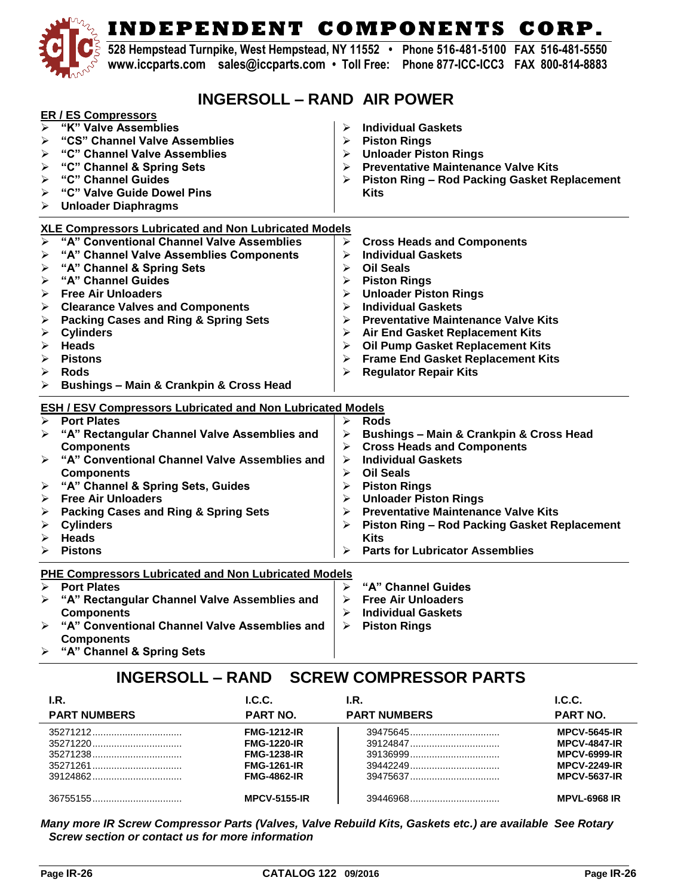# INDEPENDENT COMPONENTS CORP.

528 Hempstead Turnpike, West Hempstead, NY 11552 • Phone 516-481-5100 FAX 516-481-5550
www.iccparts.com sales@iccparts.com • Toll Free: Phone 877-ICC-ICC3 FAX 800-814-8883

## INGERSOLL – RAND AIR POWER

### ER / ES Compressors

- "K" Valve Assemblies
- "CS" Channel Valve Assemblies
- "C" Channel Valve Assemblies
- "C" Channel & Spring Sets
- "C" Channel Guides
- "C" Valve Guide Dowel Pins
- Unloader Diaphragms
- Individual Gaskets
- Piston Rings
- Unloader Piston Rings
- Preventative Maintenance Valve Kits
- Piston Ring – Rod Packing Gasket Replacement Kits

### XLE Compressors Lubricated and Non Lubricated Models

- "A" Conventional Channel Valve Assemblies
- "A" Channel Valve Assemblies Components
- "A" Channel & Spring Sets
- "A" Channel Guides
- Free Air Unloaders
- Clearance Valves and Components
- Packing Cases and Ring & Spring Sets
- Cylinders
- Heads
- Pistons
- Rods
- Bushings – Main & Crankpin & Cross Head
- Cross Heads and Components
- Individual Gaskets
- Oil Seals
- Piston Rings
- Unloader Piston Rings
- Individual Gaskets
- Preventative Maintenance Valve Kits
- Air End Gasket Replacement Kits
- Oil Pump Gasket Replacement Kits
- Frame End Gasket Replacement Kits
- Regulator Repair Kits

### ESH / ESV Compressors Lubricated and Non Lubricated Models

- Port Plates
- "A" Rectangular Channel Valve Assemblies and Components
- "A" Conventional Channel Valve Assemblies and Components
- "A" Channel & Spring Sets, Guides
- Free Air Unloaders
- Packing Cases and Ring & Spring Sets
- Cylinders
- Heads
- Pistons
- Rods
- Bushings – Main & Crankpin & Cross Head
- Cross Heads and Components
- Individual Gaskets
- Oil Seals
- Piston Rings
- Unloader Piston Rings
- Preventative Maintenance Valve Kits
- Piston Ring – Rod Packing Gasket Replacement Kits
- Parts for Lubricator Assemblies

### PHE Compressors Lubricated and Non Lubricated Models

- Port Plates
- "A" Rectangular Channel Valve Assemblies and Components
- "A" Conventional Channel Valve Assemblies and Components
- "A" Channel & Spring Sets
- "A" Channel Guides
- Free Air Unloaders
- Individual Gaskets
- Piston Rings

## INGERSOLL – RAND SCREW COMPRESSOR PARTS

| I.R. PART NUMBERS | I.C.C. PART NO. | I.R. PART NUMBERS | I.C.C. PART NO. |
|---|---|---|---|
| 35271212 | FMG-1212-IR | 39475645 | MPCV-5645-IR |
| 35271220 | FMG-1220-IR | 39124847 | MPCV-4847-IR |
| 35271238 | FMG-1238-IR | 39136999 | MPCV-6999-IR |
| 35271261 | FMG-1261-IR | 39442249 | MPCV-2249-IR |
| 39124862 | FMG-4862-IR | 39475637 | MPCV-5637-IR |
| 36755155 | MPCV-5155-IR | 39446968 | MPVL-6968 IR |

*Many more IR Screw Compressor Parts (Valves, Valve Rebuild Kits, Gaskets etc.) are available See Rotary Screw section or contact us for more information*